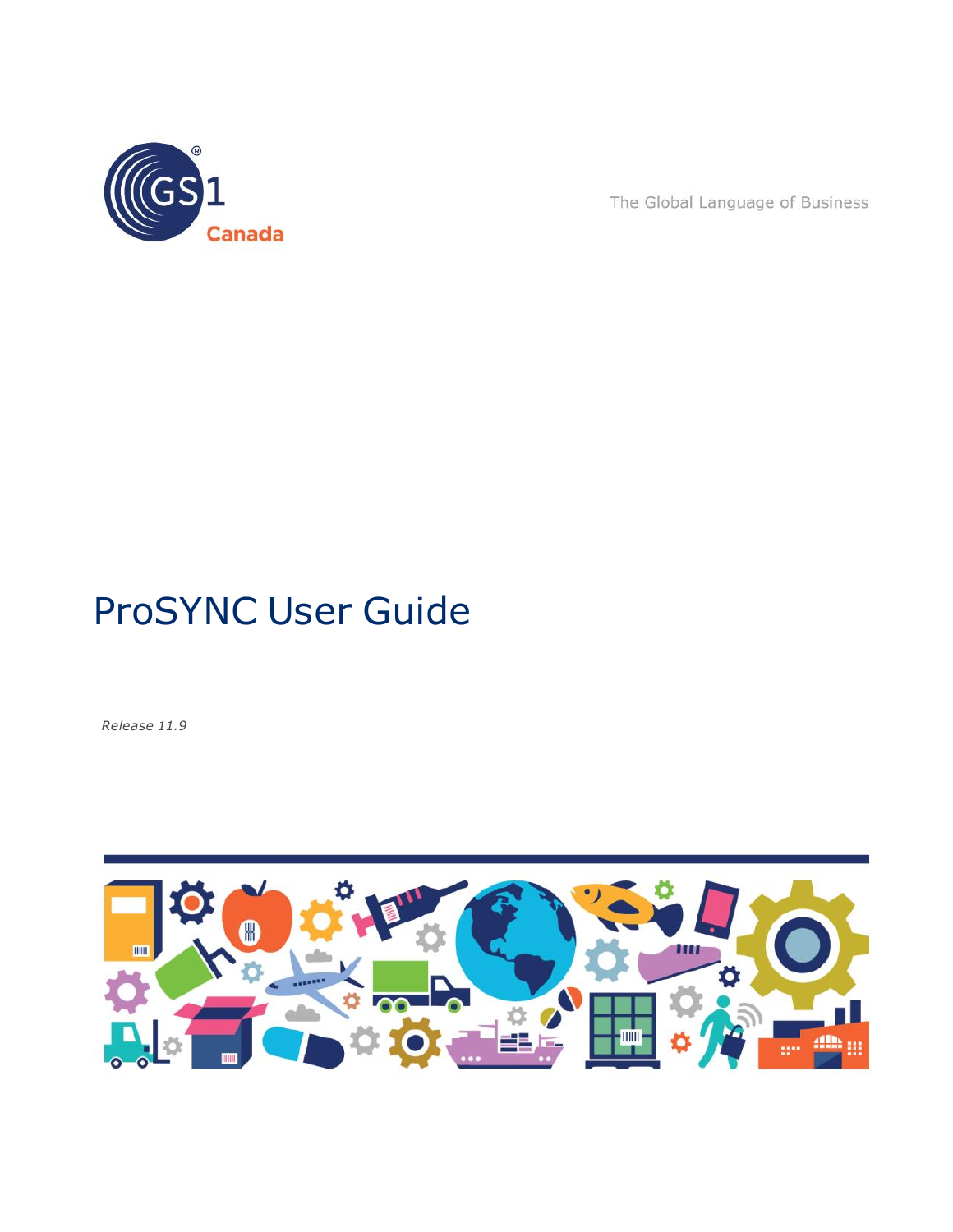GS1 Canada

The Global Language of Business

# ProSYNC User Guide

*Release 11.9*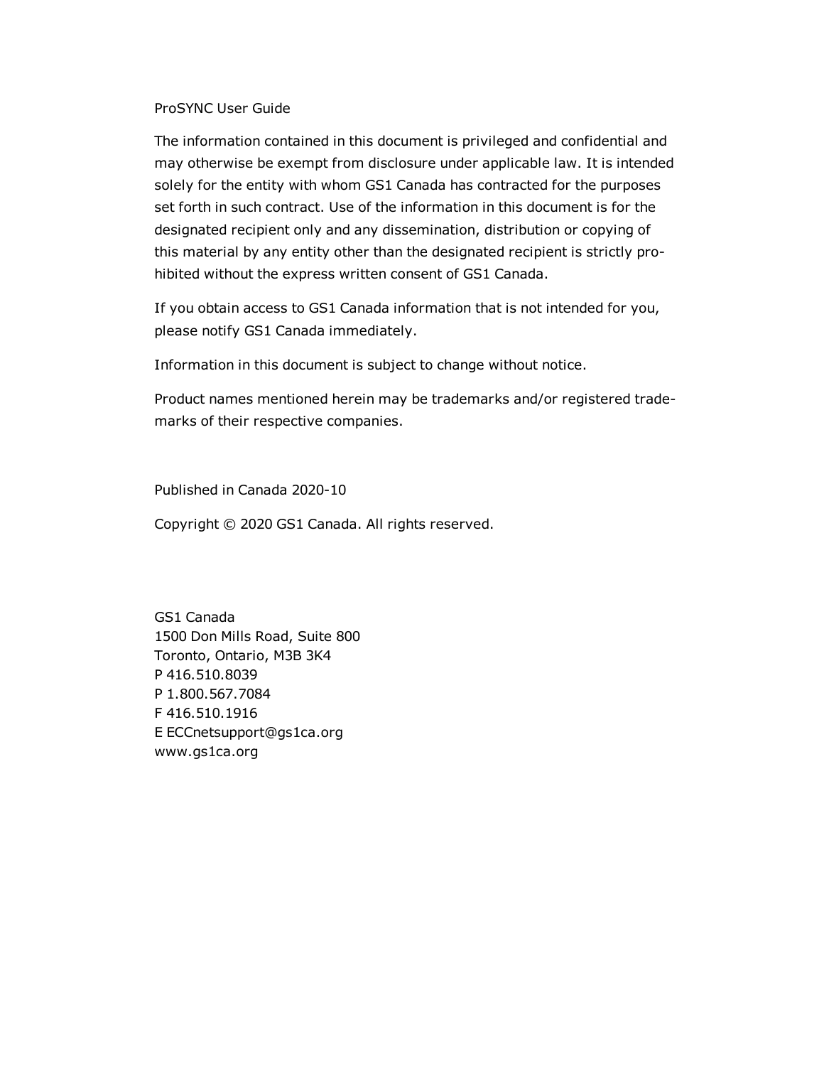ProSYNC User Guide

The information contained in this document is privileged and confidential and may otherwise be exempt from disclosure under applicable law. It is intended solely for the entity with whom GS1 Canada has contracted for the purposes set forth in such contract. Use of the information in this document is for the designated recipient only and any dissemination, distribution or copying of this material by any entity other than the designated recipient is strictly prohibited without the express written consent of GS1 Canada.

If you obtain access to GS1 Canada information that is not intended for you, please notify GS1 Canada immediately.

Information in this document is subject to change without notice.

Product names mentioned herein may be trademarks and/or registered trademarks of their respective companies.

Published in Canada 2020-10

Copyright © 2020 GS1 Canada. All rights reserved.

GS1 Canada
1500 Don Mills Road, Suite 800
Toronto, Ontario, M3B 3K4
P 416.510.8039
P 1.800.567.7084
F 416.510.1916
E ECCnetsupport@gs1ca.org
www.gs1ca.org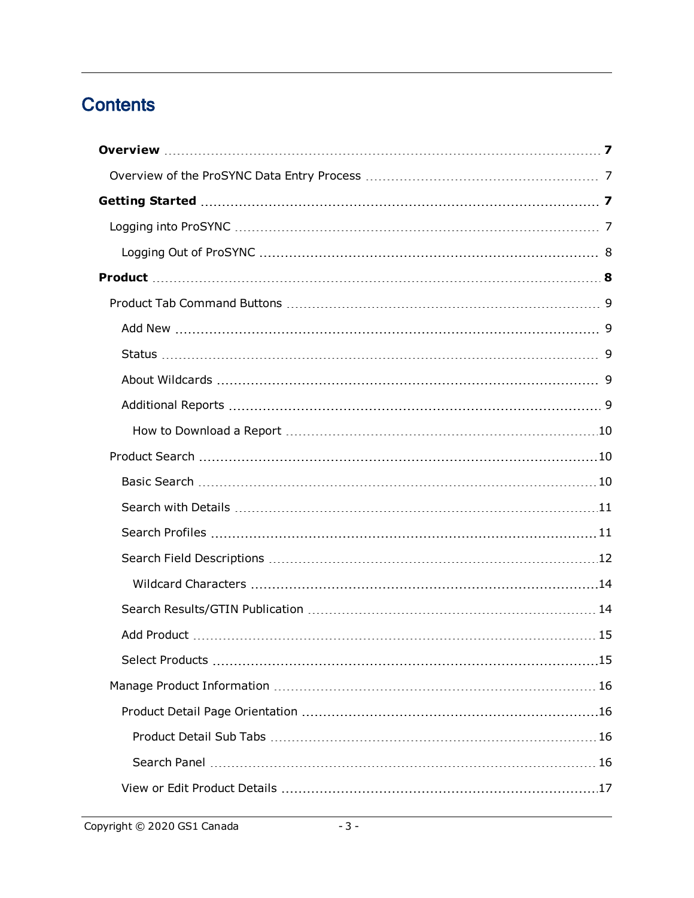# Contents

**Overview** .......... **7**

- Overview of the ProSYNC Data Entry Process .......... 7

**Getting Started** .......... **7**

- Logging into ProSYNC .......... 7
  - Logging Out of ProSYNC .......... 8

**Product** .......... **8**

- Product Tab Command Buttons .......... 9
  - Add New .......... 9
  - Status .......... 9
  - About Wildcards .......... 9
  - Additional Reports .......... 9
    - How to Download a Report .......... 10
- Product Search .......... 10
  - Basic Search .......... 10
  - Search with Details .......... 11
  - Search Profiles .......... 11
  - Search Field Descriptions .......... 12
    - Wildcard Characters .......... 14
  - Search Results/GTIN Publication .......... 14
  - Add Product .......... 15
  - Select Products .......... 15
- Manage Product Information .......... 16
  - Product Detail Page Orientation .......... 16
    - Product Detail Sub Tabs .......... 16
    - Search Panel .......... 16
  - View or Edit Product Details .......... 17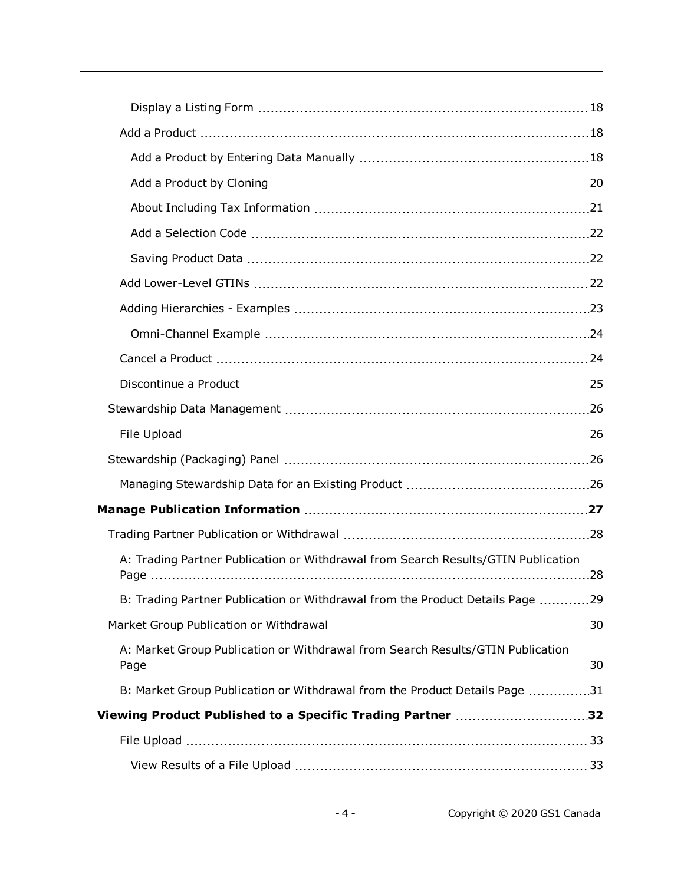- Display a Listing Form ... 18
- Add a Product ... 18
  - Add a Product by Entering Data Manually ... 18
  - Add a Product by Cloning ... 20
  - About Including Tax Information ... 21
  - Add a Selection Code ... 22
  - Saving Product Data ... 22
- Add Lower-Level GTINs ... 22
- Adding Hierarchies - Examples ... 23
  - Omni-Channel Example ... 24
- Cancel a Product ... 24
- Discontinue a Product ... 25
- Stewardship Data Management ... 26
  - File Upload ... 26
- Stewardship (Packaging) Panel ... 26
  - Managing Stewardship Data for an Existing Product ... 26

**Manage Publication Information ... 27**

- Trading Partner Publication or Withdrawal ... 28
  - A: Trading Partner Publication or Withdrawal from Search Results/GTIN Publication Page ... 28
  - B: Trading Partner Publication or Withdrawal from the Product Details Page ... 29
- Market Group Publication or Withdrawal ... 30
  - A: Market Group Publication or Withdrawal from Search Results/GTIN Publication Page ... 30
  - B: Market Group Publication or Withdrawal from the Product Details Page ... 31

**Viewing Product Published to a Specific Trading Partner ... 32**

- File Upload ... 33
  - View Results of a File Upload ... 33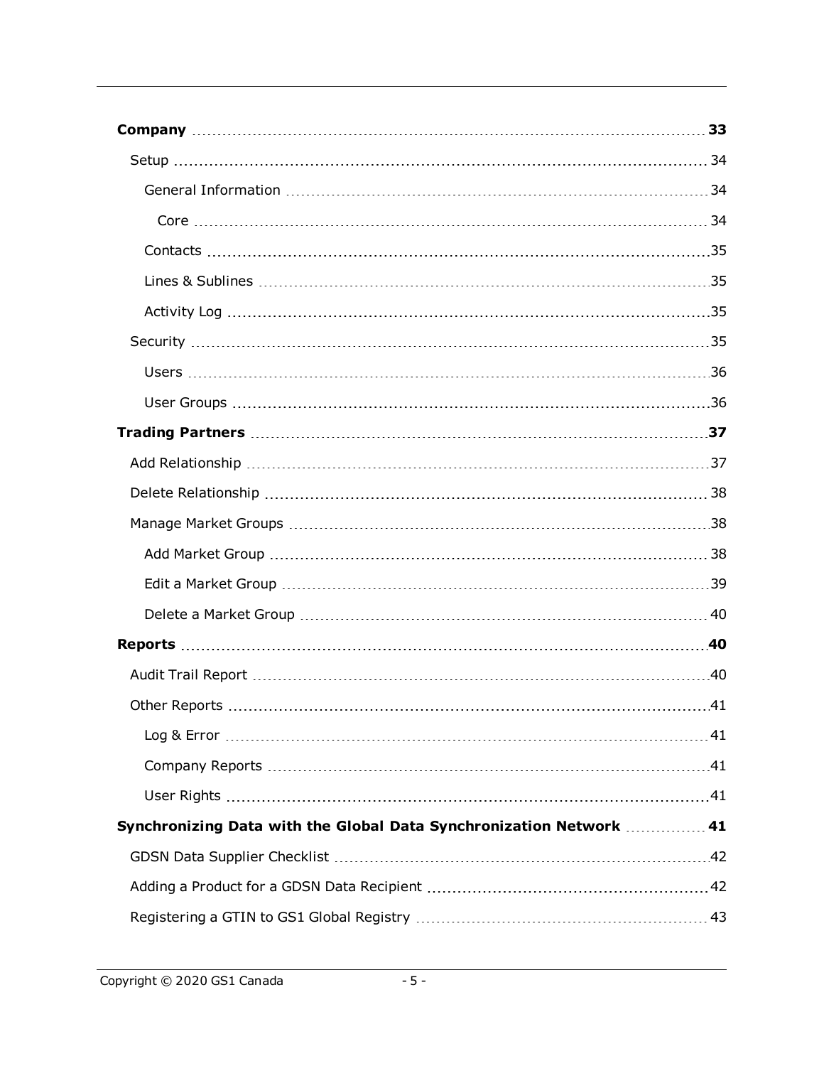**Company** .......... **33**

- Setup .......... 34
  - General Information .......... 34
    - Core .......... 34
  - Contacts .......... 35
  - Lines & Sublines .......... 35
  - Activity Log .......... 35
- Security .......... 35
  - Users .......... 36
  - User Groups .......... 36

**Trading Partners** .......... **37**

- Add Relationship .......... 37
- Delete Relationship .......... 38
- Manage Market Groups .......... 38
  - Add Market Group .......... 38
  - Edit a Market Group .......... 39
  - Delete a Market Group .......... 40

**Reports** .......... **40**

- Audit Trail Report .......... 40
- Other Reports .......... 41
  - Log & Error .......... 41
  - Company Reports .......... 41
  - User Rights .......... 41

**Synchronizing Data with the Global Data Synchronization Network** .......... **41**

- GDSN Data Supplier Checklist .......... 42
- Adding a Product for a GDSN Data Recipient .......... 42
- Registering a GTIN to GS1 Global Registry .......... 43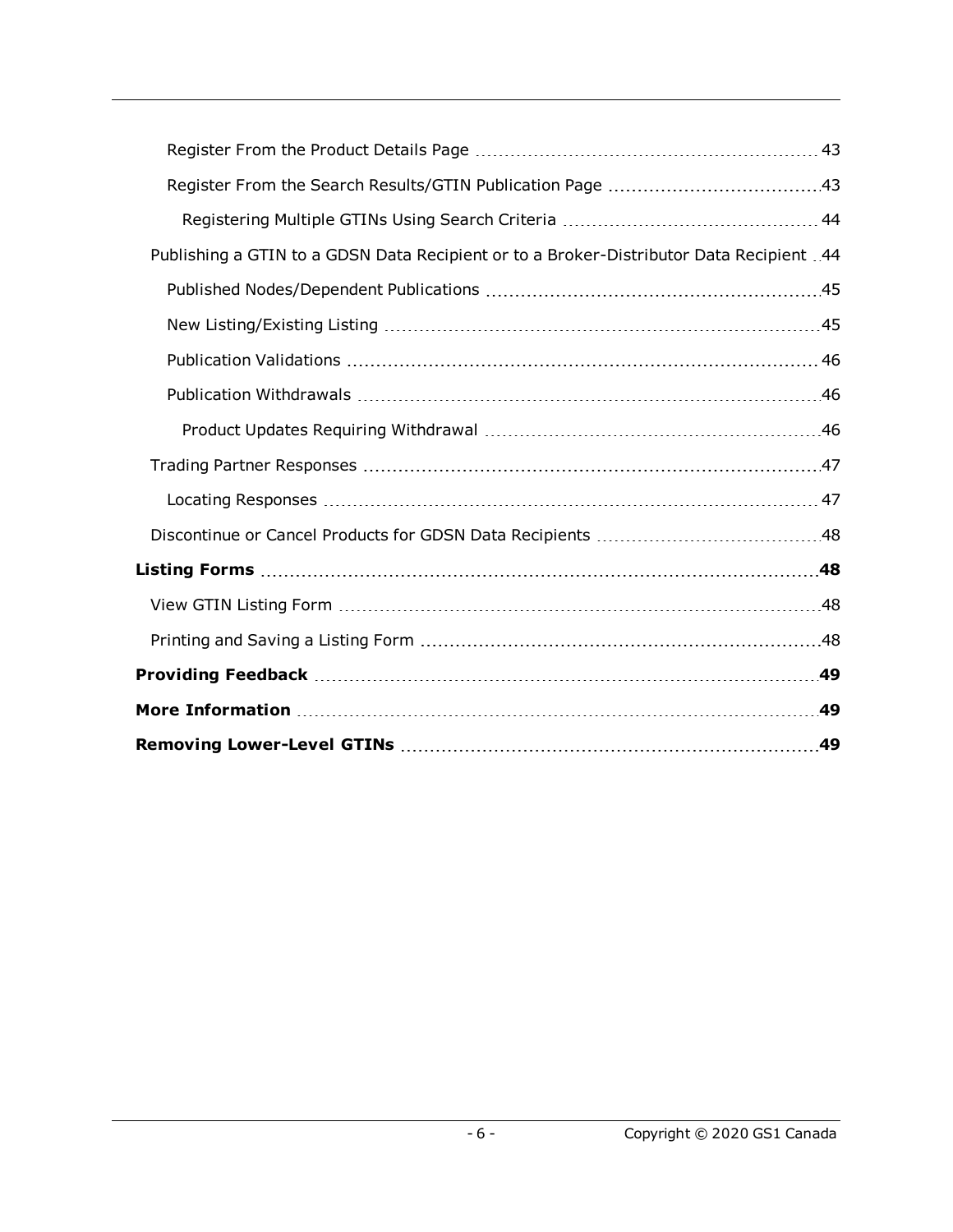- Register From the Product Details Page 43
- Register From the Search Results/GTIN Publication Page 43
  - Registering Multiple GTINs Using Search Criteria 44
- Publishing a GTIN to a GDSN Data Recipient or to a Broker-Distributor Data Recipient 44
  - Published Nodes/Dependent Publications 45
  - New Listing/Existing Listing 45
  - Publication Validations 46
  - Publication Withdrawals 46
    - Product Updates Requiring Withdrawal 46
- Trading Partner Responses 47
  - Locating Responses 47
- Discontinue or Cancel Products for GDSN Data Recipients 48

**Listing Forms 48**

- View GTIN Listing Form 48
- Printing and Saving a Listing Form 48

**Providing Feedback 49**

**More Information 49**

**Removing Lower-Level GTINs 49**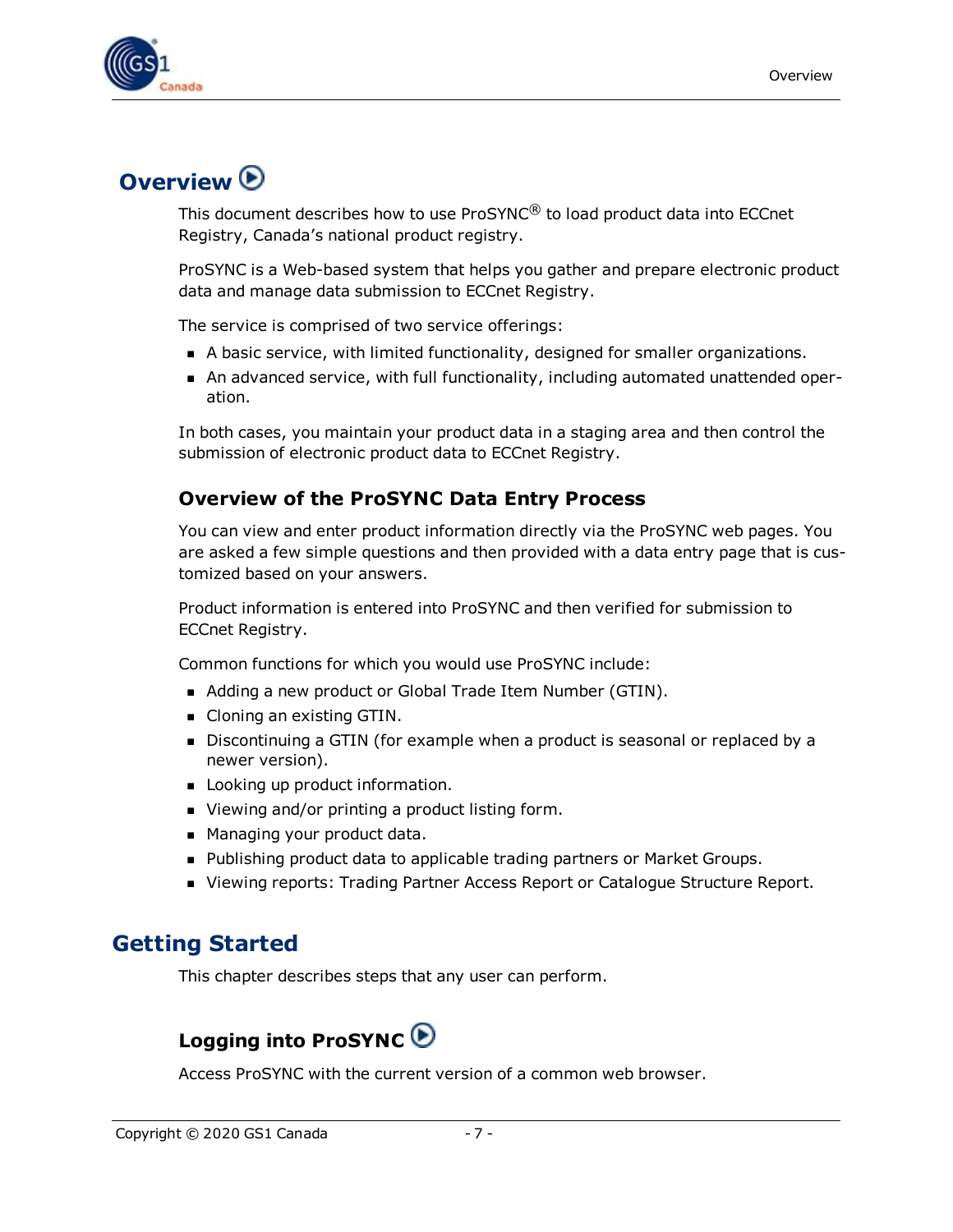# Overview

This document describes how to use ProSYNC® to load product data into ECCnet Registry, Canada's national product registry.

ProSYNC is a Web-based system that helps you gather and prepare electronic product data and manage data submission to ECCnet Registry.

The service is comprised of two service offerings:

- A basic service, with limited functionality, designed for smaller organizations.
- An advanced service, with full functionality, including automated unattended operation.

In both cases, you maintain your product data in a staging area and then control the submission of electronic product data to ECCnet Registry.

### Overview of the ProSYNC Data Entry Process

You can view and enter product information directly via the ProSYNC web pages. You are asked a few simple questions and then provided with a data entry page that is customized based on your answers.

Product information is entered into ProSYNC and then verified for submission to ECCnet Registry.

Common functions for which you would use ProSYNC include:

- Adding a new product or Global Trade Item Number (GTIN).
- Cloning an existing GTIN.
- Discontinuing a GTIN (for example when a product is seasonal or replaced by a newer version).
- Looking up product information.
- Viewing and/or printing a product listing form.
- Managing your product data.
- Publishing product data to applicable trading partners or Market Groups.
- Viewing reports: Trading Partner Access Report or Catalogue Structure Report.

# Getting Started

This chapter describes steps that any user can perform.

### Logging into ProSYNC

Access ProSYNC with the current version of a common web browser.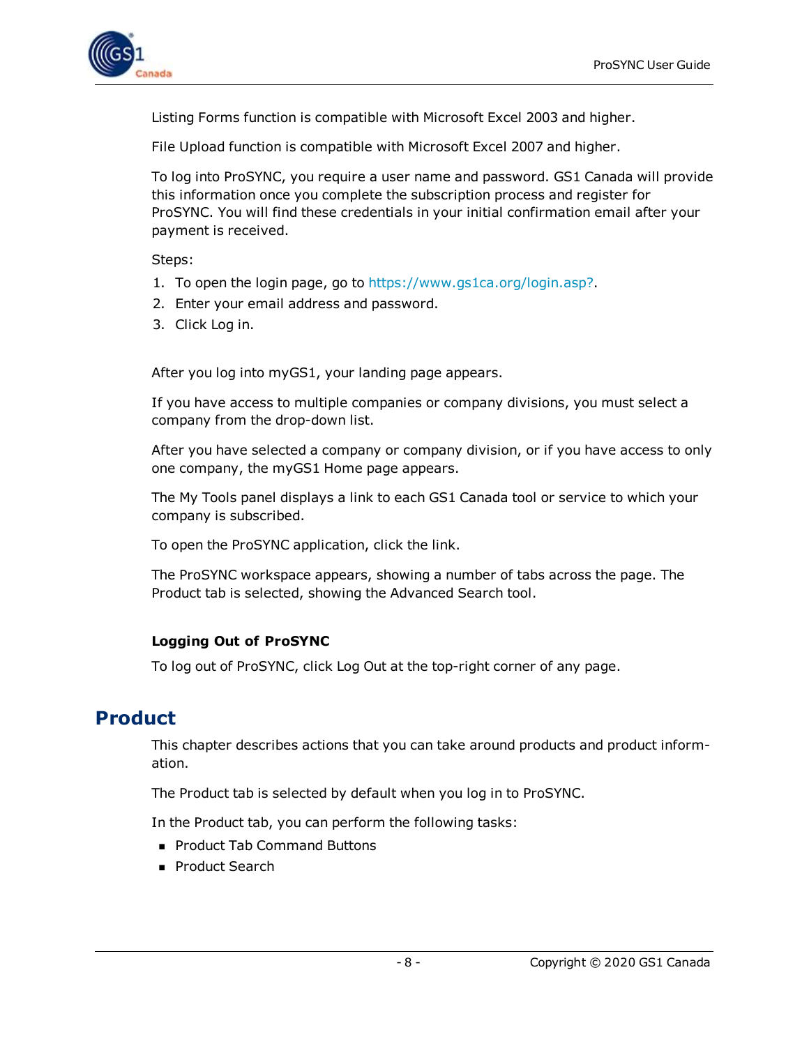Listing Forms function is compatible with Microsoft Excel 2003 and higher.

File Upload function is compatible with Microsoft Excel 2007 and higher.

To log into ProSYNC, you require a user name and password. GS1 Canada will provide this information once you complete the subscription process and register for ProSYNC. You will find these credentials in your initial confirmation email after your payment is received.

Steps:

1. To open the login page, go to https://www.gs1ca.org/login.asp?.
2. Enter your email address and password.
3. Click Log in.

After you log into myGS1, your landing page appears.

If you have access to multiple companies or company divisions, you must select a company from the drop-down list.

After you have selected a company or company division, or if you have access to only one company, the myGS1 Home page appears.

The My Tools panel displays a link to each GS1 Canada tool or service to which your company is subscribed.

To open the ProSYNC application, click the link.

The ProSYNC workspace appears, showing a number of tabs across the page. The Product tab is selected, showing the Advanced Search tool.

### Logging Out of ProSYNC

To log out of ProSYNC, click Log Out at the top-right corner of any page.

## Product

This chapter describes actions that you can take around products and product information.

The Product tab is selected by default when you log in to ProSYNC.

In the Product tab, you can perform the following tasks:

- Product Tab Command Buttons
- Product Search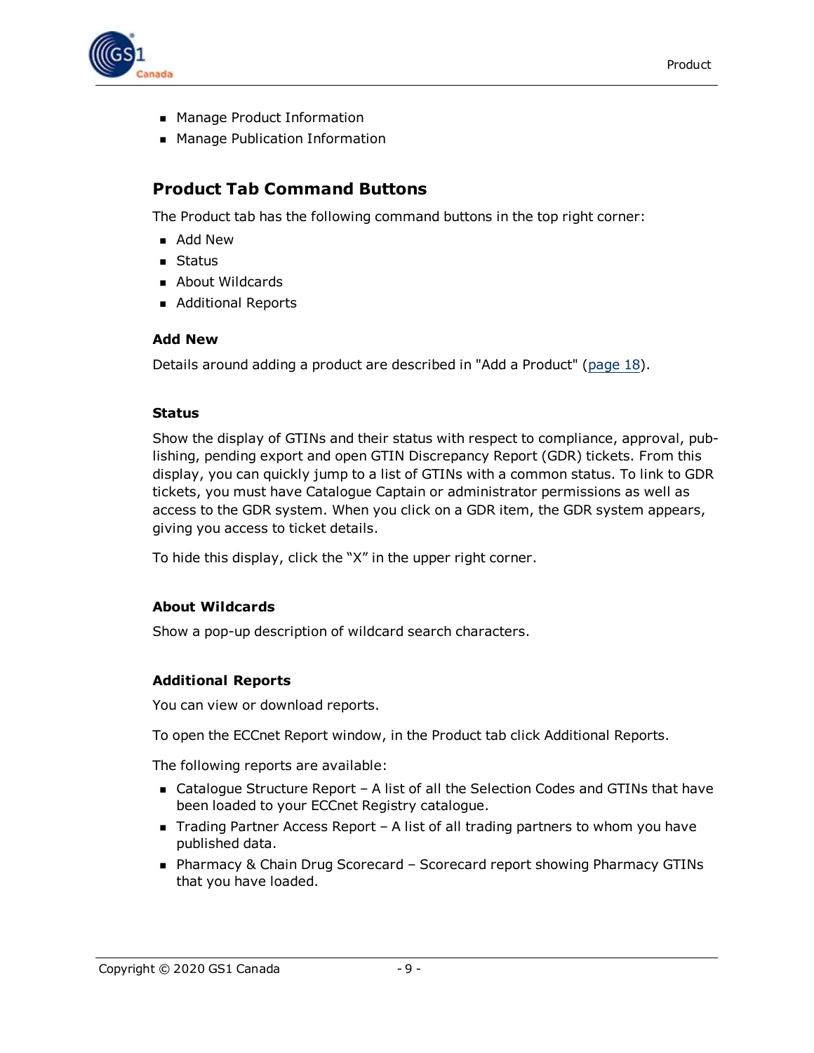- Manage Product Information
- Manage Publication Information

## Product Tab Command Buttons

The Product tab has the following command buttons in the top right corner:

- Add New
- Status
- About Wildcards
- Additional Reports

### Add New

Details around adding a product are described in "Add a Product" (page 18).

### Status

Show the display of GTINs and their status with respect to compliance, approval, publishing, pending export and open GTIN Discrepancy Report (GDR) tickets. From this display, you can quickly jump to a list of GTINs with a common status. To link to GDR tickets, you must have Catalogue Captain or administrator permissions as well as access to the GDR system. When you click on a GDR item, the GDR system appears, giving you access to ticket details.

To hide this display, click the "X" in the upper right corner.

### About Wildcards

Show a pop-up description of wildcard search characters.

### Additional Reports

You can view or download reports.

To open the ECCnet Report window, in the Product tab click Additional Reports.

The following reports are available:

- Catalogue Structure Report – A list of all the Selection Codes and GTINs that have been loaded to your ECCnet Registry catalogue.
- Trading Partner Access Report – A list of all trading partners to whom you have published data.
- Pharmacy & Chain Drug Scorecard – Scorecard report showing Pharmacy GTINs that you have loaded.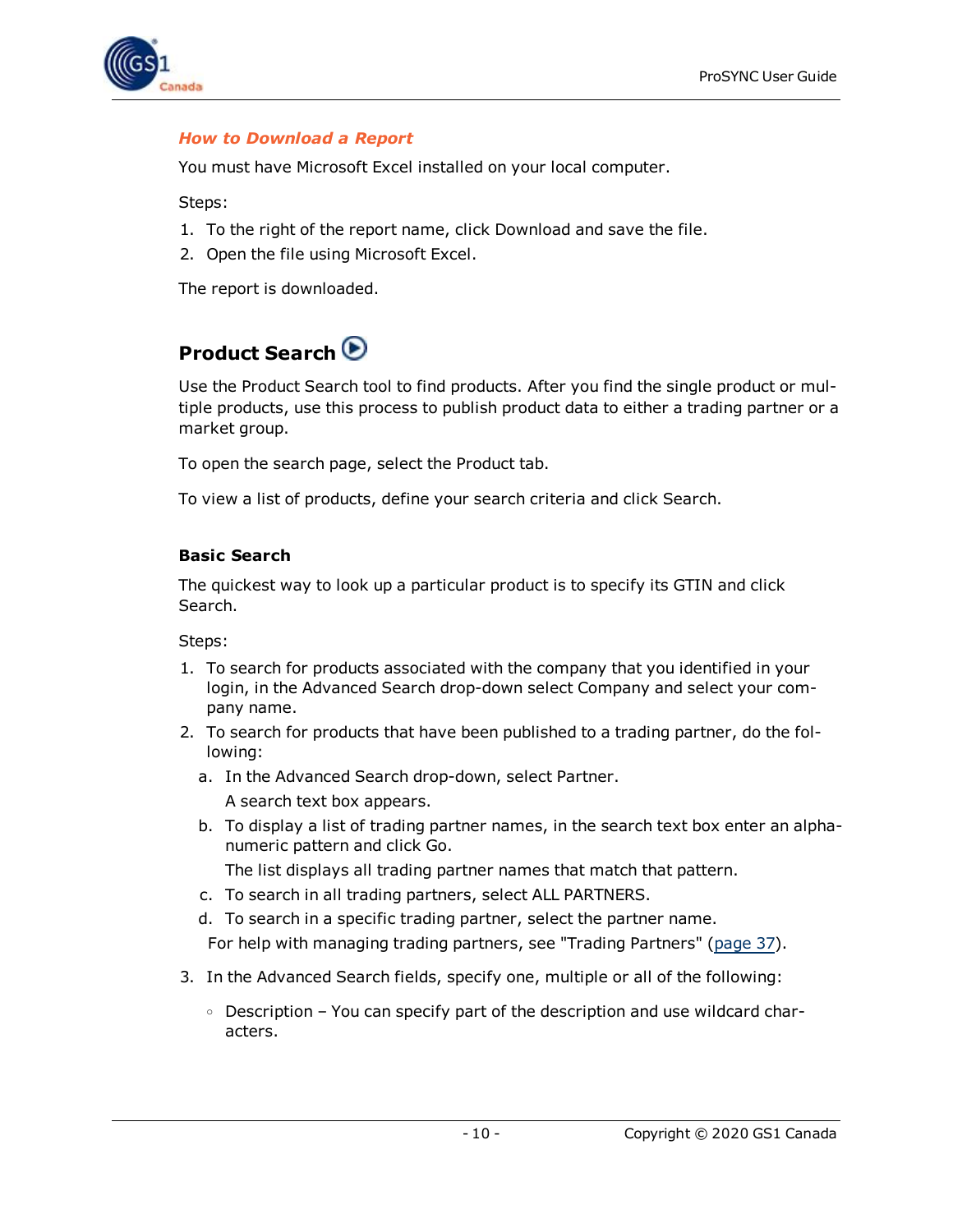### *How to Download a Report*

You must have Microsoft Excel installed on your local computer.

Steps:

1. To the right of the report name, click Download and save the file.
2. Open the file using Microsoft Excel.

The report is downloaded.

## Product Search

Use the Product Search tool to find products. After you find the single product or multiple products, use this process to publish product data to either a trading partner or a market group.

To open the search page, select the Product tab.

To view a list of products, define your search criteria and click Search.

### Basic Search

The quickest way to look up a particular product is to specify its GTIN and click Search.

Steps:

1. To search for products associated with the company that you identified in your login, in the Advanced Search drop-down select Company and select your company name.
2. To search for products that have been published to a trading partner, do the following:
   a. In the Advanced Search drop-down, select Partner.

      A search text box appears.

   b. To display a list of trading partner names, in the search text box enter an alphanumeric pattern and click Go.

      The list displays all trading partner names that match that pattern.

   c. To search in all trading partners, select ALL PARTNERS.
   d. To search in a specific trading partner, select the partner name.

   For help with managing trading partners, see "Trading Partners" (page 37).

3. In the Advanced Search fields, specify one, multiple or all of the following:
   - Description – You can specify part of the description and use wildcard characters.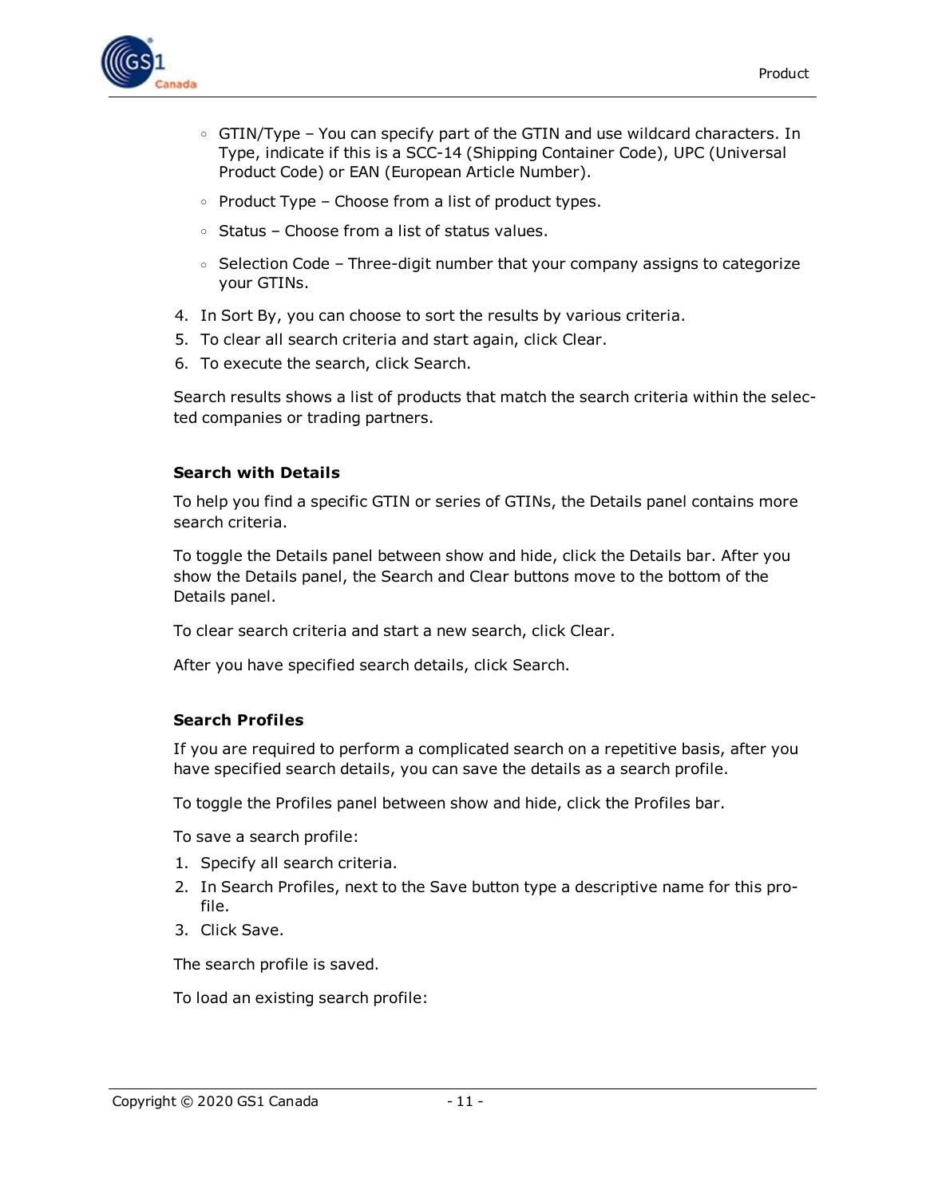- GTIN/Type – You can specify part of the GTIN and use wildcard characters. In Type, indicate if this is a SCC-14 (Shipping Container Code), UPC (Universal Product Code) or EAN (European Article Number).
- Product Type – Choose from a list of product types.
- Status – Choose from a list of status values.
- Selection Code – Three-digit number that your company assigns to categorize your GTINs.

4. In Sort By, you can choose to sort the results by various criteria.
5. To clear all search criteria and start again, click Clear.
6. To execute the search, click Search.

Search results shows a list of products that match the search criteria within the selected companies or trading partners.

#### Search with Details

To help you find a specific GTIN or series of GTINs, the Details panel contains more search criteria.

To toggle the Details panel between show and hide, click the Details bar. After you show the Details panel, the Search and Clear buttons move to the bottom of the Details panel.

To clear search criteria and start a new search, click Clear.

After you have specified search details, click Search.

#### Search Profiles

If you are required to perform a complicated search on a repetitive basis, after you have specified search details, you can save the details as a search profile.

To toggle the Profiles panel between show and hide, click the Profiles bar.

To save a search profile:

1. Specify all search criteria.
2. In Search Profiles, next to the Save button type a descriptive name for this profile.
3. Click Save.

The search profile is saved.

To load an existing search profile: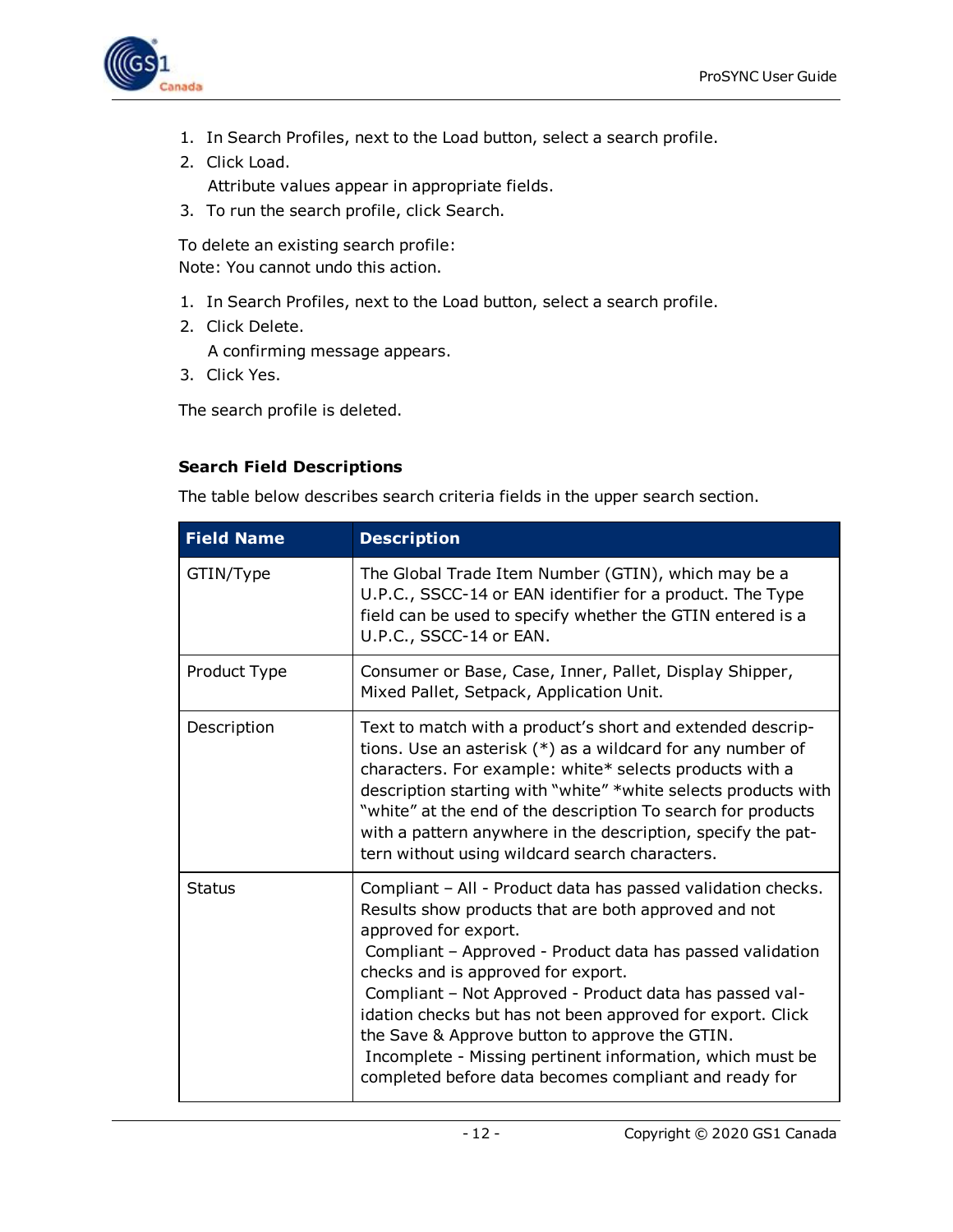1. In Search Profiles, next to the Load button, select a search profile.
2. Click Load.

   Attribute values appear in appropriate fields.
3. To run the search profile, click Search.

To delete an existing search profile:
Note: You cannot undo this action.

1. In Search Profiles, next to the Load button, select a search profile.
2. Click Delete.

   A confirming message appears.
3. Click Yes.

The search profile is deleted.

### Search Field Descriptions

The table below describes search criteria fields in the upper search section.

| Field Name | Description |
|---|---|
| GTIN/Type | The Global Trade Item Number (GTIN), which may be a U.P.C., SSCC-14 or EAN identifier for a product. The Type field can be used to specify whether the GTIN entered is a U.P.C., SSCC-14 or EAN. |
| Product Type | Consumer or Base, Case, Inner, Pallet, Display Shipper, Mixed Pallet, Setpack, Application Unit. |
| Description | Text to match with a product's short and extended descriptions. Use an asterisk (*) as a wildcard for any number of characters. For example: white* selects products with a description starting with "white" *white selects products with "white" at the end of the description To search for products with a pattern anywhere in the description, specify the pattern without using wildcard search characters. |
| Status | Compliant – All - Product data has passed validation checks. Results show products that are both approved and not approved for export.<br>Compliant – Approved - Product data has passed validation checks and is approved for export.<br>Compliant – Not Approved - Product data has passed validation checks but has not been approved for export. Click the Save & Approve button to approve the GTIN.<br>Incomplete - Missing pertinent information, which must be completed before data becomes compliant and ready for |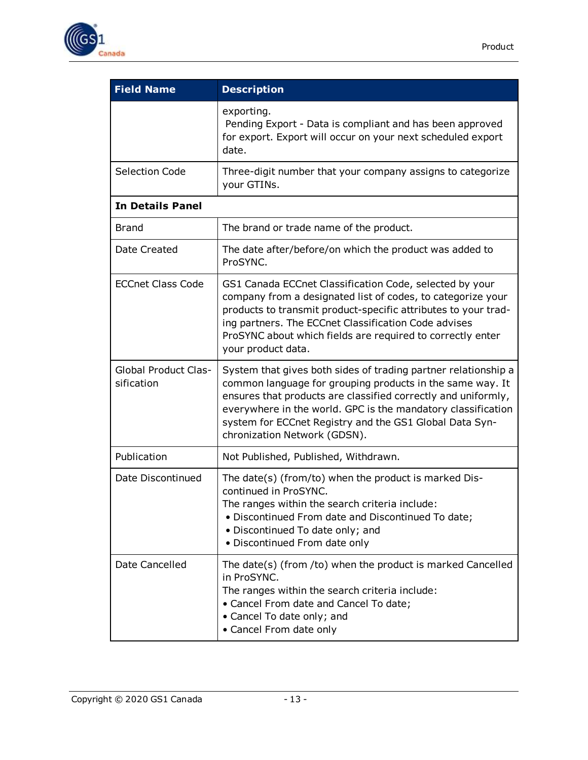| Field Name | Description |
|---|---|
| | exporting.<br>Pending Export - Data is compliant and has been approved for export. Export will occur on your next scheduled export date. |
| Selection Code | Three-digit number that your company assigns to categorize your GTINs. |
| **In Details Panel** | |
| Brand | The brand or trade name of the product. |
| Date Created | The date after/before/on which the product was added to ProSYNC. |
| ECCnet Class Code | GS1 Canada ECCnet Classification Code, selected by your company from a designated list of codes, to categorize your products to transmit product-specific attributes to your trading partners. The ECCnet Classification Code advises ProSYNC about which fields are required to correctly enter your product data. |
| Global Product Classification | System that gives both sides of trading partner relationship a common language for grouping products in the same way. It ensures that products are classified correctly and uniformly, everywhere in the world. GPC is the mandatory classification system for ECCnet Registry and the GS1 Global Data Synchronization Network (GDSN). |
| Publication | Not Published, Published, Withdrawn. |
| Date Discontinued | The date(s) (from/to) when the product is marked Discontinued in ProSYNC.<br>The ranges within the search criteria include:<br>• Discontinued From date and Discontinued To date;<br>• Discontinued To date only; and<br>• Discontinued From date only |
| Date Cancelled | The date(s) (from /to) when the product is marked Cancelled in ProSYNC.<br>The ranges within the search criteria include:<br>• Cancel From date and Cancel To date;<br>• Cancel To date only; and<br>• Cancel From date only |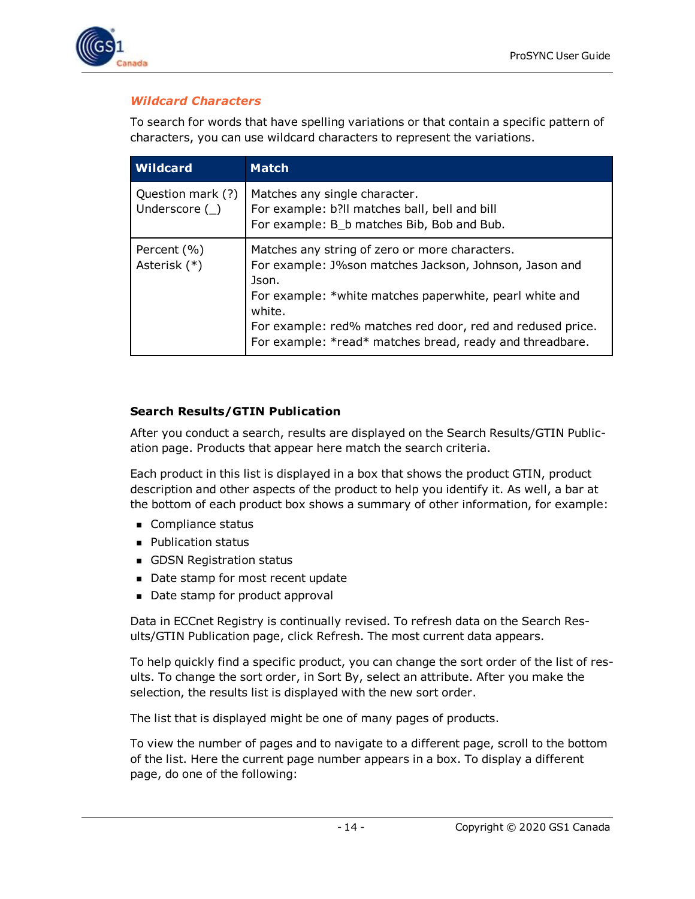### *Wildcard Characters*

To search for words that have spelling variations or that contain a specific pattern of characters, you can use wildcard characters to represent the variations.

| Wildcard | Match |
| --- | --- |
| Question mark (?)<br>Underscore (_) | Matches any single character.<br>For example: b?ll matches ball, bell and bill<br>For example: B_b matches Bib, Bob and Bub. |
| Percent (%)<br>Asterisk (*) | Matches any string of zero or more characters.<br>For example: J%son matches Jackson, Johnson, Jason and Json.<br>For example: *white matches paperwhite, pearl white and white.<br>For example: red% matches red door, red and redused price.<br>For example: *read* matches bread, ready and threadbare. |

#### Search Results/GTIN Publication

After you conduct a search, results are displayed on the Search Results/GTIN Publication page. Products that appear here match the search criteria.

Each product in this list is displayed in a box that shows the product GTIN, product description and other aspects of the product to help you identify it. As well, a bar at the bottom of each product box shows a summary of other information, for example:

- Compliance status
- Publication status
- GDSN Registration status
- Date stamp for most recent update
- Date stamp for product approval

Data in ECCnet Registry is continually revised. To refresh data on the Search Results/GTIN Publication page, click Refresh. The most current data appears.

To help quickly find a specific product, you can change the sort order of the list of results. To change the sort order, in Sort By, select an attribute. After you make the selection, the results list is displayed with the new sort order.

The list that is displayed might be one of many pages of products.

To view the number of pages and to navigate to a different page, scroll to the bottom of the list. Here the current page number appears in a box. To display a different page, do one of the following: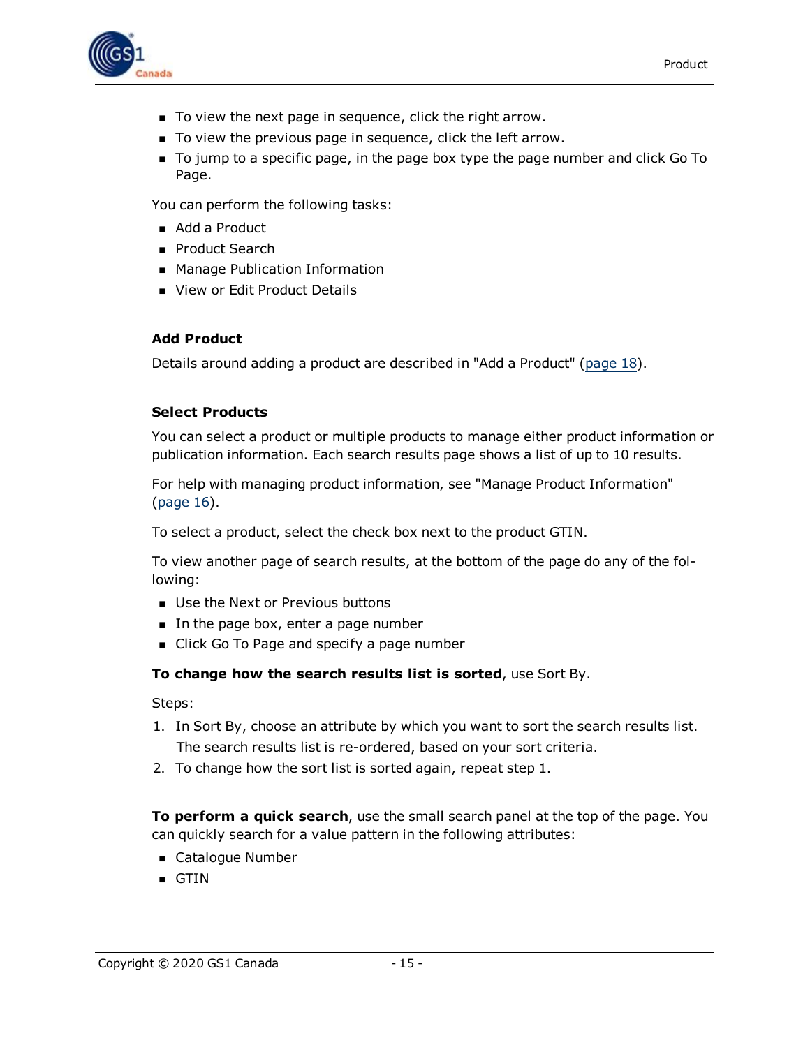- To view the next page in sequence, click the right arrow.
- To view the previous page in sequence, click the left arrow.
- To jump to a specific page, in the page box type the page number and click Go To Page.

You can perform the following tasks:

- Add a Product
- Product Search
- Manage Publication Information
- View or Edit Product Details

### Add Product

Details around adding a product are described in "Add a Product" (page 18).

### Select Products

You can select a product or multiple products to manage either product information or publication information. Each search results page shows a list of up to 10 results.

For help with managing product information, see "Manage Product Information" (page 16).

To select a product, select the check box next to the product GTIN.

To view another page of search results, at the bottom of the page do any of the following:

- Use the Next or Previous buttons
- In the page box, enter a page number
- Click Go To Page and specify a page number

**To change how the search results list is sorted**, use Sort By.

Steps:

1. In Sort By, choose an attribute by which you want to sort the search results list.
   The search results list is re-ordered, based on your sort criteria.
2. To change how the sort list is sorted again, repeat step 1.

**To perform a quick search**, use the small search panel at the top of the page. You can quickly search for a value pattern in the following attributes:

- Catalogue Number
- GTIN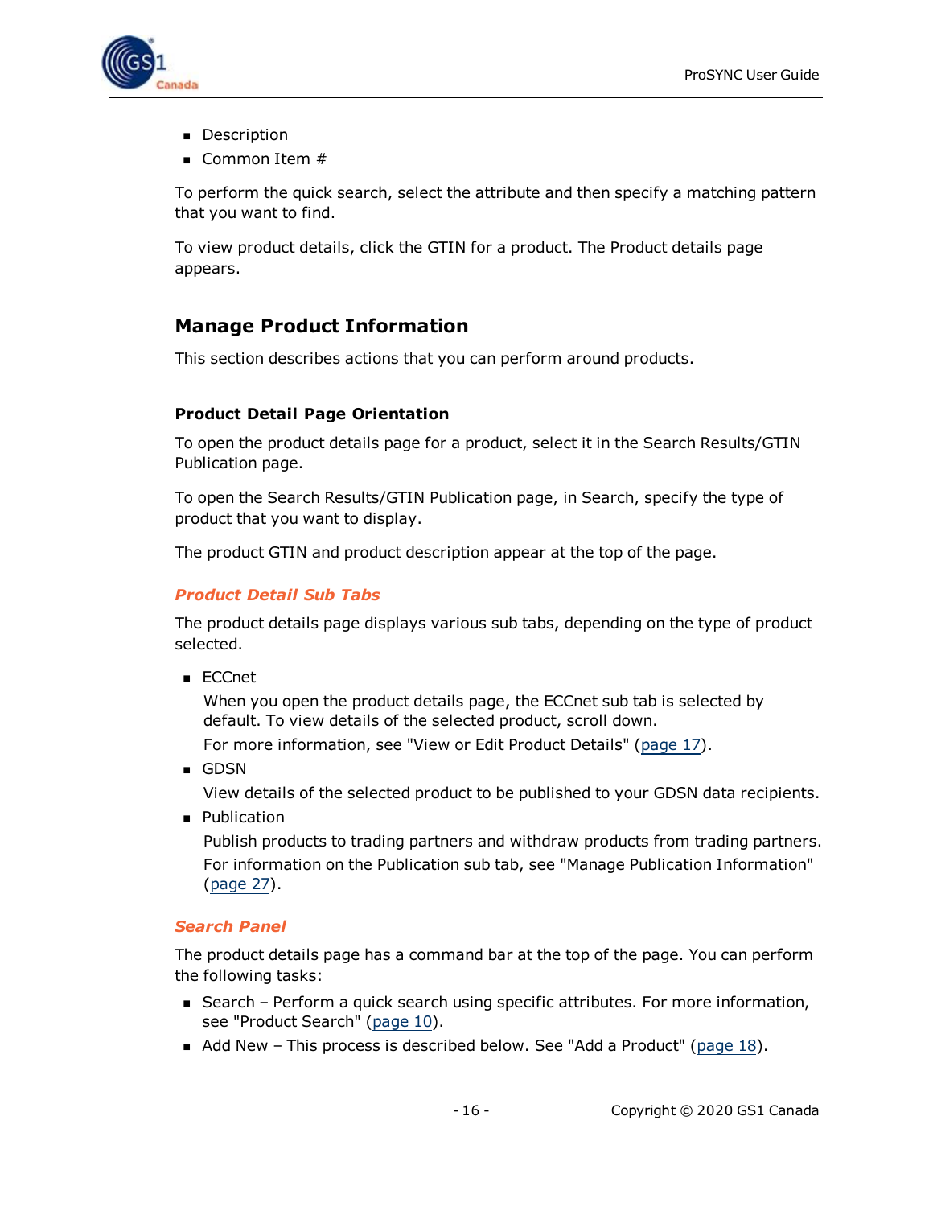- Description
- Common Item #

To perform the quick search, select the attribute and then specify a matching pattern that you want to find.

To view product details, click the GTIN for a product. The Product details page appears.

## Manage Product Information

This section describes actions that you can perform around products.

### Product Detail Page Orientation

To open the product details page for a product, select it in the Search Results/GTIN Publication page.

To open the Search Results/GTIN Publication page, in Search, specify the type of product that you want to display.

The product GTIN and product description appear at the top of the page.

#### *Product Detail Sub Tabs*

The product details page displays various sub tabs, depending on the type of product selected.

- ECCnet

  When you open the product details page, the ECCnet sub tab is selected by default. To view details of the selected product, scroll down.

  For more information, see "View or Edit Product Details" (page 17).
- GDSN

  View details of the selected product to be published to your GDSN data recipients.
- Publication

  Publish products to trading partners and withdraw products from trading partners.

  For information on the Publication sub tab, see "Manage Publication Information" (page 27).

#### *Search Panel*

The product details page has a command bar at the top of the page. You can perform the following tasks:

- Search – Perform a quick search using specific attributes. For more information, see "Product Search" (page 10).
- Add New – This process is described below. See "Add a Product" (page 18).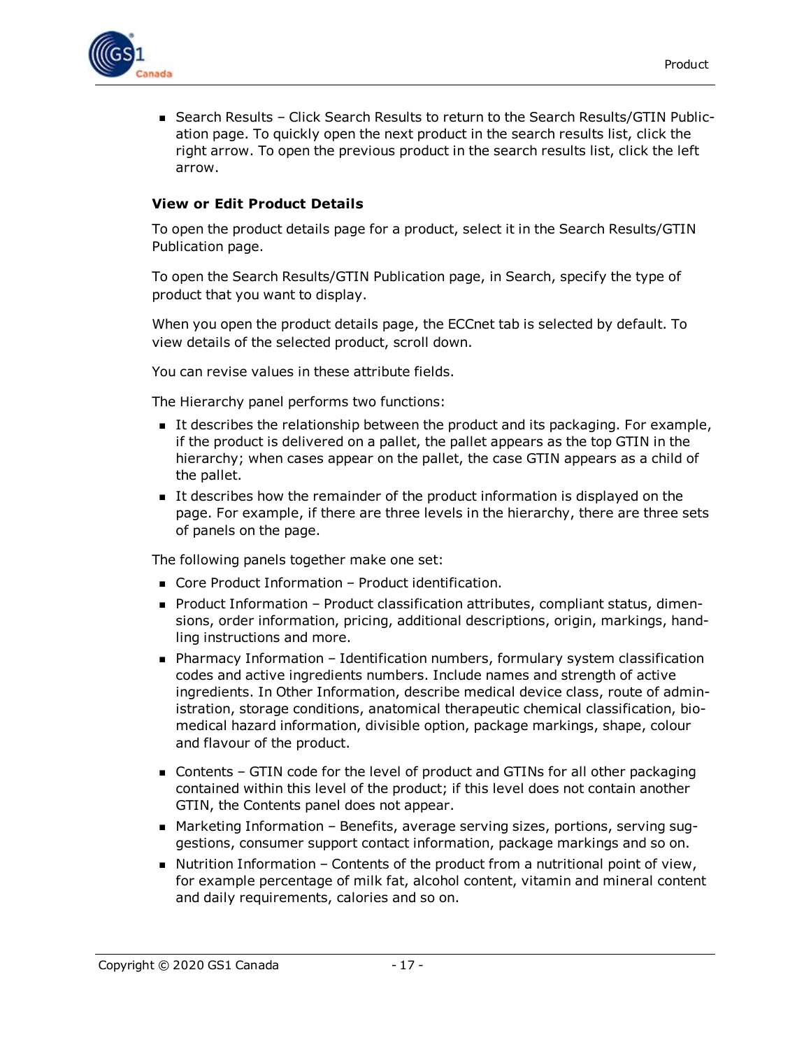- Search Results – Click Search Results to return to the Search Results/GTIN Publication page. To quickly open the next product in the search results list, click the right arrow. To open the previous product in the search results list, click the left arrow.

### View or Edit Product Details

To open the product details page for a product, select it in the Search Results/GTIN Publication page.

To open the Search Results/GTIN Publication page, in Search, specify the type of product that you want to display.

When you open the product details page, the ECCnet tab is selected by default. To view details of the selected product, scroll down.

You can revise values in these attribute fields.

The Hierarchy panel performs two functions:

- It describes the relationship between the product and its packaging. For example, if the product is delivered on a pallet, the pallet appears as the top GTIN in the hierarchy; when cases appear on the pallet, the case GTIN appears as a child of the pallet.
- It describes how the remainder of the product information is displayed on the page. For example, if there are three levels in the hierarchy, there are three sets of panels on the page.

The following panels together make one set:

- Core Product Information – Product identification.
- Product Information – Product classification attributes, compliant status, dimensions, order information, pricing, additional descriptions, origin, markings, handling instructions and more.
- Pharmacy Information – Identification numbers, formulary system classification codes and active ingredients numbers. Include names and strength of active ingredients. In Other Information, describe medical device class, route of administration, storage conditions, anatomical therapeutic chemical classification, biomedical hazard information, divisible option, package markings, shape, colour and flavour of the product.
- Contents – GTIN code for the level of product and GTINs for all other packaging contained within this level of the product; if this level does not contain another GTIN, the Contents panel does not appear.
- Marketing Information – Benefits, average serving sizes, portions, serving suggestions, consumer support contact information, package markings and so on.
- Nutrition Information – Contents of the product from a nutritional point of view, for example percentage of milk fat, alcohol content, vitamin and mineral content and daily requirements, calories and so on.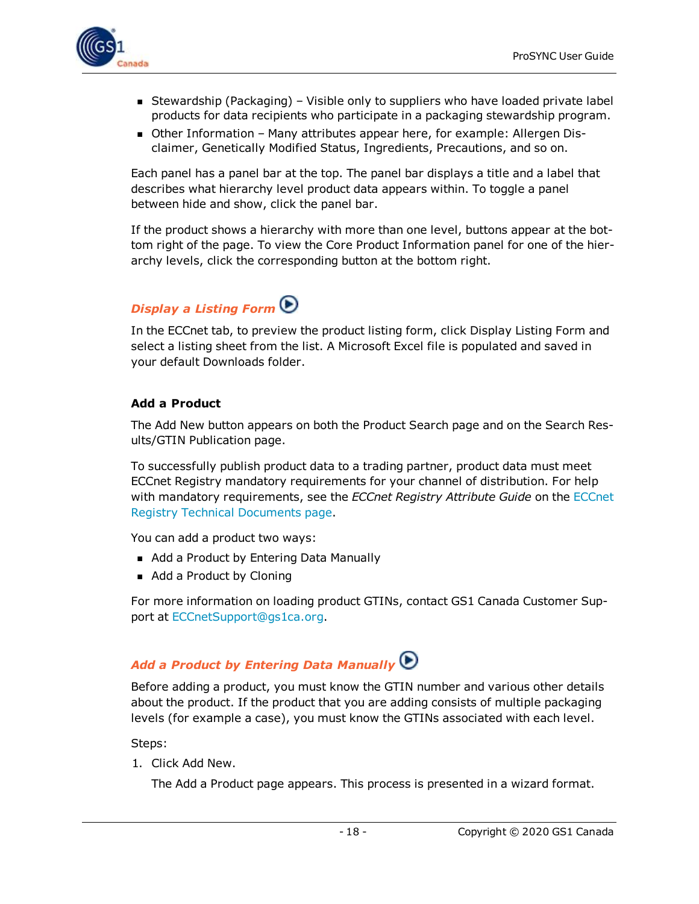- Stewardship (Packaging) – Visible only to suppliers who have loaded private label products for data recipients who participate in a packaging stewardship program.
- Other Information – Many attributes appear here, for example: Allergen Disclaimer, Genetically Modified Status, Ingredients, Precautions, and so on.

Each panel has a panel bar at the top. The panel bar displays a title and a label that describes what hierarchy level product data appears within. To toggle a panel between hide and show, click the panel bar.

If the product shows a hierarchy with more than one level, buttons appear at the bottom right of the page. To view the Core Product Information panel for one of the hierarchy levels, click the corresponding button at the bottom right.

### *Display a Listing Form*

In the ECCnet tab, to preview the product listing form, click Display Listing Form and select a listing sheet from the list. A Microsoft Excel file is populated and saved in your default Downloads folder.

## Add a Product

The Add New button appears on both the Product Search page and on the Search Results/GTIN Publication page.

To successfully publish product data to a trading partner, product data must meet ECCnet Registry mandatory requirements for your channel of distribution. For help with mandatory requirements, see the *ECCnet Registry Attribute Guide* on the ECCnet Registry Technical Documents page.

You can add a product two ways:

- Add a Product by Entering Data Manually
- Add a Product by Cloning

For more information on loading product GTINs, contact GS1 Canada Customer Support at ECCnetSupport@gs1ca.org.

### *Add a Product by Entering Data Manually*

Before adding a product, you must know the GTIN number and various other details about the product. If the product that you are adding consists of multiple packaging levels (for example a case), you must know the GTINs associated with each level.

Steps:

1. Click Add New.

   The Add a Product page appears. This process is presented in a wizard format.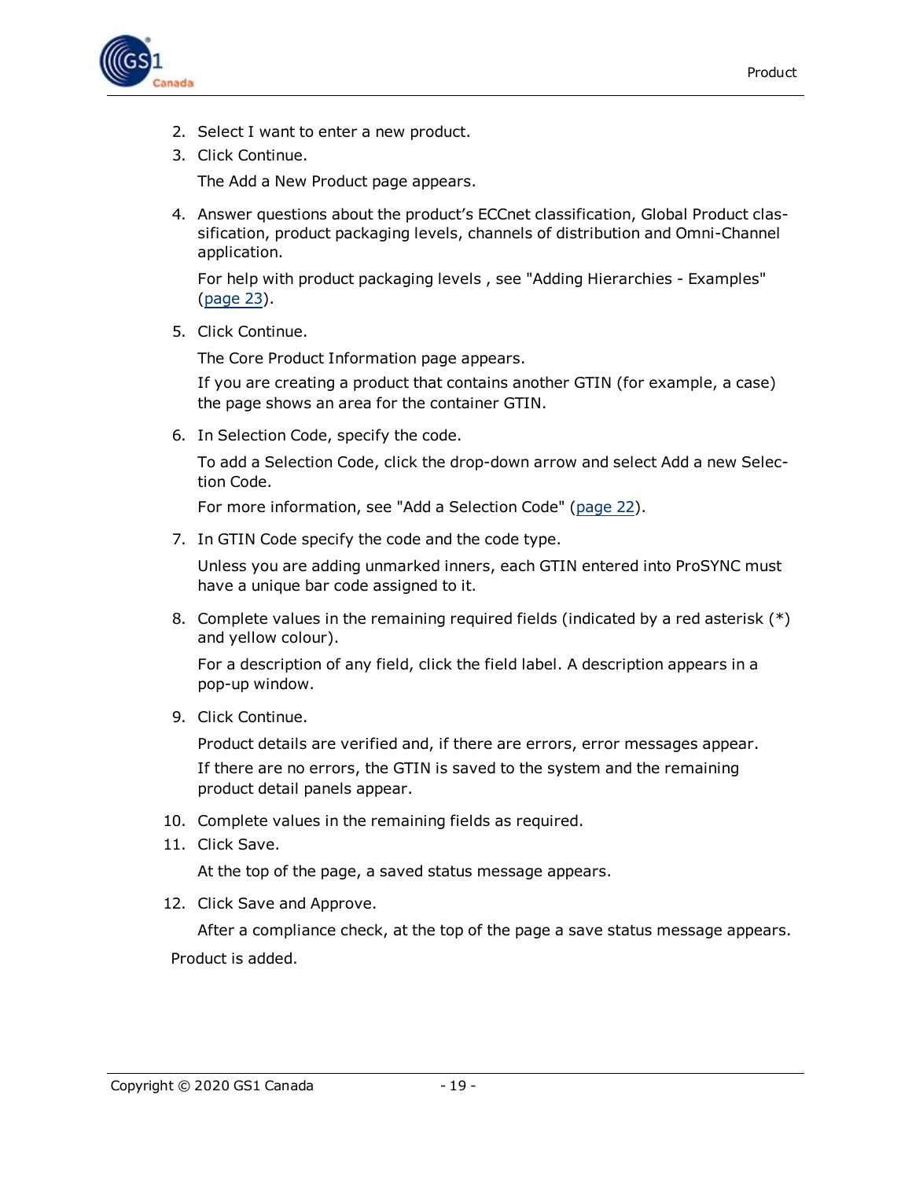2. Select I want to enter a new product.
3. Click Continue.

   The Add a New Product page appears.

4. Answer questions about the product's ECCnet classification, Global Product classification, product packaging levels, channels of distribution and Omni-Channel application.

   For help with product packaging levels , see "Adding Hierarchies - Examples" (page 23).

5. Click Continue.

   The Core Product Information page appears.

   If you are creating a product that contains another GTIN (for example, a case) the page shows an area for the container GTIN.

6. In Selection Code, specify the code.

   To add a Selection Code, click the drop-down arrow and select Add a new Selection Code.

   For more information, see "Add a Selection Code" (page 22).

7. In GTIN Code specify the code and the code type.

   Unless you are adding unmarked inners, each GTIN entered into ProSYNC must have a unique bar code assigned to it.

8. Complete values in the remaining required fields (indicated by a red asterisk (*) and yellow colour).

   For a description of any field, click the field label. A description appears in a pop-up window.

9. Click Continue.

   Product details are verified and, if there are errors, error messages appear.

   If there are no errors, the GTIN is saved to the system and the remaining product detail panels appear.

10. Complete values in the remaining fields as required.
11. Click Save.

    At the top of the page, a saved status message appears.

12. Click Save and Approve.

    After a compliance check, at the top of the page a save status message appears.

Product is added.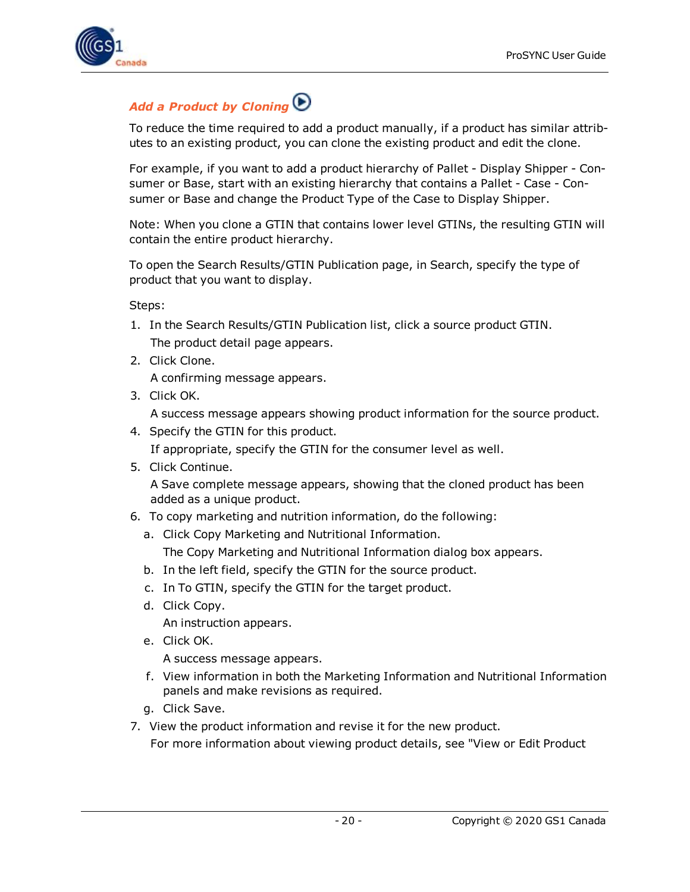### *Add a Product by Cloning*

To reduce the time required to add a product manually, if a product has similar attributes to an existing product, you can clone the existing product and edit the clone.

For example, if you want to add a product hierarchy of Pallet - Display Shipper - Consumer or Base, start with an existing hierarchy that contains a Pallet - Case - Consumer or Base and change the Product Type of the Case to Display Shipper.

Note: When you clone a GTIN that contains lower level GTINs, the resulting GTIN will contain the entire product hierarchy.

To open the Search Results/GTIN Publication page, in Search, specify the type of product that you want to display.

Steps:

1. In the Search Results/GTIN Publication list, click a source product GTIN.

   The product detail page appears.
2. Click Clone.

   A confirming message appears.
3. Click OK.

   A success message appears showing product information for the source product.
4. Specify the GTIN for this product.

   If appropriate, specify the GTIN for the consumer level as well.
5. Click Continue.

   A Save complete message appears, showing that the cloned product has been added as a unique product.
6. To copy marketing and nutrition information, do the following:
   1. Click Copy Marketing and Nutritional Information.

      The Copy Marketing and Nutritional Information dialog box appears.
   2. In the left field, specify the GTIN for the source product.
   3. In To GTIN, specify the GTIN for the target product.
   4. Click Copy.

      An instruction appears.
   5. Click OK.

      A success message appears.
   6. View information in both the Marketing Information and Nutritional Information panels and make revisions as required.
   7. Click Save.
7. View the product information and revise it for the new product.

   For more information about viewing product details, see "View or Edit Product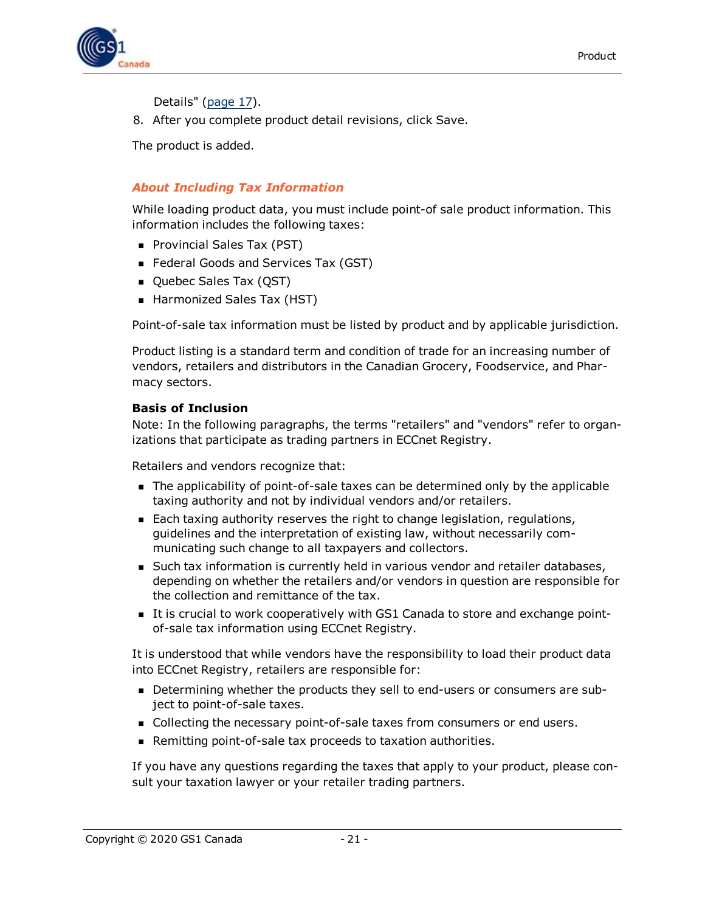Details" (page 17).

8. After you complete product detail revisions, click Save.

The product is added.

### *About Including Tax Information*

While loading product data, you must include point-of sale product information. This information includes the following taxes:

- Provincial Sales Tax (PST)
- Federal Goods and Services Tax (GST)
- Quebec Sales Tax (QST)
- Harmonized Sales Tax (HST)

Point-of-sale tax information must be listed by product and by applicable jurisdiction.

Product listing is a standard term and condition of trade for an increasing number of vendors, retailers and distributors in the Canadian Grocery, Foodservice, and Pharmacy sectors.

**Basis of Inclusion**

Note: In the following paragraphs, the terms "retailers" and "vendors" refer to organizations that participate as trading partners in ECCnet Registry.

Retailers and vendors recognize that:

- The applicability of point-of-sale taxes can be determined only by the applicable taxing authority and not by individual vendors and/or retailers.
- Each taxing authority reserves the right to change legislation, regulations, guidelines and the interpretation of existing law, without necessarily communicating such change to all taxpayers and collectors.
- Such tax information is currently held in various vendor and retailer databases, depending on whether the retailers and/or vendors in question are responsible for the collection and remittance of the tax.
- It is crucial to work cooperatively with GS1 Canada to store and exchange point-of-sale tax information using ECCnet Registry.

It is understood that while vendors have the responsibility to load their product data into ECCnet Registry, retailers are responsible for:

- Determining whether the products they sell to end-users or consumers are subject to point-of-sale taxes.
- Collecting the necessary point-of-sale taxes from consumers or end users.
- Remitting point-of-sale tax proceeds to taxation authorities.

If you have any questions regarding the taxes that apply to your product, please consult your taxation lawyer or your retailer trading partners.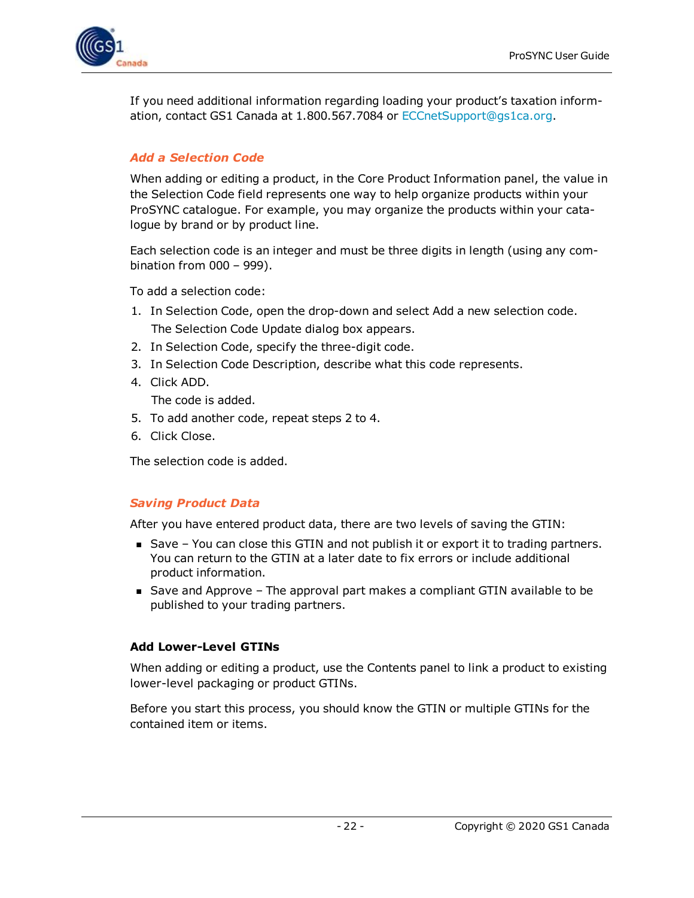If you need additional information regarding loading your product's taxation information, contact GS1 Canada at 1.800.567.7084 or ECCnetSupport@gs1ca.org.

### *Add a Selection Code*

When adding or editing a product, in the Core Product Information panel, the value in the Selection Code field represents one way to help organize products within your ProSYNC catalogue. For example, you may organize the products within your catalogue by brand or by product line.

Each selection code is an integer and must be three digits in length (using any combination from 000 – 999).

To add a selection code:

1. In Selection Code, open the drop-down and select Add a new selection code.

   The Selection Code Update dialog box appears.
2. In Selection Code, specify the three-digit code.
3. In Selection Code Description, describe what this code represents.
4. Click ADD.

   The code is added.
5. To add another code, repeat steps 2 to 4.
6. Click Close.

The selection code is added.

### *Saving Product Data*

After you have entered product data, there are two levels of saving the GTIN:

- Save – You can close this GTIN and not publish it or export it to trading partners. You can return to the GTIN at a later date to fix errors or include additional product information.
- Save and Approve – The approval part makes a compliant GTIN available to be published to your trading partners.

#### Add Lower-Level GTINs

When adding or editing a product, use the Contents panel to link a product to existing lower-level packaging or product GTINs.

Before you start this process, you should know the GTIN or multiple GTINs for the contained item or items.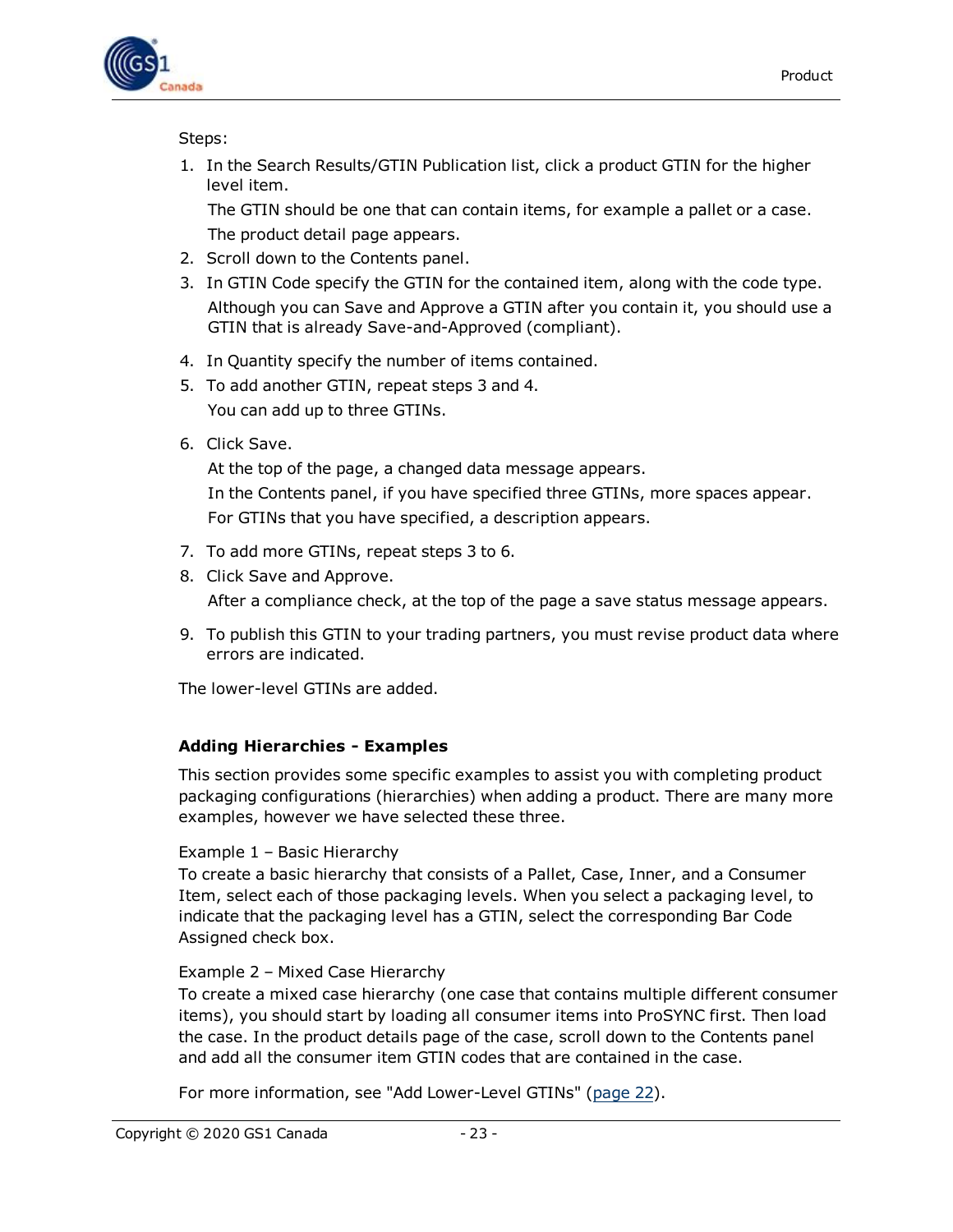Steps:

1. In the Search Results/GTIN Publication list, click a product GTIN for the higher level item.

   The GTIN should be one that can contain items, for example a pallet or a case.

   The product detail page appears.
2. Scroll down to the Contents panel.
3. In GTIN Code specify the GTIN for the contained item, along with the code type.

   Although you can Save and Approve a GTIN after you contain it, you should use a GTIN that is already Save-and-Approved (compliant).
4. In Quantity specify the number of items contained.
5. To add another GTIN, repeat steps 3 and 4.

   You can add up to three GTINs.
6. Click Save.

   At the top of the page, a changed data message appears.

   In the Contents panel, if you have specified three GTINs, more spaces appear.

   For GTINs that you have specified, a description appears.
7. To add more GTINs, repeat steps 3 to 6.
8. Click Save and Approve.

   After a compliance check, at the top of the page a save status message appears.
9. To publish this GTIN to your trading partners, you must revise product data where errors are indicated.

The lower-level GTINs are added.

### Adding Hierarchies - Examples

This section provides some specific examples to assist you with completing product packaging configurations (hierarchies) when adding a product. There are many more examples, however we have selected these three.

Example 1 – Basic Hierarchy
To create a basic hierarchy that consists of a Pallet, Case, Inner, and a Consumer Item, select each of those packaging levels. When you select a packaging level, to indicate that the packaging level has a GTIN, select the corresponding Bar Code Assigned check box.

Example 2 – Mixed Case Hierarchy
To create a mixed case hierarchy (one case that contains multiple different consumer items), you should start by loading all consumer items into ProSYNC first. Then load the case. In the product details page of the case, scroll down to the Contents panel and add all the consumer item GTIN codes that are contained in the case.

For more information, see "Add Lower-Level GTINs" (page 22).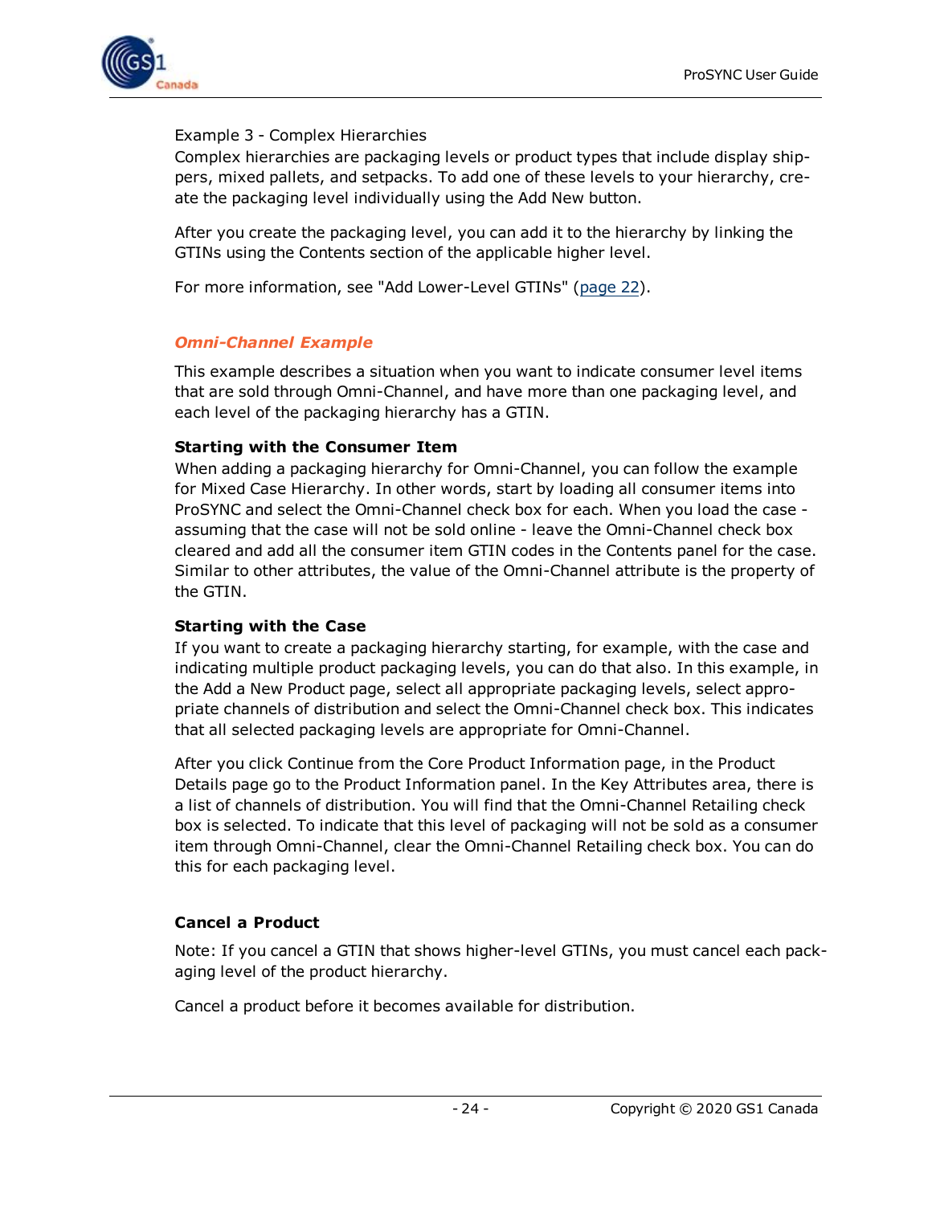Example 3 - Complex Hierarchies
Complex hierarchies are packaging levels or product types that include display shippers, mixed pallets, and setpacks. To add one of these levels to your hierarchy, create the packaging level individually using the Add New button.

After you create the packaging level, you can add it to the hierarchy by linking the GTINs using the Contents section of the applicable higher level.

For more information, see "Add Lower-Level GTINs" (page 22).

### *Omni-Channel Example*

This example describes a situation when you want to indicate consumer level items that are sold through Omni-Channel, and have more than one packaging level, and each level of the packaging hierarchy has a GTIN.

**Starting with the Consumer Item**
When adding a packaging hierarchy for Omni-Channel, you can follow the example for Mixed Case Hierarchy. In other words, start by loading all consumer items into ProSYNC and select the Omni-Channel check box for each. When you load the case - assuming that the case will not be sold online - leave the Omni-Channel check box cleared and add all the consumer item GTIN codes in the Contents panel for the case. Similar to other attributes, the value of the Omni-Channel attribute is the property of the GTIN.

**Starting with the Case**
If you want to create a packaging hierarchy starting, for example, with the case and indicating multiple product packaging levels, you can do that also. In this example, in the Add a New Product page, select all appropriate packaging levels, select appropriate channels of distribution and select the Omni-Channel check box. This indicates that all selected packaging levels are appropriate for Omni-Channel.

After you click Continue from the Core Product Information page, in the Product Details page go to the Product Information panel. In the Key Attributes area, there is a list of channels of distribution. You will find that the Omni-Channel Retailing check box is selected. To indicate that this level of packaging will not be sold as a consumer item through Omni-Channel, clear the Omni-Channel Retailing check box. You can do this for each packaging level.

### Cancel a Product

Note: If you cancel a GTIN that shows higher-level GTINs, you must cancel each packaging level of the product hierarchy.

Cancel a product before it becomes available for distribution.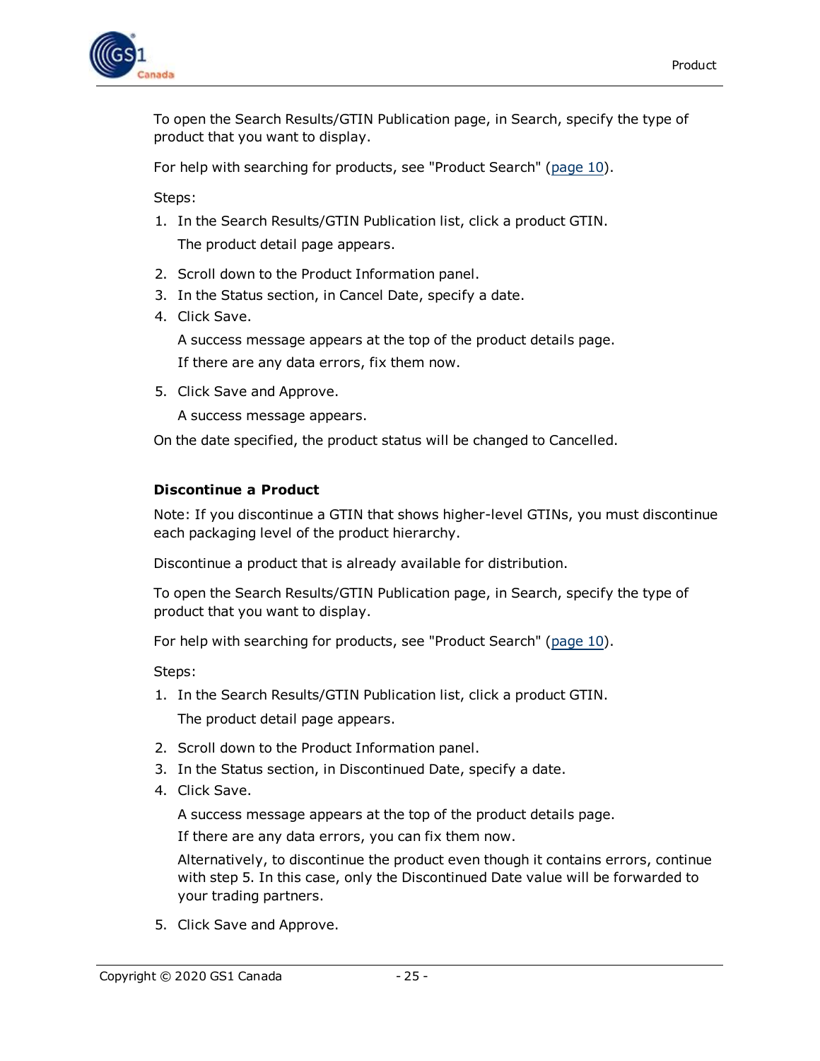To open the Search Results/GTIN Publication page, in Search, specify the type of product that you want to display.

For help with searching for products, see "Product Search" (page 10).

Steps:

1. In the Search Results/GTIN Publication list, click a product GTIN.

   The product detail page appears.

2. Scroll down to the Product Information panel.
3. In the Status section, in Cancel Date, specify a date.
4. Click Save.

   A success message appears at the top of the product details page.

   If there are any data errors, fix them now.

5. Click Save and Approve.

   A success message appears.

On the date specified, the product status will be changed to Cancelled.

### Discontinue a Product

Note: If you discontinue a GTIN that shows higher-level GTINs, you must discontinue each packaging level of the product hierarchy.

Discontinue a product that is already available for distribution.

To open the Search Results/GTIN Publication page, in Search, specify the type of product that you want to display.

For help with searching for products, see "Product Search" (page 10).

Steps:

1. In the Search Results/GTIN Publication list, click a product GTIN.

   The product detail page appears.

2. Scroll down to the Product Information panel.
3. In the Status section, in Discontinued Date, specify a date.
4. Click Save.

   A success message appears at the top of the product details page.

   If there are any data errors, you can fix them now.

   Alternatively, to discontinue the product even though it contains errors, continue with step 5. In this case, only the Discontinued Date value will be forwarded to your trading partners.

5. Click Save and Approve.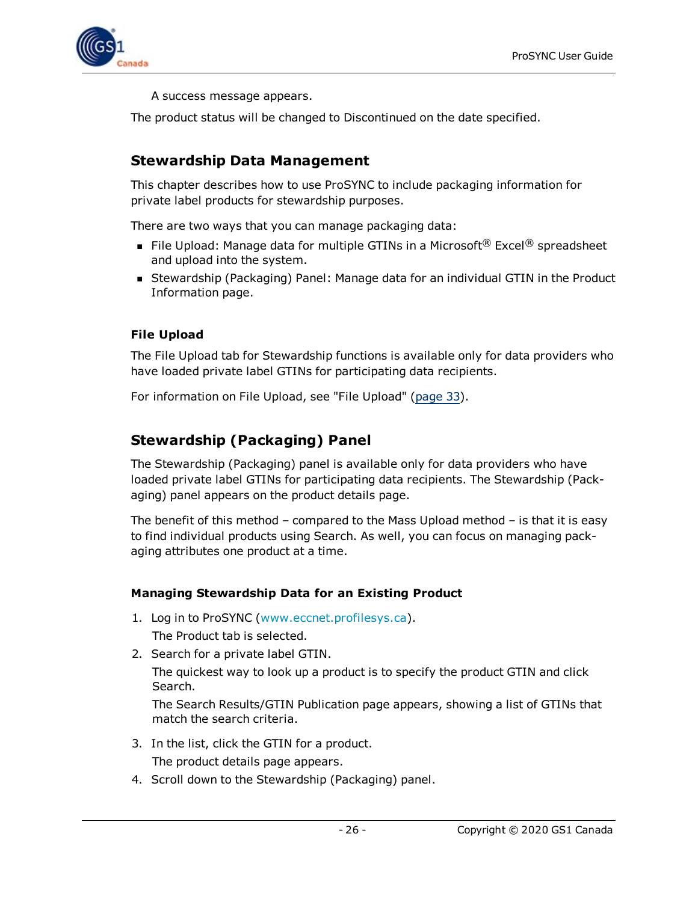A success message appears.

The product status will be changed to Discontinued on the date specified.

## Stewardship Data Management

This chapter describes how to use ProSYNC to include packaging information for private label products for stewardship purposes.

There are two ways that you can manage packaging data:

- File Upload: Manage data for multiple GTINs in a Microsoft® Excel® spreadsheet and upload into the system.
- Stewardship (Packaging) Panel: Manage data for an individual GTIN in the Product Information page.

### File Upload

The File Upload tab for Stewardship functions is available only for data providers who have loaded private label GTINs for participating data recipients.

For information on File Upload, see "File Upload" (page 33).

## Stewardship (Packaging) Panel

The Stewardship (Packaging) panel is available only for data providers who have loaded private label GTINs for participating data recipients. The Stewardship (Packaging) panel appears on the product details page.

The benefit of this method – compared to the Mass Upload method – is that it is easy to find individual products using Search. As well, you can focus on managing packaging attributes one product at a time.

### Managing Stewardship Data for an Existing Product

1. Log in to ProSYNC (www.eccnet.profilesys.ca).

   The Product tab is selected.

2. Search for a private label GTIN.

   The quickest way to look up a product is to specify the product GTIN and click Search.

   The Search Results/GTIN Publication page appears, showing a list of GTINs that match the search criteria.

3. In the list, click the GTIN for a product.

   The product details page appears.

4. Scroll down to the Stewardship (Packaging) panel.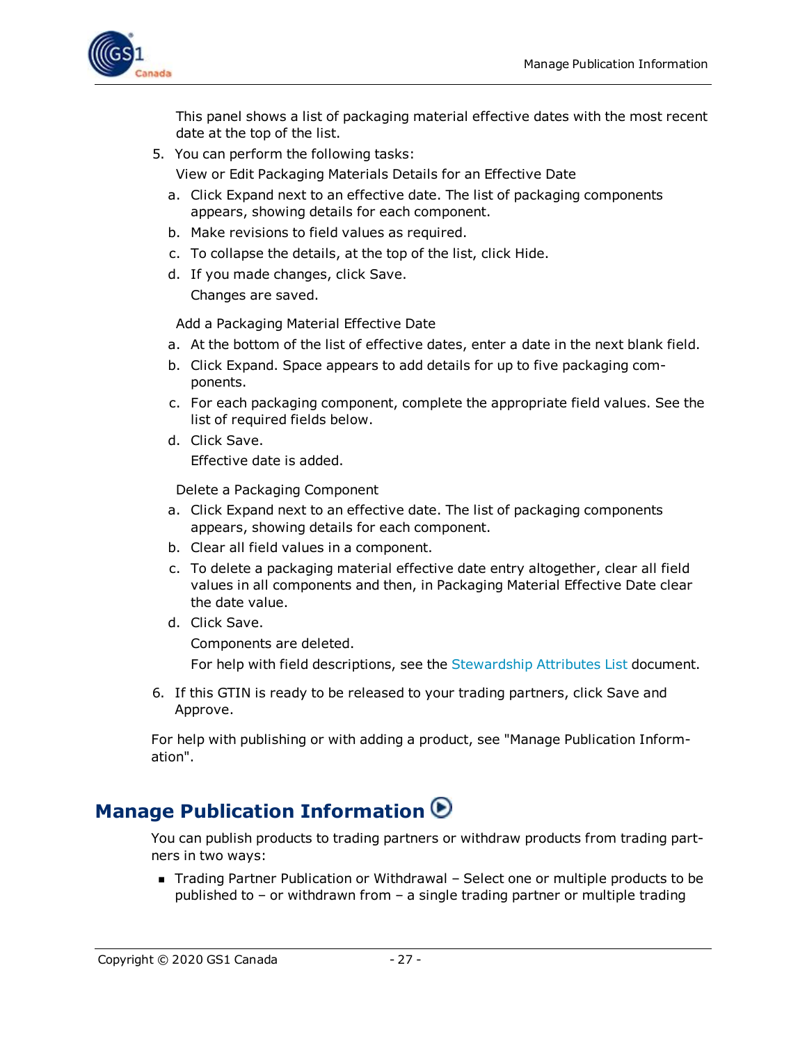This panel shows a list of packaging material effective dates with the most recent date at the top of the list.

5. You can perform the following tasks:

   View or Edit Packaging Materials Details for an Effective Date

   a. Click Expand next to an effective date. The list of packaging components appears, showing details for each component.
   b. Make revisions to field values as required.
   c. To collapse the details, at the top of the list, click Hide.
   d. If you made changes, click Save.

      Changes are saved.

   Add a Packaging Material Effective Date

   a. At the bottom of the list of effective dates, enter a date in the next blank field.
   b. Click Expand. Space appears to add details for up to five packaging components.
   c. For each packaging component, complete the appropriate field values. See the list of required fields below.
   d. Click Save.

      Effective date is added.

   Delete a Packaging Component

   a. Click Expand next to an effective date. The list of packaging components appears, showing details for each component.
   b. Clear all field values in a component.
   c. To delete a packaging material effective date entry altogether, clear all field values in all components and then, in Packaging Material Effective Date clear the date value.
   d. Click Save.

      Components are deleted.

      For help with field descriptions, see the Stewardship Attributes List document.

6. If this GTIN is ready to be released to your trading partners, click Save and Approve.

For help with publishing or with adding a product, see "Manage Publication Information".

## Manage Publication Information

You can publish products to trading partners or withdraw products from trading partners in two ways:

- Trading Partner Publication or Withdrawal – Select one or multiple products to be published to – or withdrawn from – a single trading partner or multiple trading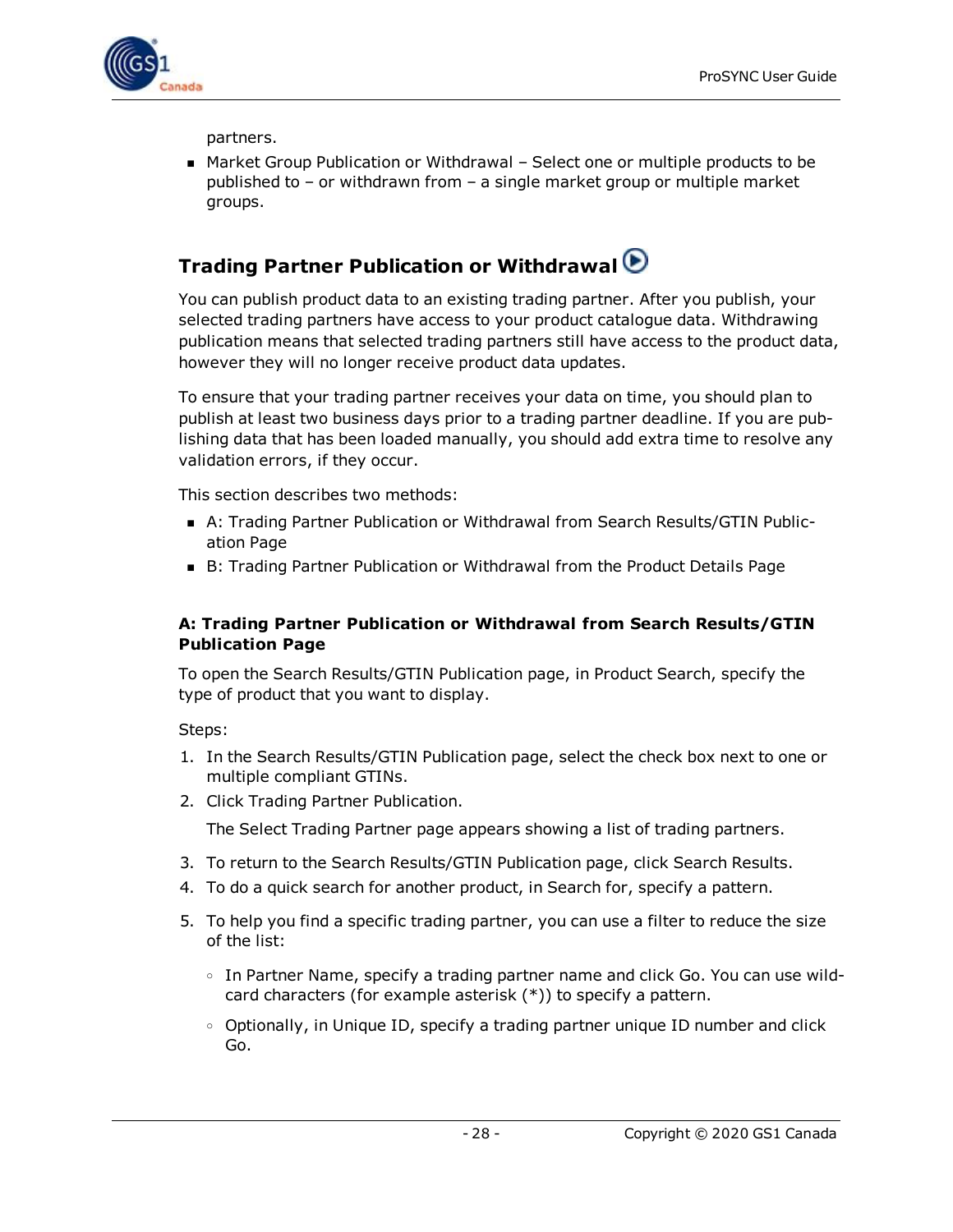partners.

- Market Group Publication or Withdrawal – Select one or multiple products to be published to – or withdrawn from – a single market group or multiple market groups.

## Trading Partner Publication or Withdrawal

You can publish product data to an existing trading partner. After you publish, your selected trading partners have access to your product catalogue data. Withdrawing publication means that selected trading partners still have access to the product data, however they will no longer receive product data updates.

To ensure that your trading partner receives your data on time, you should plan to publish at least two business days prior to a trading partner deadline. If you are publishing data that has been loaded manually, you should add extra time to resolve any validation errors, if they occur.

This section describes two methods:

- A: Trading Partner Publication or Withdrawal from Search Results/GTIN Publication Page
- B: Trading Partner Publication or Withdrawal from the Product Details Page

### A: Trading Partner Publication or Withdrawal from Search Results/GTIN Publication Page

To open the Search Results/GTIN Publication page, in Product Search, specify the type of product that you want to display.

Steps:

1. In the Search Results/GTIN Publication page, select the check box next to one or multiple compliant GTINs.
2. Click Trading Partner Publication.

   The Select Trading Partner page appears showing a list of trading partners.

3. To return to the Search Results/GTIN Publication page, click Search Results.
4. To do a quick search for another product, in Search for, specify a pattern.
5. To help you find a specific trading partner, you can use a filter to reduce the size of the list:

   - In Partner Name, specify a trading partner name and click Go. You can use wildcard characters (for example asterisk (*)) to specify a pattern.
   - Optionally, in Unique ID, specify a trading partner unique ID number and click Go.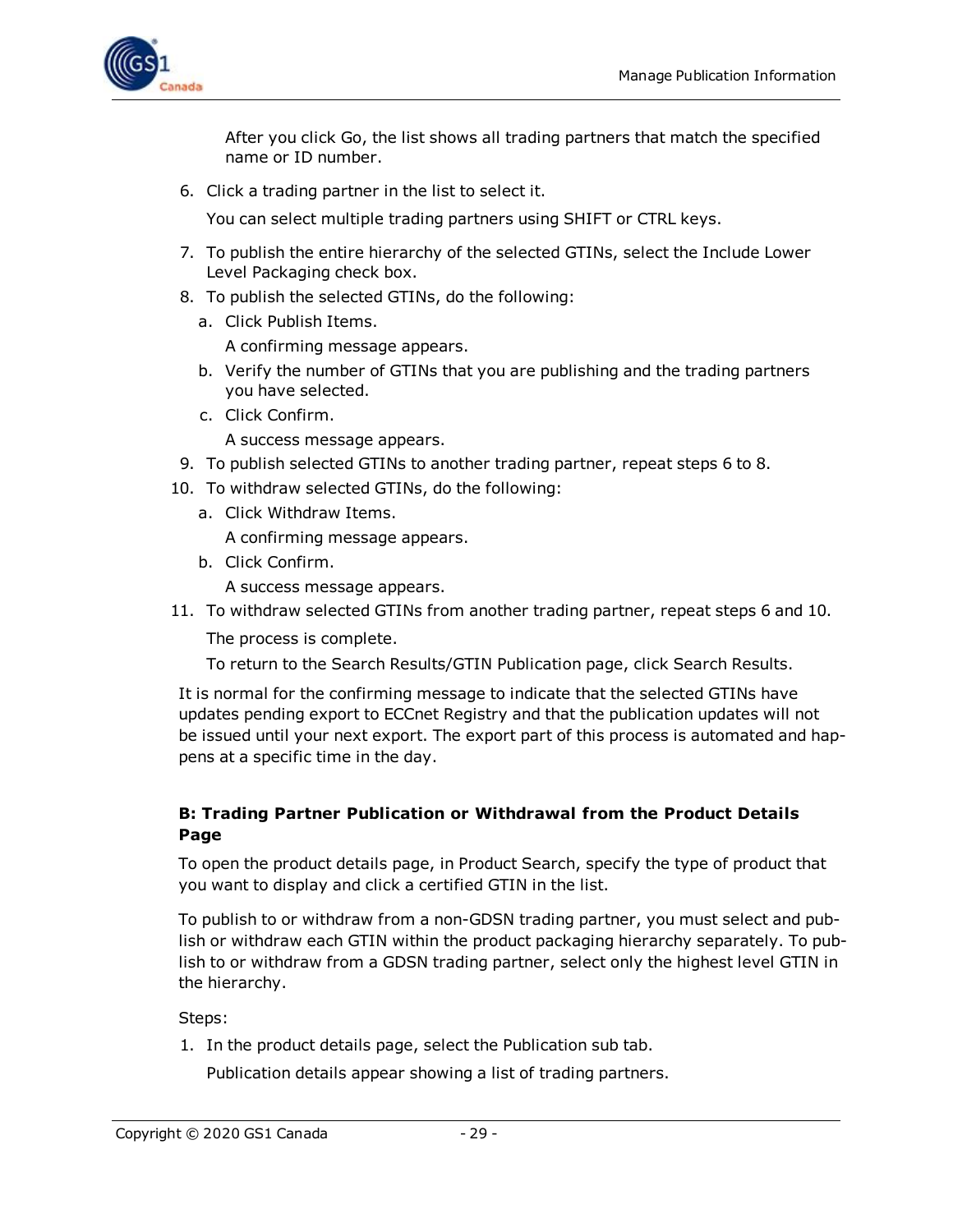After you click Go, the list shows all trading partners that match the specified name or ID number.

6. Click a trading partner in the list to select it.

   You can select multiple trading partners using SHIFT or CTRL keys.

7. To publish the entire hierarchy of the selected GTINs, select the Include Lower Level Packaging check box.
8. To publish the selected GTINs, do the following:
   a. Click Publish Items.

      A confirming message appears.

   b. Verify the number of GTINs that you are publishing and the trading partners you have selected.
   c. Click Confirm.

      A success message appears.

9. To publish selected GTINs to another trading partner, repeat steps 6 to 8.
10. To withdraw selected GTINs, do the following:
    a. Click Withdraw Items.

       A confirming message appears.

    b. Click Confirm.

       A success message appears.

11. To withdraw selected GTINs from another trading partner, repeat steps 6 and 10.

    The process is complete.

    To return to the Search Results/GTIN Publication page, click Search Results.

It is normal for the confirming message to indicate that the selected GTINs have updates pending export to ECCnet Registry and that the publication updates will not be issued until your next export. The export part of this process is automated and happens at a specific time in the day.

**B: Trading Partner Publication or Withdrawal from the Product Details Page**

To open the product details page, in Product Search, specify the type of product that you want to display and click a certified GTIN in the list.

To publish to or withdraw from a non-GDSN trading partner, you must select and publish or withdraw each GTIN within the product packaging hierarchy separately. To publish to or withdraw from a GDSN trading partner, select only the highest level GTIN in the hierarchy.

Steps:

1. In the product details page, select the Publication sub tab.

   Publication details appear showing a list of trading partners.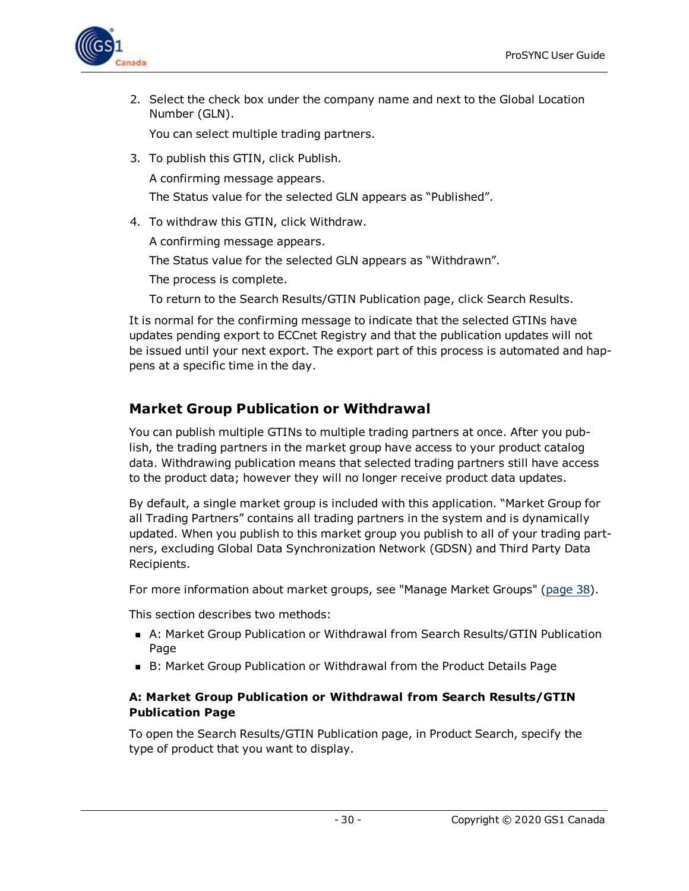2. Select the check box under the company name and next to the Global Location Number (GLN).

   You can select multiple trading partners.

3. To publish this GTIN, click Publish.

   A confirming message appears.

   The Status value for the selected GLN appears as “Published”.

4. To withdraw this GTIN, click Withdraw.

   A confirming message appears.

   The Status value for the selected GLN appears as “Withdrawn”.

   The process is complete.

   To return to the Search Results/GTIN Publication page, click Search Results.

It is normal for the confirming message to indicate that the selected GTINs have updates pending export to ECCnet Registry and that the publication updates will not be issued until your next export. The export part of this process is automated and happens at a specific time in the day.

## Market Group Publication or Withdrawal

You can publish multiple GTINs to multiple trading partners at once. After you publish, the trading partners in the market group have access to your product catalog data. Withdrawing publication means that selected trading partners still have access to the product data; however they will no longer receive product data updates.

By default, a single market group is included with this application. “Market Group for all Trading Partners” contains all trading partners in the system and is dynamically updated. When you publish to this market group you publish to all of your trading partners, excluding Global Data Synchronization Network (GDSN) and Third Party Data Recipients.

For more information about market groups, see "Manage Market Groups" (page 38).

This section describes two methods:

- A: Market Group Publication or Withdrawal from Search Results/GTIN Publication Page
- B: Market Group Publication or Withdrawal from the Product Details Page

### A: Market Group Publication or Withdrawal from Search Results/GTIN Publication Page

To open the Search Results/GTIN Publication page, in Product Search, specify the type of product that you want to display.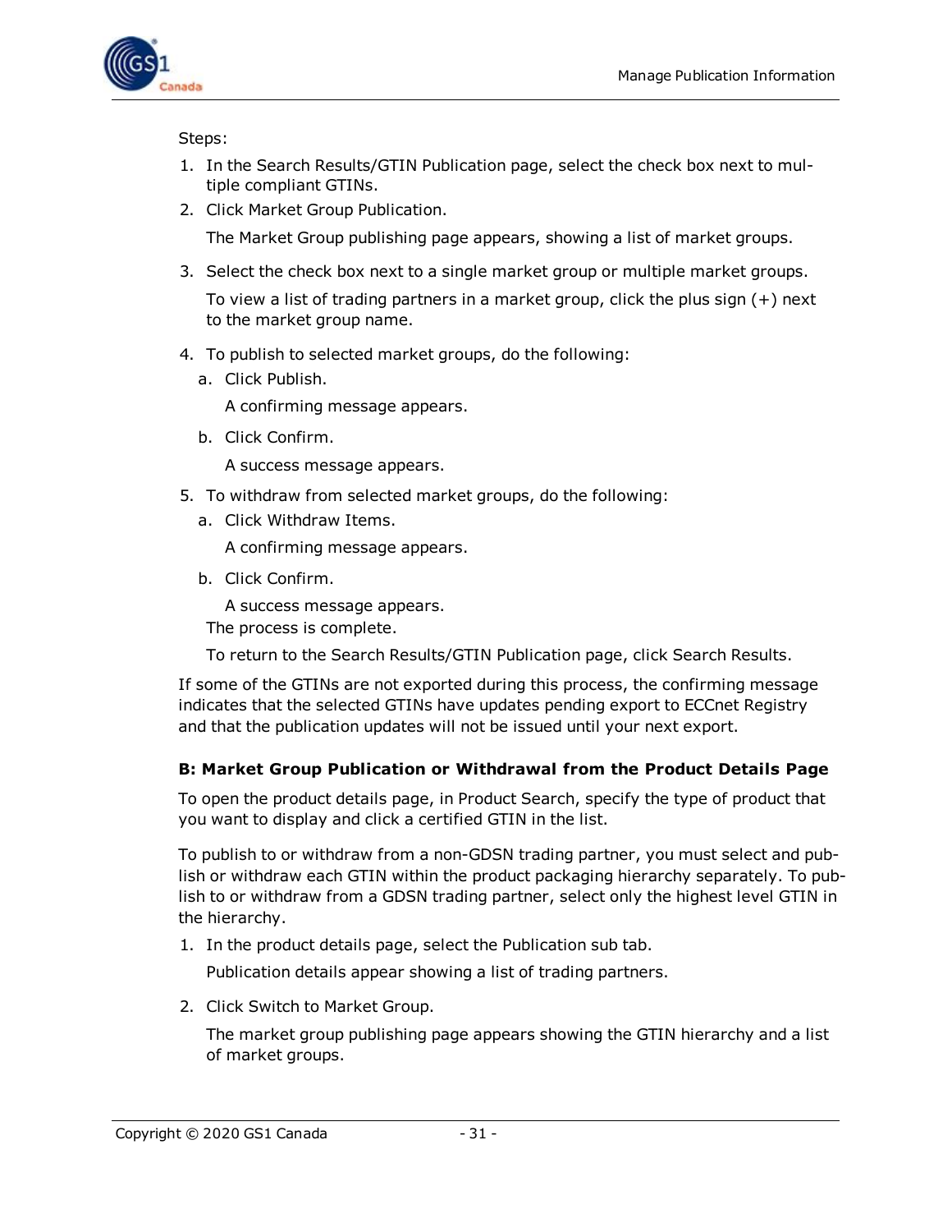Steps:

1. In the Search Results/GTIN Publication page, select the check box next to multiple compliant GTINs.
2. Click Market Group Publication.

   The Market Group publishing page appears, showing a list of market groups.

3. Select the check box next to a single market group or multiple market groups.

   To view a list of trading partners in a market group, click the plus sign (+) next to the market group name.

4. To publish to selected market groups, do the following:
   a. Click Publish.

      A confirming message appears.

   b. Click Confirm.

      A success message appears.

5. To withdraw from selected market groups, do the following:
   a. Click Withdraw Items.

      A confirming message appears.

   b. Click Confirm.

      A success message appears.

   The process is complete.

   To return to the Search Results/GTIN Publication page, click Search Results.

If some of the GTINs are not exported during this process, the confirming message indicates that the selected GTINs have updates pending export to ECCnet Registry and that the publication updates will not be issued until your next export.

**B: Market Group Publication or Withdrawal from the Product Details Page**

To open the product details page, in Product Search, specify the type of product that you want to display and click a certified GTIN in the list.

To publish to or withdraw from a non-GDSN trading partner, you must select and publish or withdraw each GTIN within the product packaging hierarchy separately. To publish to or withdraw from a GDSN trading partner, select only the highest level GTIN in the hierarchy.

1. In the product details page, select the Publication sub tab.

   Publication details appear showing a list of trading partners.

2. Click Switch to Market Group.

   The market group publishing page appears showing the GTIN hierarchy and a list of market groups.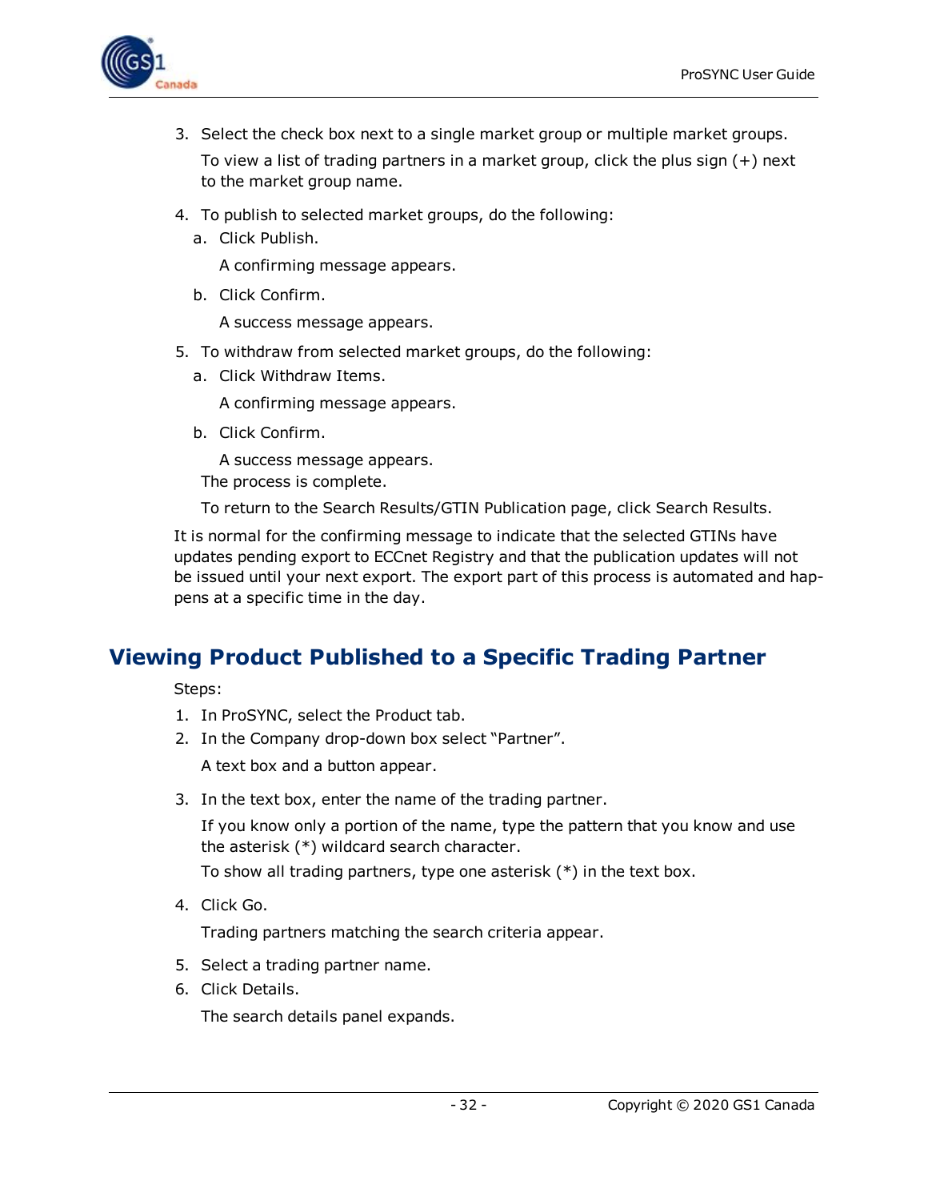3. Select the check box next to a single market group or multiple market groups.

   To view a list of trading partners in a market group, click the plus sign (+) next to the market group name.

4. To publish to selected market groups, do the following:
   1. Click Publish.

      A confirming message appears.

   2. Click Confirm.

      A success message appears.

5. To withdraw from selected market groups, do the following:
   1. Click Withdraw Items.

      A confirming message appears.

   2. Click Confirm.

      A success message appears.

   The process is complete.

   To return to the Search Results/GTIN Publication page, click Search Results.

It is normal for the confirming message to indicate that the selected GTINs have updates pending export to ECCnet Registry and that the publication updates will not be issued until your next export. The export part of this process is automated and happens at a specific time in the day.

## Viewing Product Published to a Specific Trading Partner

Steps:

1. In ProSYNC, select the Product tab.
2. In the Company drop-down box select "Partner".

   A text box and a button appear.

3. In the text box, enter the name of the trading partner.

   If you know only a portion of the name, type the pattern that you know and use the asterisk (*) wildcard search character.

   To show all trading partners, type one asterisk (*) in the text box.

4. Click Go.

   Trading partners matching the search criteria appear.

5. Select a trading partner name.
6. Click Details.

   The search details panel expands.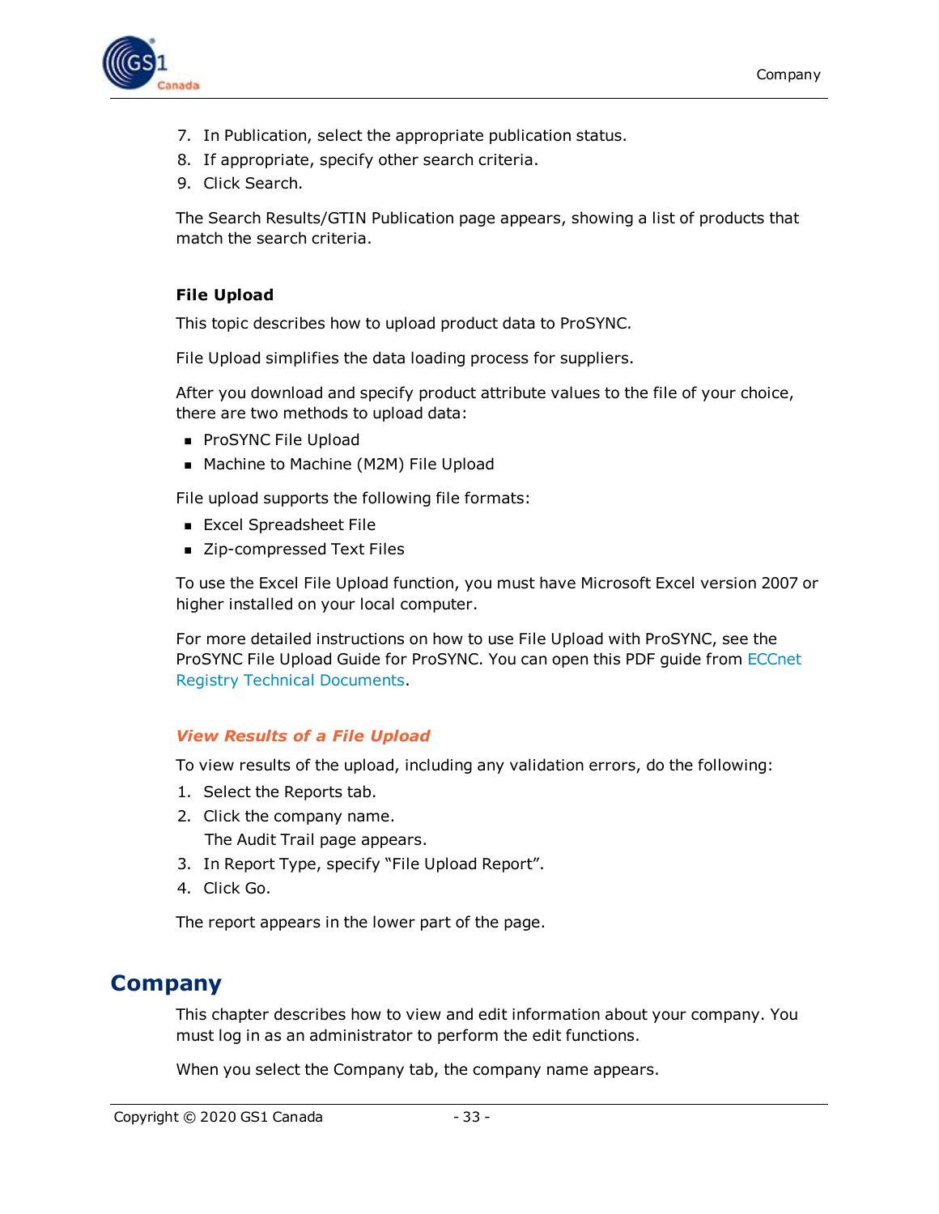7. In Publication, select the appropriate publication status.
8. If appropriate, specify other search criteria.
9. Click Search.

The Search Results/GTIN Publication page appears, showing a list of products that match the search criteria.

### File Upload

This topic describes how to upload product data to ProSYNC.

File Upload simplifies the data loading process for suppliers.

After you download and specify product attribute values to the file of your choice, there are two methods to upload data:

- ProSYNC File Upload
- Machine to Machine (M2M) File Upload

File upload supports the following file formats:

- Excel Spreadsheet File
- Zip-compressed Text Files

To use the Excel File Upload function, you must have Microsoft Excel version 2007 or higher installed on your local computer.

For more detailed instructions on how to use File Upload with ProSYNC, see the ProSYNC File Upload Guide for ProSYNC. You can open this PDF guide from ECCnet Registry Technical Documents.

#### *View Results of a File Upload*

To view results of the upload, including any validation errors, do the following:

1. Select the Reports tab.
2. Click the company name.
   The Audit Trail page appears.
3. In Report Type, specify "File Upload Report".
4. Click Go.

The report appears in the lower part of the page.

## Company

This chapter describes how to view and edit information about your company. You must log in as an administrator to perform the edit functions.

When you select the Company tab, the company name appears.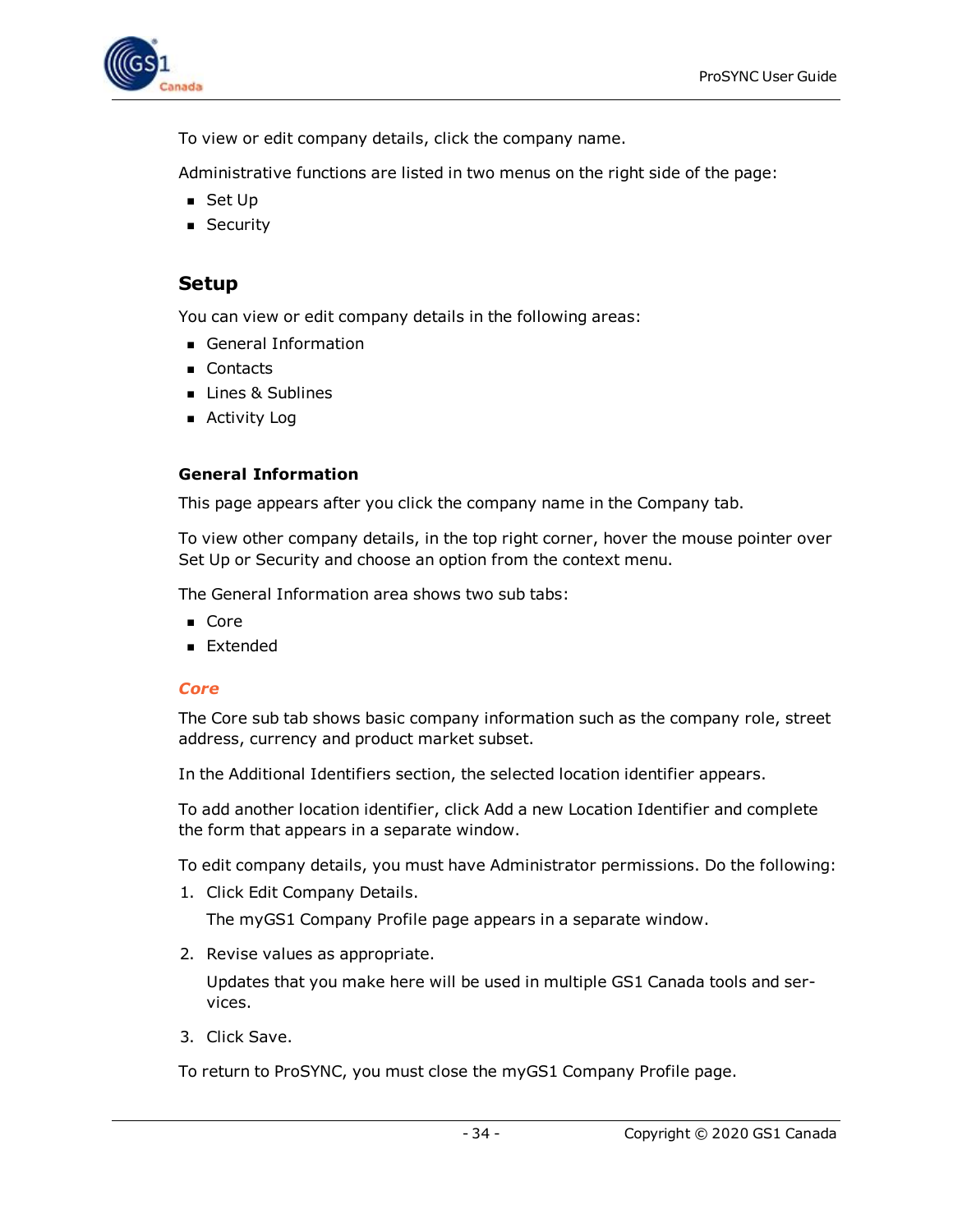To view or edit company details, click the company name.

Administrative functions are listed in two menus on the right side of the page:

- Set Up
- Security

## Setup

You can view or edit company details in the following areas:

- General Information
- Contacts
- Lines & Sublines
- Activity Log

### General Information

This page appears after you click the company name in the Company tab.

To view other company details, in the top right corner, hover the mouse pointer over Set Up or Security and choose an option from the context menu.

The General Information area shows two sub tabs:

- Core
- Extended

#### *Core*

The Core sub tab shows basic company information such as the company role, street address, currency and product market subset.

In the Additional Identifiers section, the selected location identifier appears.

To add another location identifier, click Add a new Location Identifier and complete the form that appears in a separate window.

To edit company details, you must have Administrator permissions. Do the following:

1. Click Edit Company Details.

   The myGS1 Company Profile page appears in a separate window.

2. Revise values as appropriate.

   Updates that you make here will be used in multiple GS1 Canada tools and services.

3. Click Save.

To return to ProSYNC, you must close the myGS1 Company Profile page.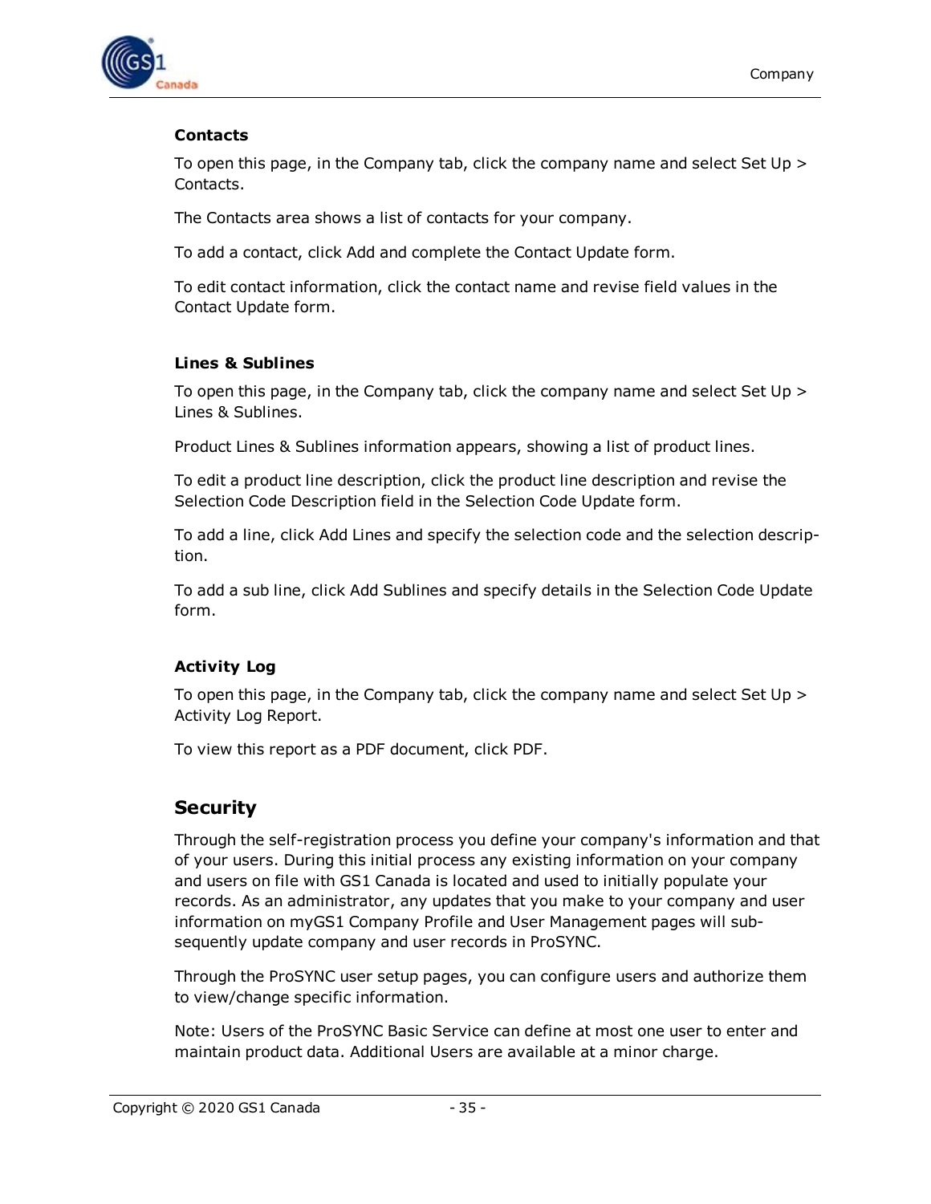### Contacts

To open this page, in the Company tab, click the company name and select Set Up > Contacts.

The Contacts area shows a list of contacts for your company.

To add a contact, click Add and complete the Contact Update form.

To edit contact information, click the contact name and revise field values in the Contact Update form.

### Lines & Sublines

To open this page, in the Company tab, click the company name and select Set Up > Lines & Sublines.

Product Lines & Sublines information appears, showing a list of product lines.

To edit a product line description, click the product line description and revise the Selection Code Description field in the Selection Code Update form.

To add a line, click Add Lines and specify the selection code and the selection description.

To add a sub line, click Add Sublines and specify details in the Selection Code Update form.

### Activity Log

To open this page, in the Company tab, click the company name and select Set Up > Activity Log Report.

To view this report as a PDF document, click PDF.

## Security

Through the self-registration process you define your company's information and that of your users. During this initial process any existing information on your company and users on file with GS1 Canada is located and used to initially populate your records. As an administrator, any updates that you make to your company and user information on myGS1 Company Profile and User Management pages will subsequently update company and user records in ProSYNC.

Through the ProSYNC user setup pages, you can configure users and authorize them to view/change specific information.

Note: Users of the ProSYNC Basic Service can define at most one user to enter and maintain product data. Additional Users are available at a minor charge.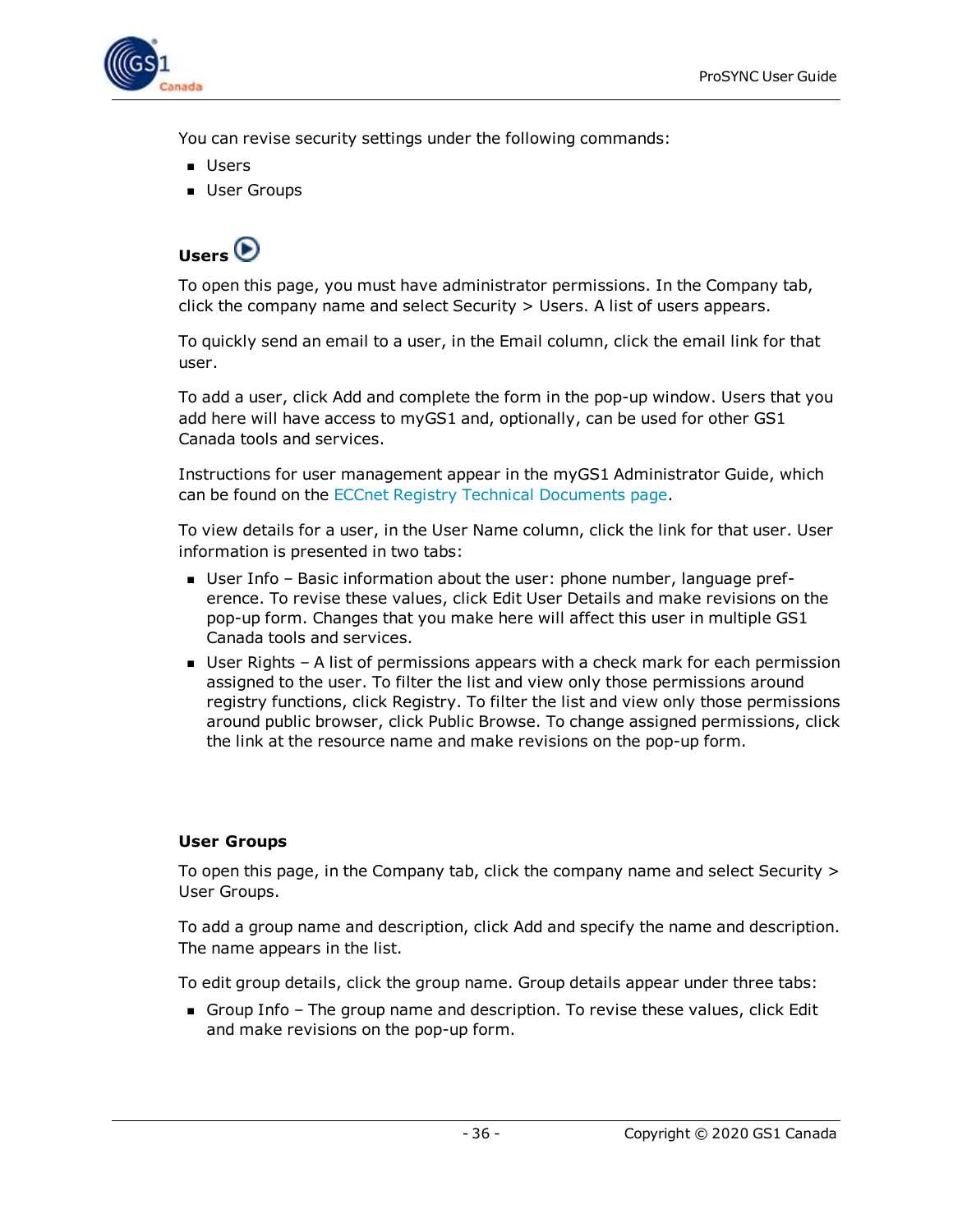You can revise security settings under the following commands:

- Users
- User Groups

### Users

To open this page, you must have administrator permissions. In the Company tab, click the company name and select Security > Users. A list of users appears.

To quickly send an email to a user, in the Email column, click the email link for that user.

To add a user, click Add and complete the form in the pop-up window. Users that you add here will have access to myGS1 and, optionally, can be used for other GS1 Canada tools and services.

Instructions for user management appear in the myGS1 Administrator Guide, which can be found on the ECCnet Registry Technical Documents page.

To view details for a user, in the User Name column, click the link for that user. User information is presented in two tabs:

- User Info – Basic information about the user: phone number, language preference. To revise these values, click Edit User Details and make revisions on the pop-up form. Changes that you make here will affect this user in multiple GS1 Canada tools and services.
- User Rights – A list of permissions appears with a check mark for each permission assigned to the user. To filter the list and view only those permissions around registry functions, click Registry. To filter the list and view only those permissions around public browser, click Public Browse. To change assigned permissions, click the link at the resource name and make revisions on the pop-up form.

### User Groups

To open this page, in the Company tab, click the company name and select Security > User Groups.

To add a group name and description, click Add and specify the name and description. The name appears in the list.

To edit group details, click the group name. Group details appear under three tabs:

- Group Info – The group name and description. To revise these values, click Edit and make revisions on the pop-up form.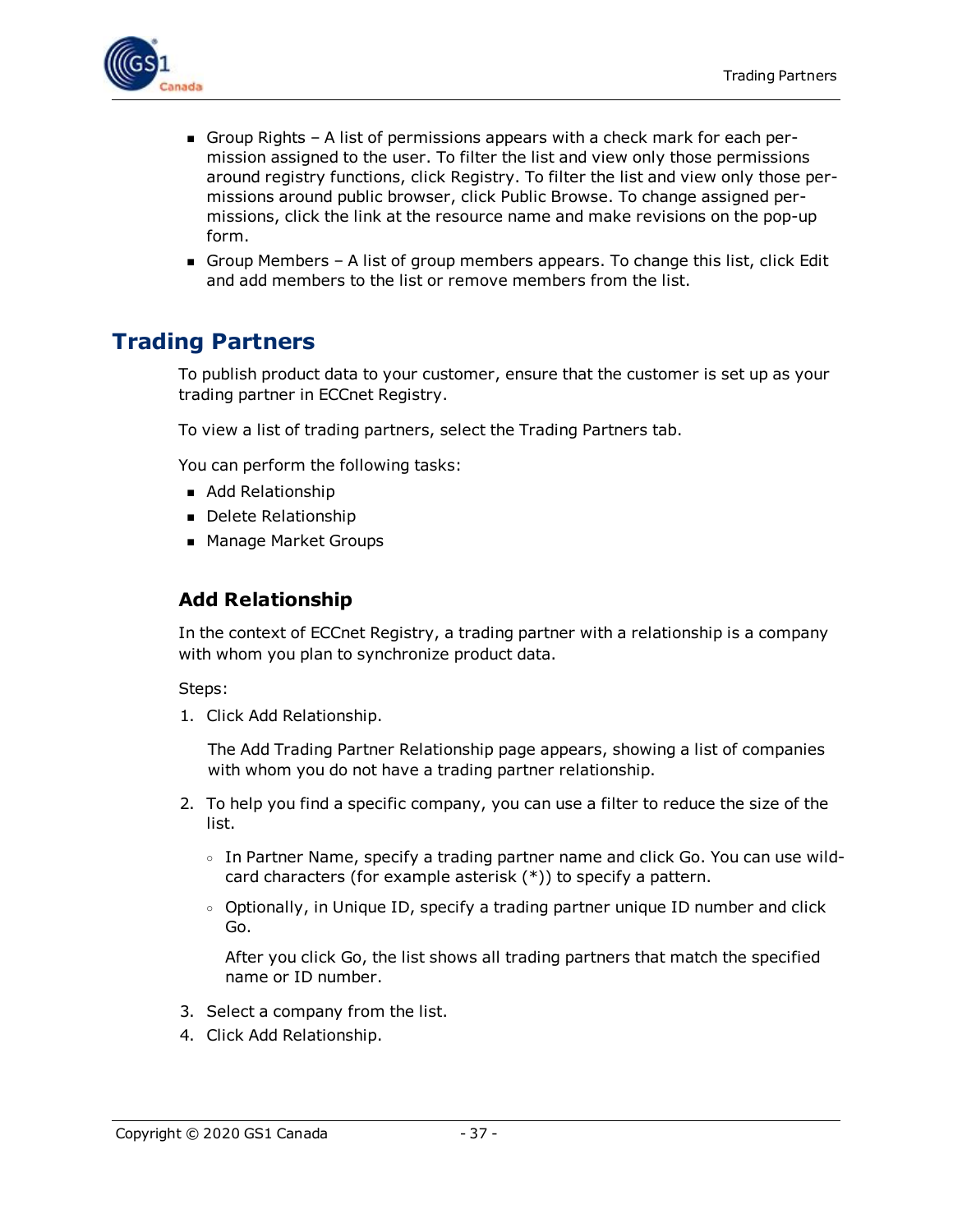- Group Rights – A list of permissions appears with a check mark for each permission assigned to the user. To filter the list and view only those permissions around registry functions, click Registry. To filter the list and view only those permissions around public browser, click Public Browse. To change assigned permissions, click the link at the resource name and make revisions on the pop-up form.
- Group Members – A list of group members appears. To change this list, click Edit and add members to the list or remove members from the list.

## Trading Partners

To publish product data to your customer, ensure that the customer is set up as your trading partner in ECCnet Registry.

To view a list of trading partners, select the Trading Partners tab.

You can perform the following tasks:

- Add Relationship
- Delete Relationship
- Manage Market Groups

### Add Relationship

In the context of ECCnet Registry, a trading partner with a relationship is a company with whom you plan to synchronize product data.

Steps:

1. Click Add Relationship.

   The Add Trading Partner Relationship page appears, showing a list of companies with whom you do not have a trading partner relationship.

2. To help you find a specific company, you can use a filter to reduce the size of the list.

   - In Partner Name, specify a trading partner name and click Go. You can use wildcard characters (for example asterisk (*)) to specify a pattern.
   - Optionally, in Unique ID, specify a trading partner unique ID number and click Go.

     After you click Go, the list shows all trading partners that match the specified name or ID number.

3. Select a company from the list.
4. Click Add Relationship.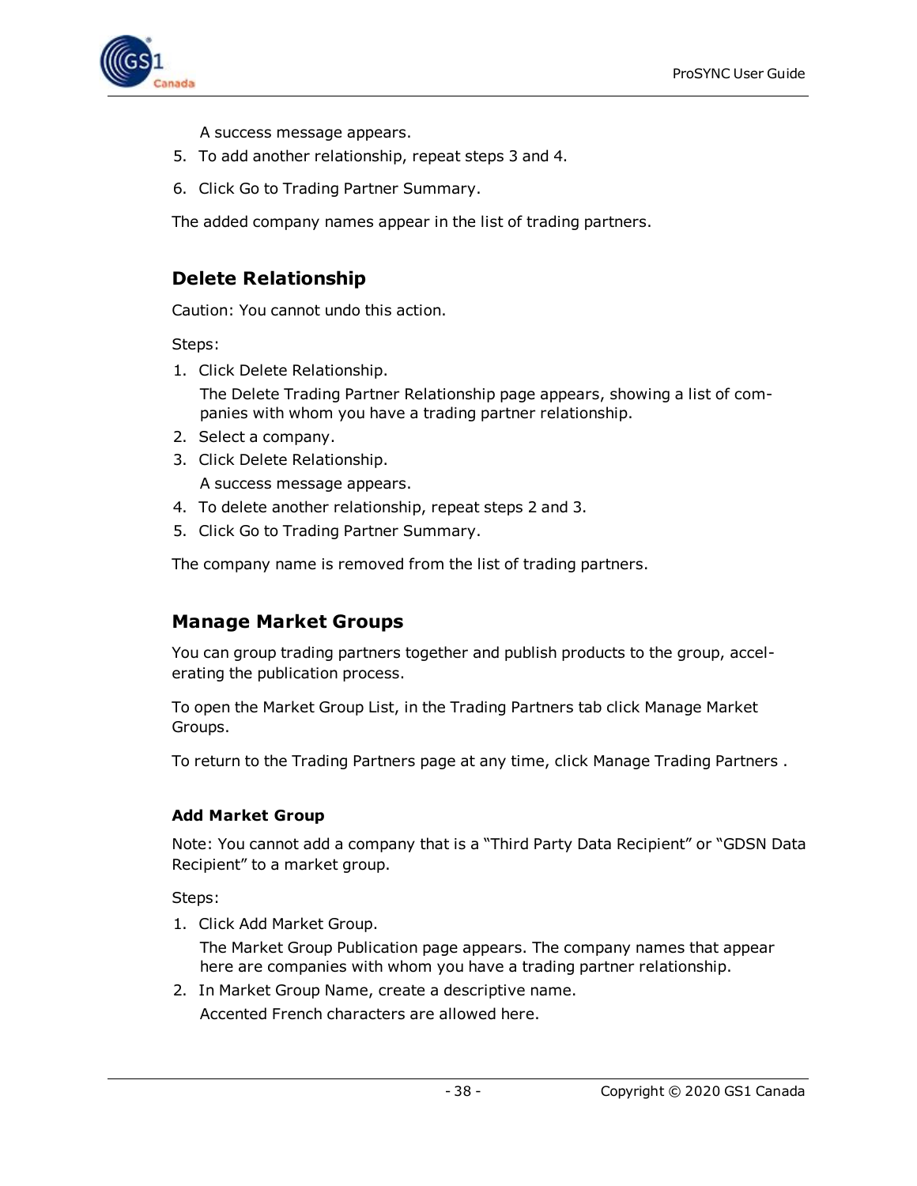A success message appears.

5. To add another relationship, repeat steps 3 and 4.
6. Click Go to Trading Partner Summary.

The added company names appear in the list of trading partners.

## Delete Relationship

Caution: You cannot undo this action.

Steps:

1. Click Delete Relationship.

   The Delete Trading Partner Relationship page appears, showing a list of companies with whom you have a trading partner relationship.
2. Select a company.
3. Click Delete Relationship.

   A success message appears.
4. To delete another relationship, repeat steps 2 and 3.
5. Click Go to Trading Partner Summary.

The company name is removed from the list of trading partners.

## Manage Market Groups

You can group trading partners together and publish products to the group, accelerating the publication process.

To open the Market Group List, in the Trading Partners tab click Manage Market Groups.

To return to the Trading Partners page at any time, click Manage Trading Partners .

### Add Market Group

Note: You cannot add a company that is a “Third Party Data Recipient” or “GDSN Data Recipient” to a market group.

Steps:

1. Click Add Market Group.

   The Market Group Publication page appears. The company names that appear here are companies with whom you have a trading partner relationship.
2. In Market Group Name, create a descriptive name.

   Accented French characters are allowed here.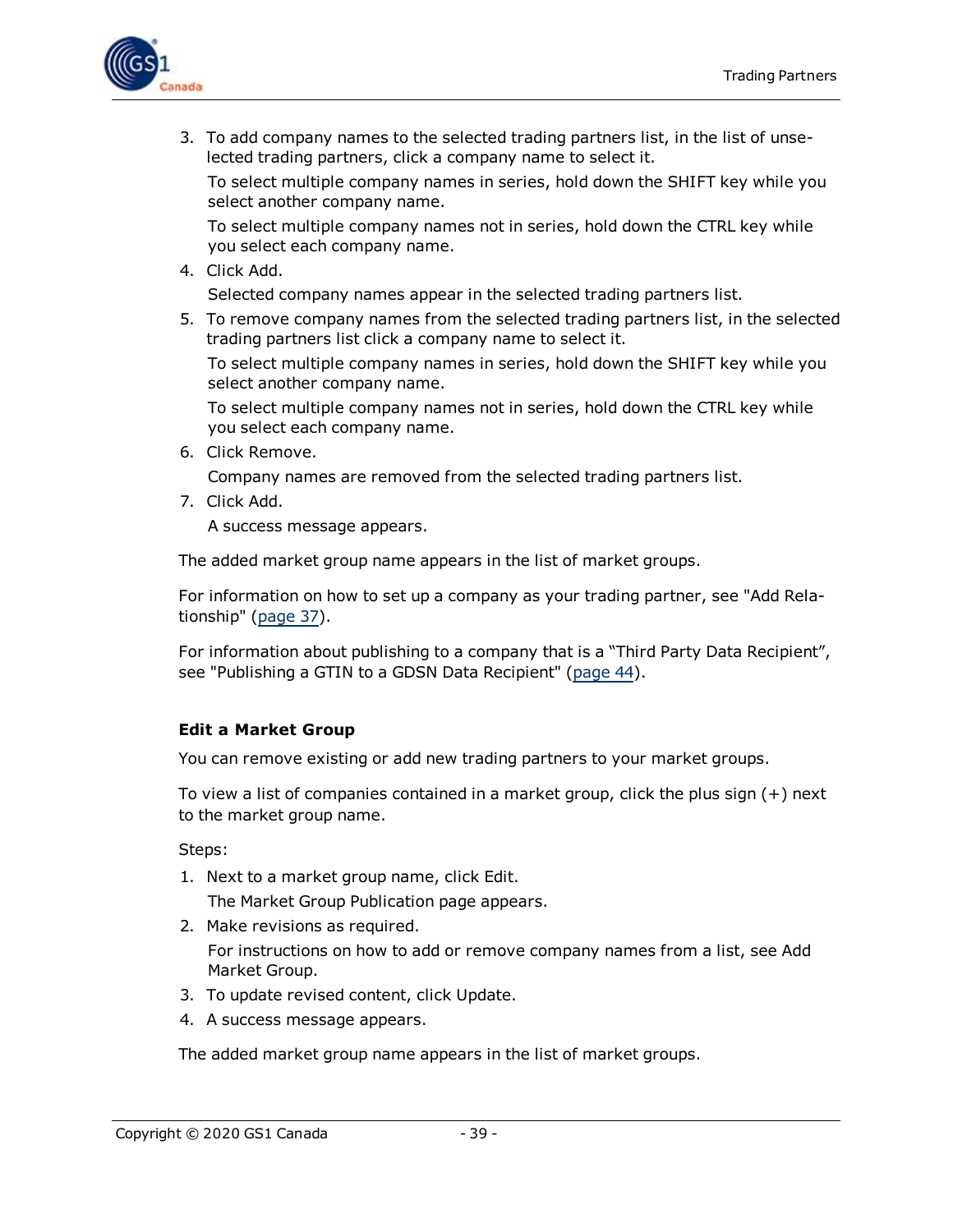3. To add company names to the selected trading partners list, in the list of unselected trading partners, click a company name to select it.

   To select multiple company names in series, hold down the SHIFT key while you select another company name.

   To select multiple company names not in series, hold down the CTRL key while you select each company name.
4. Click Add.

   Selected company names appear in the selected trading partners list.
5. To remove company names from the selected trading partners list, in the selected trading partners list click a company name to select it.

   To select multiple company names in series, hold down the SHIFT key while you select another company name.

   To select multiple company names not in series, hold down the CTRL key while you select each company name.
6. Click Remove.

   Company names are removed from the selected trading partners list.
7. Click Add.

   A success message appears.

The added market group name appears in the list of market groups.

For information on how to set up a company as your trading partner, see "Add Relationship" (page 37).

For information about publishing to a company that is a "Third Party Data Recipient", see "Publishing a GTIN to a GDSN Data Recipient" (page 44).

### Edit a Market Group

You can remove existing or add new trading partners to your market groups.

To view a list of companies contained in a market group, click the plus sign (+) next to the market group name.

Steps:

1. Next to a market group name, click Edit.

   The Market Group Publication page appears.
2. Make revisions as required.

   For instructions on how to add or remove company names from a list, see Add Market Group.
3. To update revised content, click Update.
4. A success message appears.

The added market group name appears in the list of market groups.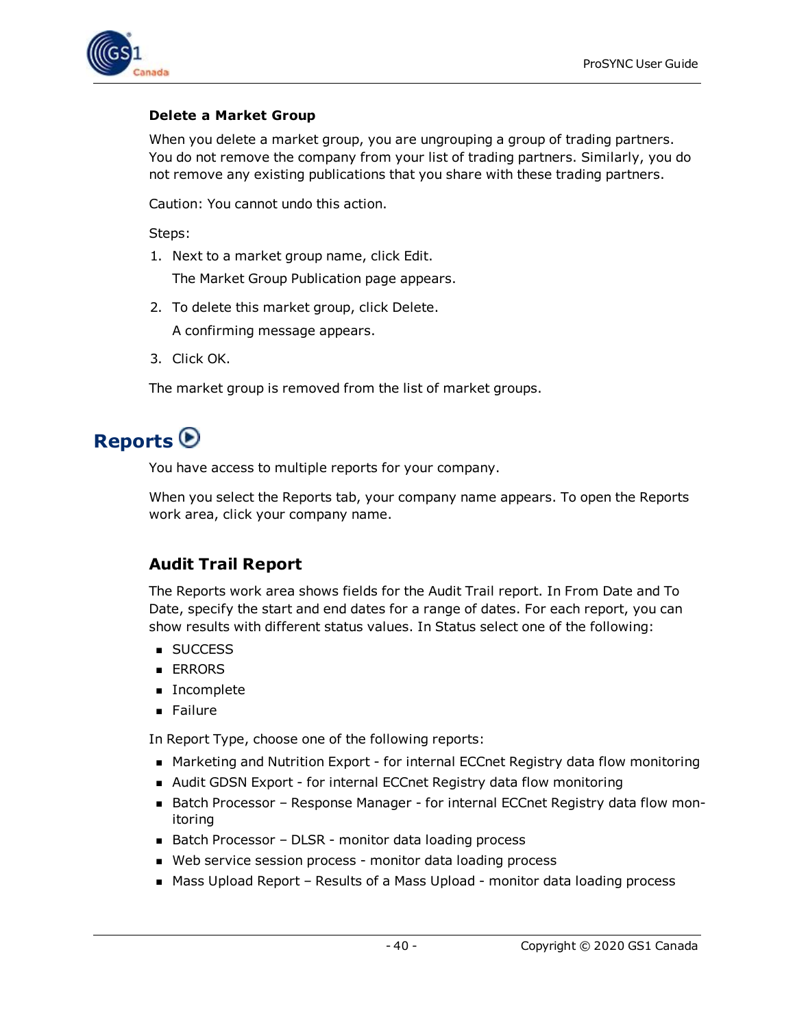#### Delete a Market Group

When you delete a market group, you are ungrouping a group of trading partners. You do not remove the company from your list of trading partners. Similarly, you do not remove any existing publications that you share with these trading partners.

Caution: You cannot undo this action.

Steps:

1. Next to a market group name, click Edit.

   The Market Group Publication page appears.

2. To delete this market group, click Delete.

   A confirming message appears.

3. Click OK.

The market group is removed from the list of market groups.

# Reports

You have access to multiple reports for your company.

When you select the Reports tab, your company name appears. To open the Reports work area, click your company name.

## Audit Trail Report

The Reports work area shows fields for the Audit Trail report. In From Date and To Date, specify the start and end dates for a range of dates. For each report, you can show results with different status values. In Status select one of the following:

- SUCCESS
- ERRORS
- Incomplete
- Failure

In Report Type, choose one of the following reports:

- Marketing and Nutrition Export - for internal ECCnet Registry data flow monitoring
- Audit GDSN Export - for internal ECCnet Registry data flow monitoring
- Batch Processor – Response Manager - for internal ECCnet Registry data flow monitoring
- Batch Processor – DLSR - monitor data loading process
- Web service session process - monitor data loading process
- Mass Upload Report – Results of a Mass Upload - monitor data loading process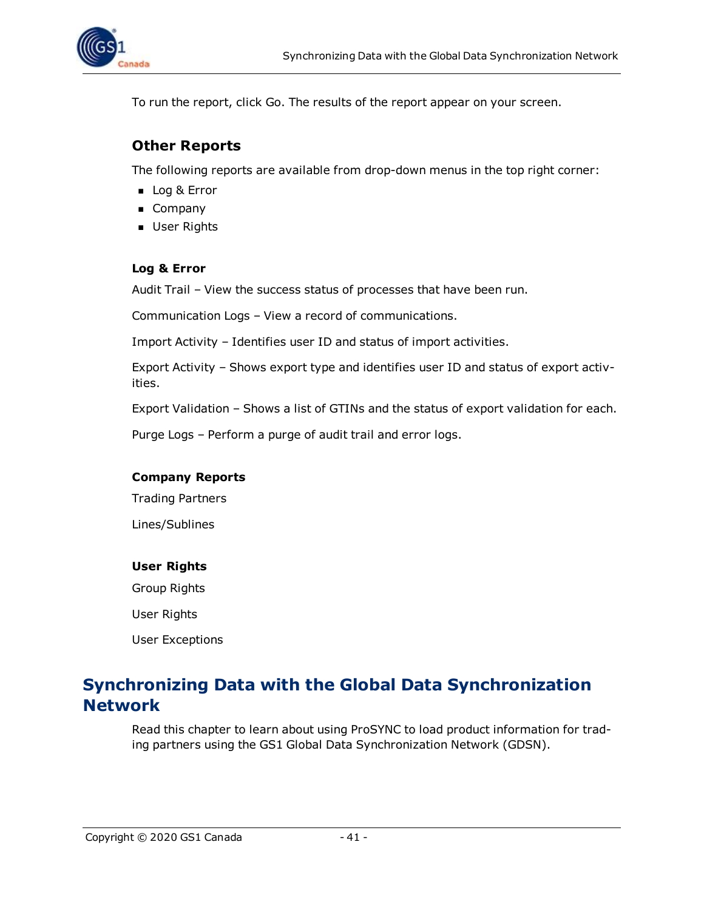To run the report, click Go. The results of the report appear on your screen.

### Other Reports

The following reports are available from drop-down menus in the top right corner:

- Log & Error
- Company
- User Rights

#### Log & Error

Audit Trail – View the success status of processes that have been run.

Communication Logs – View a record of communications.

Import Activity – Identifies user ID and status of import activities.

Export Activity – Shows export type and identifies user ID and status of export activities.

Export Validation – Shows a list of GTINs and the status of export validation for each.

Purge Logs – Perform a purge of audit trail and error logs.

#### Company Reports

Trading Partners

Lines/Sublines

#### User Rights

Group Rights

User Rights

User Exceptions

## Synchronizing Data with the Global Data Synchronization Network

Read this chapter to learn about using ProSYNC to load product information for trading partners using the GS1 Global Data Synchronization Network (GDSN).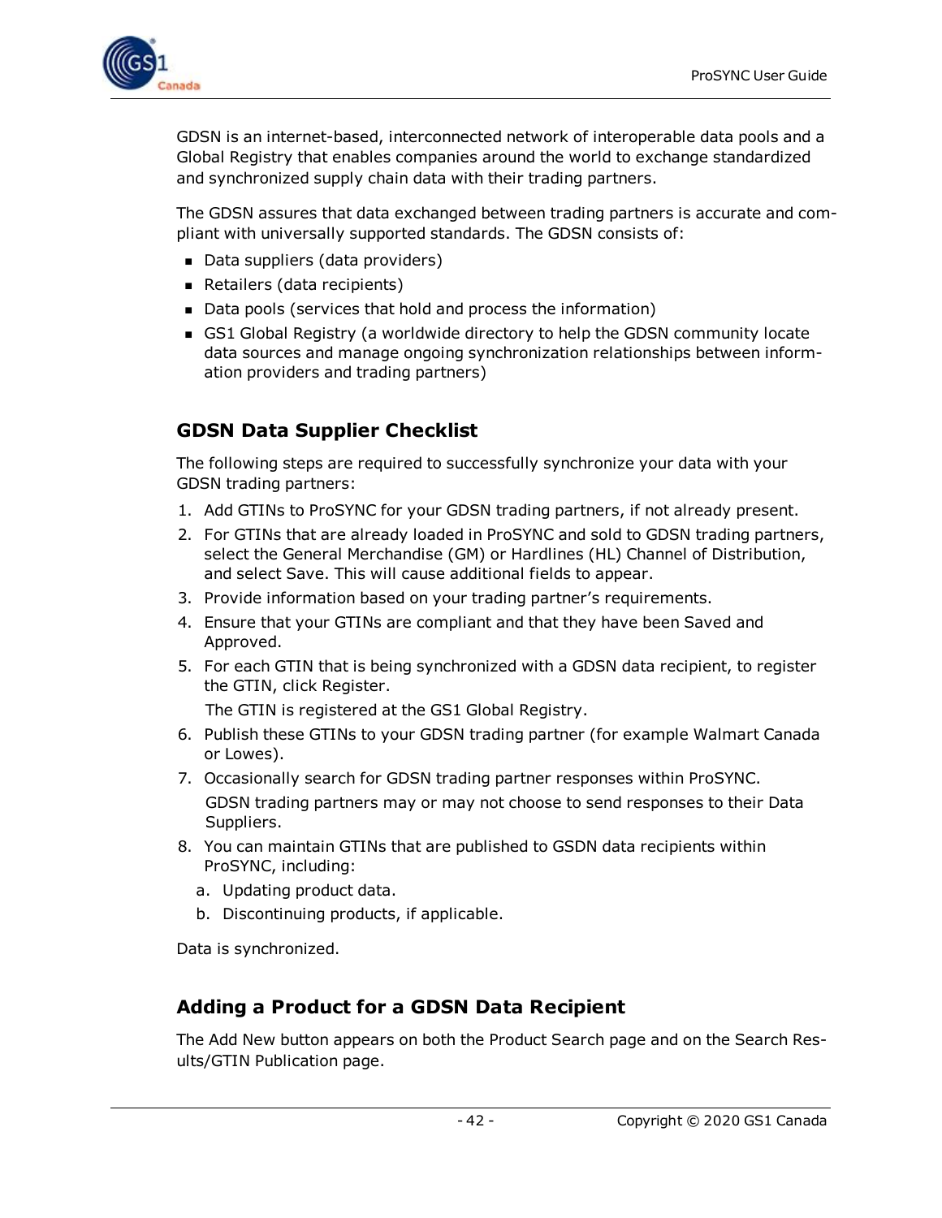GDSN is an internet-based, interconnected network of interoperable data pools and a Global Registry that enables companies around the world to exchange standardized and synchronized supply chain data with their trading partners.

The GDSN assures that data exchanged between trading partners is accurate and compliant with universally supported standards. The GDSN consists of:

- Data suppliers (data providers)
- Retailers (data recipients)
- Data pools (services that hold and process the information)
- GS1 Global Registry (a worldwide directory to help the GDSN community locate data sources and manage ongoing synchronization relationships between information providers and trading partners)

## GDSN Data Supplier Checklist

The following steps are required to successfully synchronize your data with your GDSN trading partners:

1. Add GTINs to ProSYNC for your GDSN trading partners, if not already present.
2. For GTINs that are already loaded in ProSYNC and sold to GDSN trading partners, select the General Merchandise (GM) or Hardlines (HL) Channel of Distribution, and select Save. This will cause additional fields to appear.
3. Provide information based on your trading partner's requirements.
4. Ensure that your GTINs are compliant and that they have been Saved and Approved.
5. For each GTIN that is being synchronized with a GDSN data recipient, to register the GTIN, click Register.

   The GTIN is registered at the GS1 Global Registry.
6. Publish these GTINs to your GDSN trading partner (for example Walmart Canada or Lowes).
7. Occasionally search for GDSN trading partner responses within ProSYNC.

   GDSN trading partners may or may not choose to send responses to their Data Suppliers.
8. You can maintain GTINs that are published to GSDN data recipients within ProSYNC, including:
   a. Updating product data.
   b. Discontinuing products, if applicable.

Data is synchronized.

## Adding a Product for a GDSN Data Recipient

The Add New button appears on both the Product Search page and on the Search Results/GTIN Publication page.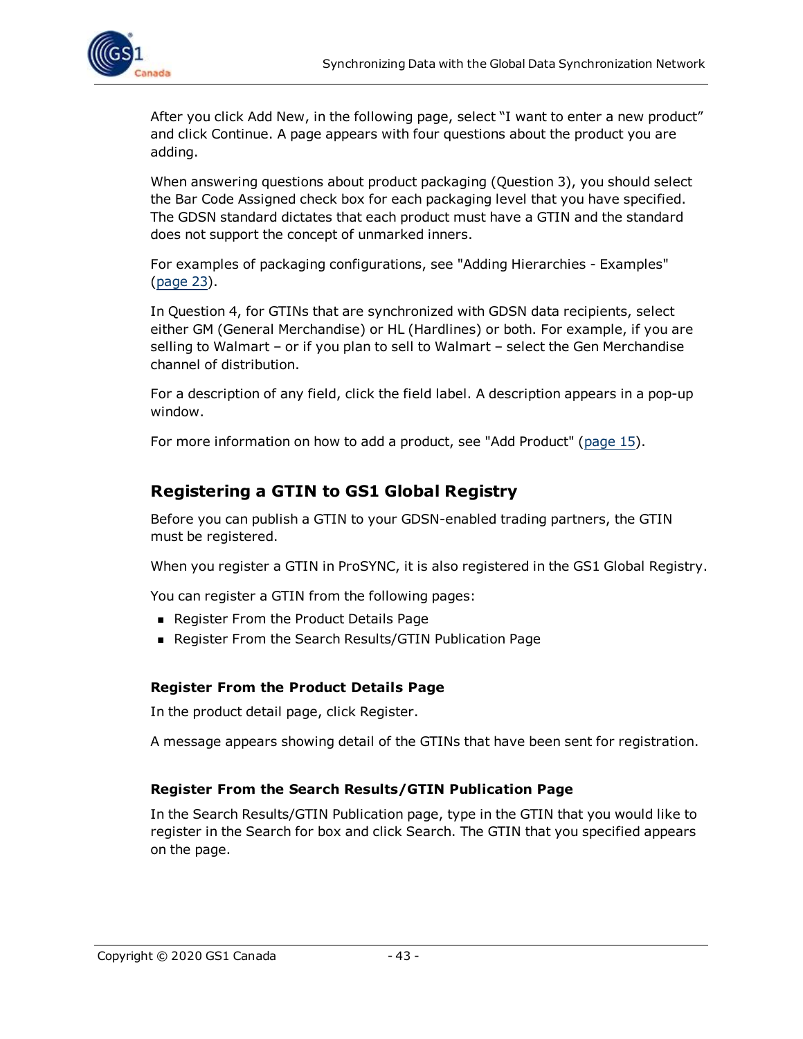After you click Add New, in the following page, select “I want to enter a new product” and click Continue. A page appears with four questions about the product you are adding.

When answering questions about product packaging (Question 3), you should select the Bar Code Assigned check box for each packaging level that you have specified. The GDSN standard dictates that each product must have a GTIN and the standard does not support the concept of unmarked inners.

For examples of packaging configurations, see "Adding Hierarchies - Examples" (page 23).

In Question 4, for GTINs that are synchronized with GDSN data recipients, select either GM (General Merchandise) or HL (Hardlines) or both. For example, if you are selling to Walmart – or if you plan to sell to Walmart – select the Gen Merchandise channel of distribution.

For a description of any field, click the field label. A description appears in a pop-up window.

For more information on how to add a product, see "Add Product" (page 15).

## Registering a GTIN to GS1 Global Registry

Before you can publish a GTIN to your GDSN-enabled trading partners, the GTIN must be registered.

When you register a GTIN in ProSYNC, it is also registered in the GS1 Global Registry.

You can register a GTIN from the following pages:

- Register From the Product Details Page
- Register From the Search Results/GTIN Publication Page

### Register From the Product Details Page

In the product detail page, click Register.

A message appears showing detail of the GTINs that have been sent for registration.

### Register From the Search Results/GTIN Publication Page

In the Search Results/GTIN Publication page, type in the GTIN that you would like to register in the Search for box and click Search. The GTIN that you specified appears on the page.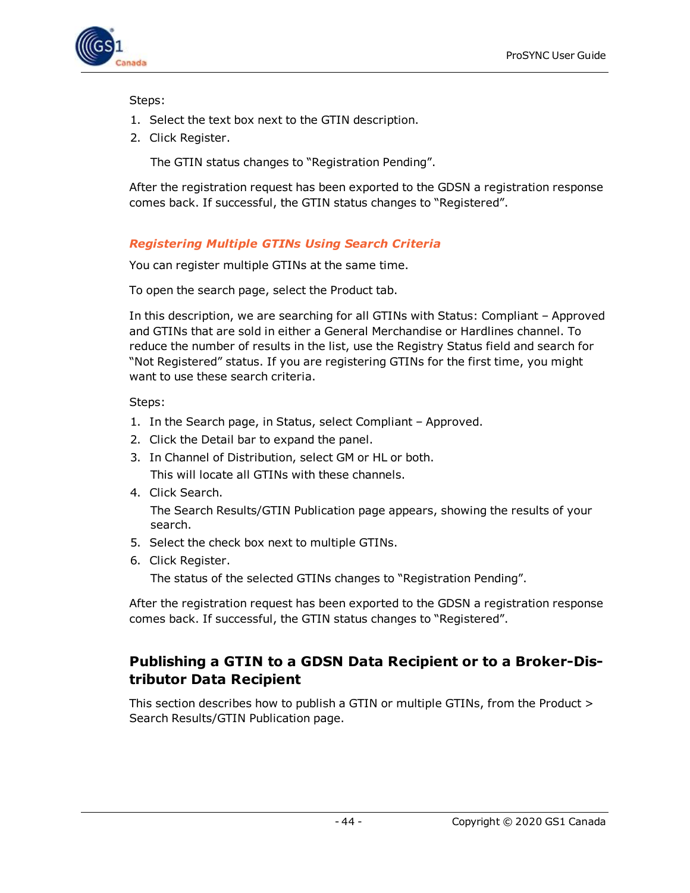Steps:

1. Select the text box next to the GTIN description.
2. Click Register.

   The GTIN status changes to "Registration Pending".

After the registration request has been exported to the GDSN a registration response comes back. If successful, the GTIN status changes to "Registered".

### *Registering Multiple GTINs Using Search Criteria*

You can register multiple GTINs at the same time.

To open the search page, select the Product tab.

In this description, we are searching for all GTINs with Status: Compliant – Approved and GTINs that are sold in either a General Merchandise or Hardlines channel. To reduce the number of results in the list, use the Registry Status field and search for "Not Registered" status. If you are registering GTINs for the first time, you might want to use these search criteria.

Steps:

1. In the Search page, in Status, select Compliant – Approved.
2. Click the Detail bar to expand the panel.
3. In Channel of Distribution, select GM or HL or both.

   This will locate all GTINs with these channels.
4. Click Search.

   The Search Results/GTIN Publication page appears, showing the results of your search.
5. Select the check box next to multiple GTINs.
6. Click Register.

   The status of the selected GTINs changes to "Registration Pending".

After the registration request has been exported to the GDSN a registration response comes back. If successful, the GTIN status changes to "Registered".

## Publishing a GTIN to a GDSN Data Recipient or to a Broker-Distributor Data Recipient

This section describes how to publish a GTIN or multiple GTINs, from the Product > Search Results/GTIN Publication page.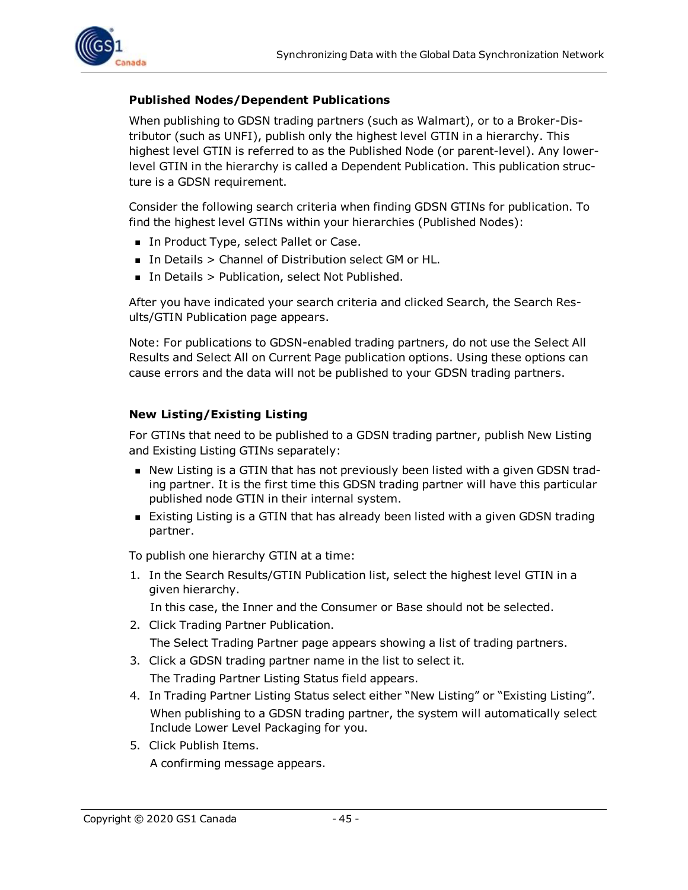### Published Nodes/Dependent Publications

When publishing to GDSN trading partners (such as Walmart), or to a Broker-Distributor (such as UNFI), publish only the highest level GTIN in a hierarchy. This highest level GTIN is referred to as the Published Node (or parent-level). Any lower-level GTIN in the hierarchy is called a Dependent Publication. This publication structure is a GDSN requirement.

Consider the following search criteria when finding GDSN GTINs for publication. To find the highest level GTINs within your hierarchies (Published Nodes):

- In Product Type, select Pallet or Case.
- In Details > Channel of Distribution select GM or HL.
- In Details > Publication, select Not Published.

After you have indicated your search criteria and clicked Search, the Search Results/GTIN Publication page appears.

Note: For publications to GDSN-enabled trading partners, do not use the Select All Results and Select All on Current Page publication options. Using these options can cause errors and the data will not be published to your GDSN trading partners.

### New Listing/Existing Listing

For GTINs that need to be published to a GDSN trading partner, publish New Listing and Existing Listing GTINs separately:

- New Listing is a GTIN that has not previously been listed with a given GDSN trading partner. It is the first time this GDSN trading partner will have this particular published node GTIN in their internal system.
- Existing Listing is a GTIN that has already been listed with a given GDSN trading partner.

To publish one hierarchy GTIN at a time:

1. In the Search Results/GTIN Publication list, select the highest level GTIN in a given hierarchy.

   In this case, the Inner and the Consumer or Base should not be selected.
2. Click Trading Partner Publication.

   The Select Trading Partner page appears showing a list of trading partners.
3. Click a GDSN trading partner name in the list to select it.

   The Trading Partner Listing Status field appears.
4. In Trading Partner Listing Status select either “New Listing” or “Existing Listing”.

   When publishing to a GDSN trading partner, the system will automatically select Include Lower Level Packaging for you.
5. Click Publish Items.

   A confirming message appears.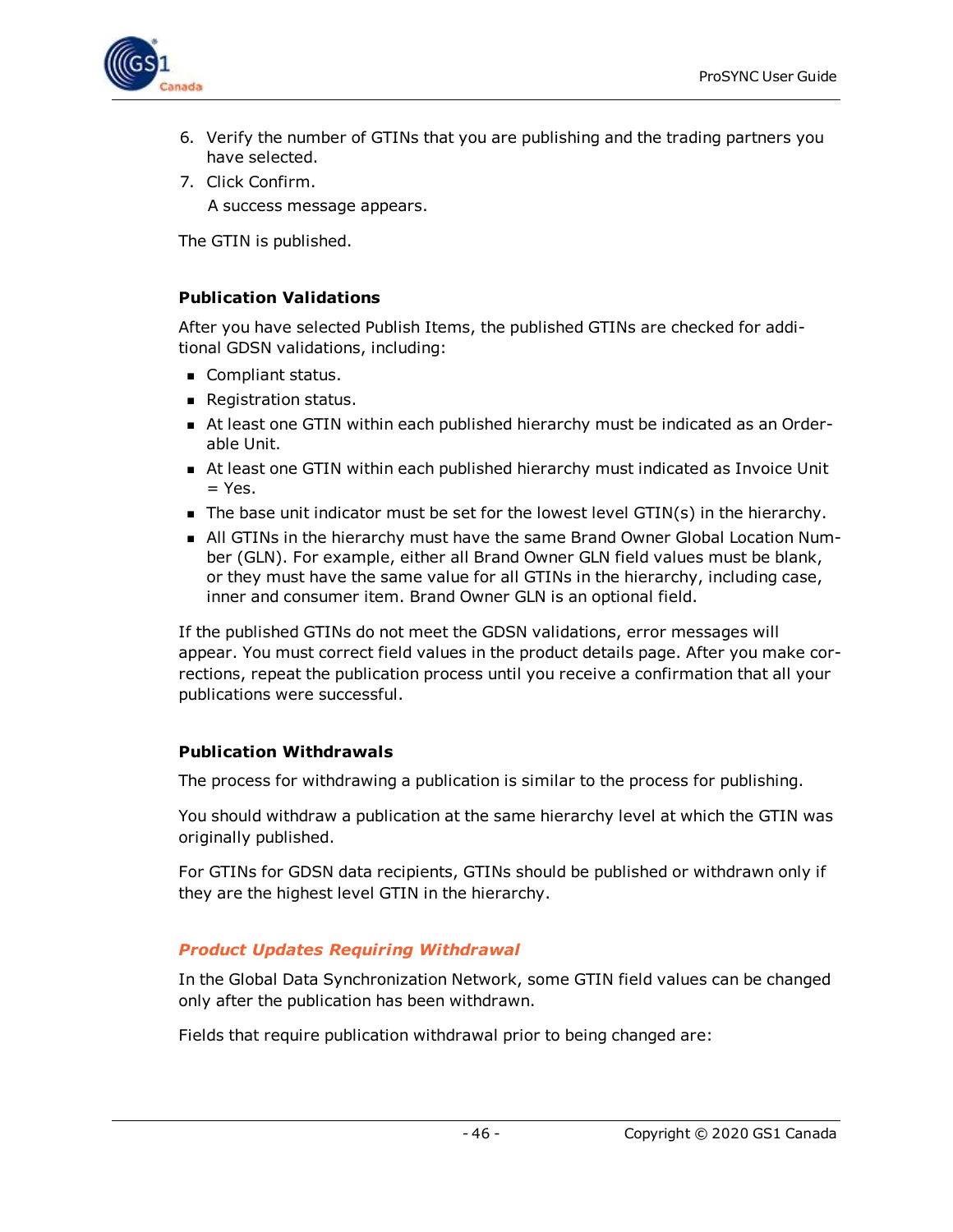6. Verify the number of GTINs that you are publishing and the trading partners you have selected.
7. Click Confirm.

   A success message appears.

The GTIN is published.

### Publication Validations

After you have selected Publish Items, the published GTINs are checked for additional GDSN validations, including:

- Compliant status.
- Registration status.
- At least one GTIN within each published hierarchy must be indicated as an Orderable Unit.
- At least one GTIN within each published hierarchy must indicated as Invoice Unit = Yes.
- The base unit indicator must be set for the lowest level GTIN(s) in the hierarchy.
- All GTINs in the hierarchy must have the same Brand Owner Global Location Number (GLN). For example, either all Brand Owner GLN field values must be blank, or they must have the same value for all GTINs in the hierarchy, including case, inner and consumer item. Brand Owner GLN is an optional field.

If the published GTINs do not meet the GDSN validations, error messages will appear. You must correct field values in the product details page. After you make corrections, repeat the publication process until you receive a confirmation that all your publications were successful.

### Publication Withdrawals

The process for withdrawing a publication is similar to the process for publishing.

You should withdraw a publication at the same hierarchy level at which the GTIN was originally published.

For GTINs for GDSN data recipients, GTINs should be published or withdrawn only if they are the highest level GTIN in the hierarchy.

#### *Product Updates Requiring Withdrawal*

In the Global Data Synchronization Network, some GTIN field values can be changed only after the publication has been withdrawn.

Fields that require publication withdrawal prior to being changed are: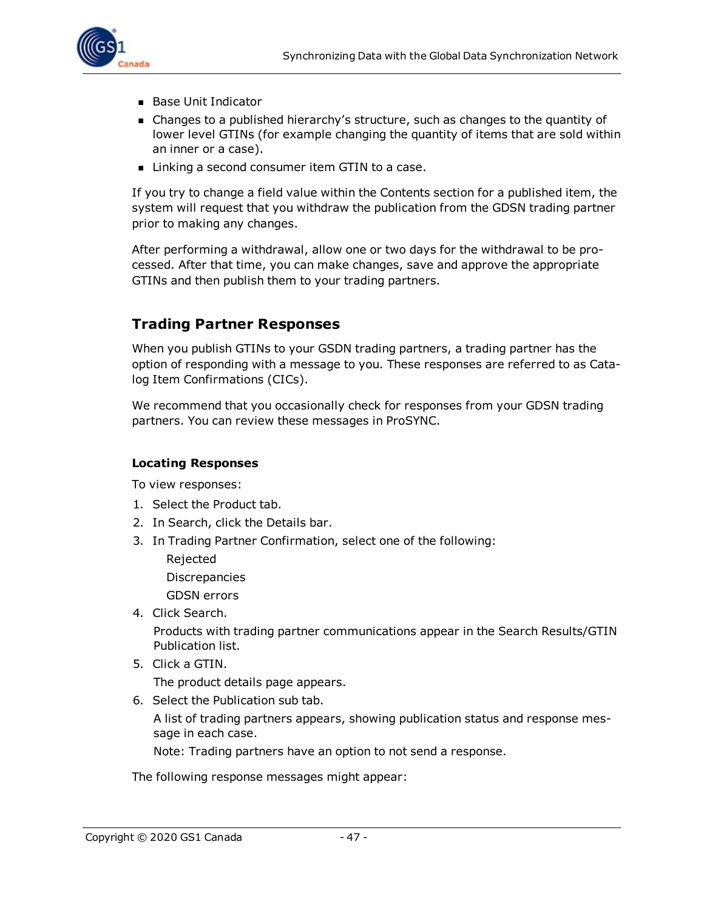- Base Unit Indicator
- Changes to a published hierarchy's structure, such as changes to the quantity of lower level GTINs (for example changing the quantity of items that are sold within an inner or a case).
- Linking a second consumer item GTIN to a case.

If you try to change a field value within the Contents section for a published item, the system will request that you withdraw the publication from the GDSN trading partner prior to making any changes.

After performing a withdrawal, allow one or two days for the withdrawal to be processed. After that time, you can make changes, save and approve the appropriate GTINs and then publish them to your trading partners.

## Trading Partner Responses

When you publish GTINs to your GSDN trading partners, a trading partner has the option of responding with a message to you. These responses are referred to as Catalog Item Confirmations (CICs).

We recommend that you occasionally check for responses from your GDSN trading partners. You can review these messages in ProSYNC.

#### Locating Responses

To view responses:

1. Select the Product tab.
2. In Search, click the Details bar.
3. In Trading Partner Confirmation, select one of the following:
   
   Rejected
   
   Discrepancies
   
   GDSN errors
4. Click Search.
   
   Products with trading partner communications appear in the Search Results/GTIN Publication list.
5. Click a GTIN.
   
   The product details page appears.
6. Select the Publication sub tab.
   
   A list of trading partners appears, showing publication status and response message in each case.
   
   Note: Trading partners have an option to not send a response.

The following response messages might appear: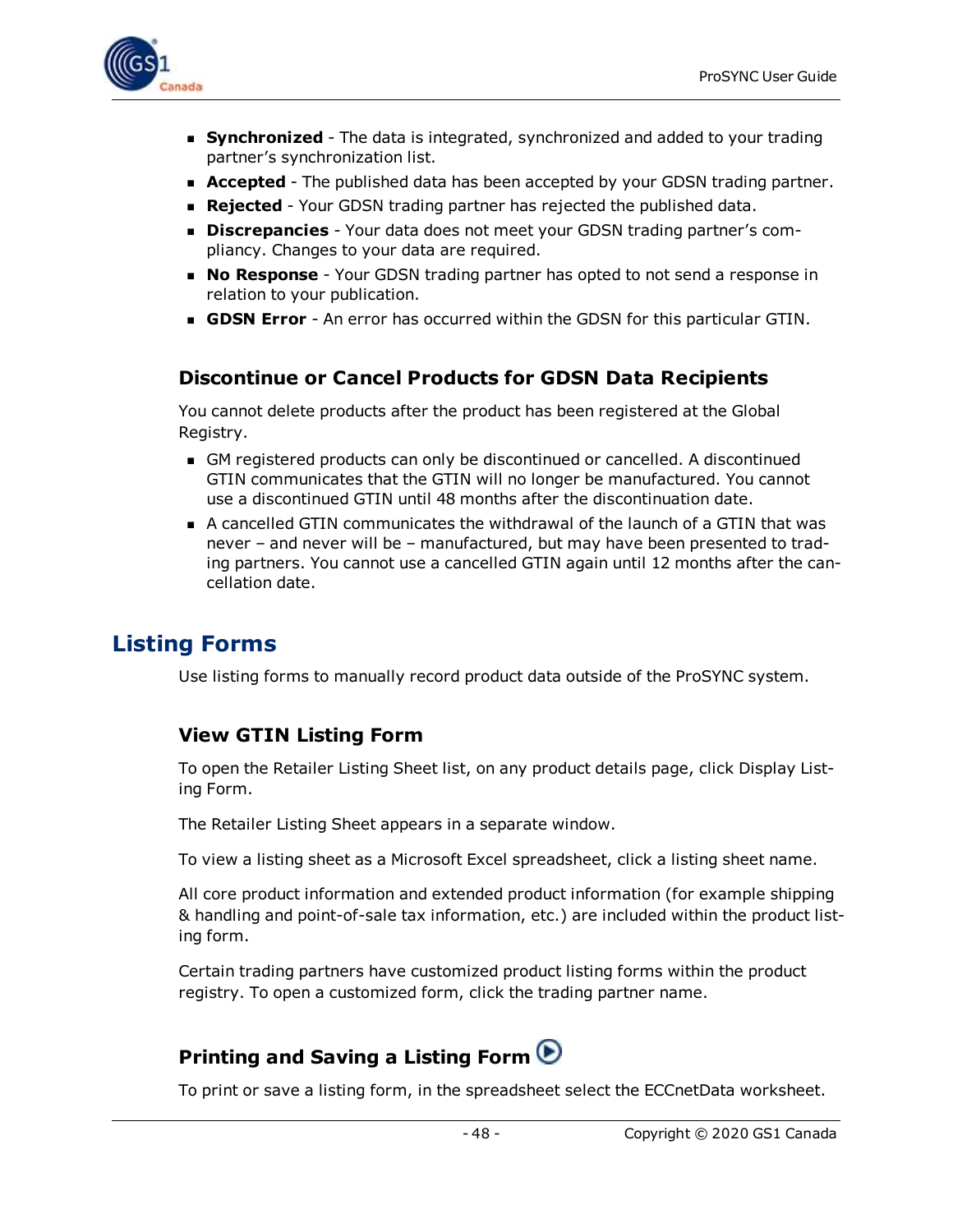- **Synchronized** - The data is integrated, synchronized and added to your trading partner's synchronization list.
- **Accepted** - The published data has been accepted by your GDSN trading partner.
- **Rejected** - Your GDSN trading partner has rejected the published data.
- **Discrepancies** - Your data does not meet your GDSN trading partner's compliancy. Changes to your data are required.
- **No Response** - Your GDSN trading partner has opted to not send a response in relation to your publication.
- **GDSN Error** - An error has occurred within the GDSN for this particular GTIN.

### Discontinue or Cancel Products for GDSN Data Recipients

You cannot delete products after the product has been registered at the Global Registry.

- GM registered products can only be discontinued or cancelled. A discontinued GTIN communicates that the GTIN will no longer be manufactured. You cannot use a discontinued GTIN until 48 months after the discontinuation date.
- A cancelled GTIN communicates the withdrawal of the launch of a GTIN that was never – and never will be – manufactured, but may have been presented to trading partners. You cannot use a cancelled GTIN again until 12 months after the cancellation date.

## Listing Forms

Use listing forms to manually record product data outside of the ProSYNC system.

### View GTIN Listing Form

To open the Retailer Listing Sheet list, on any product details page, click Display Listing Form.

The Retailer Listing Sheet appears in a separate window.

To view a listing sheet as a Microsoft Excel spreadsheet, click a listing sheet name.

All core product information and extended product information (for example shipping & handling and point-of-sale tax information, etc.) are included within the product listing form.

Certain trading partners have customized product listing forms within the product registry. To open a customized form, click the trading partner name.

### Printing and Saving a Listing Form

To print or save a listing form, in the spreadsheet select the ECCnetData worksheet.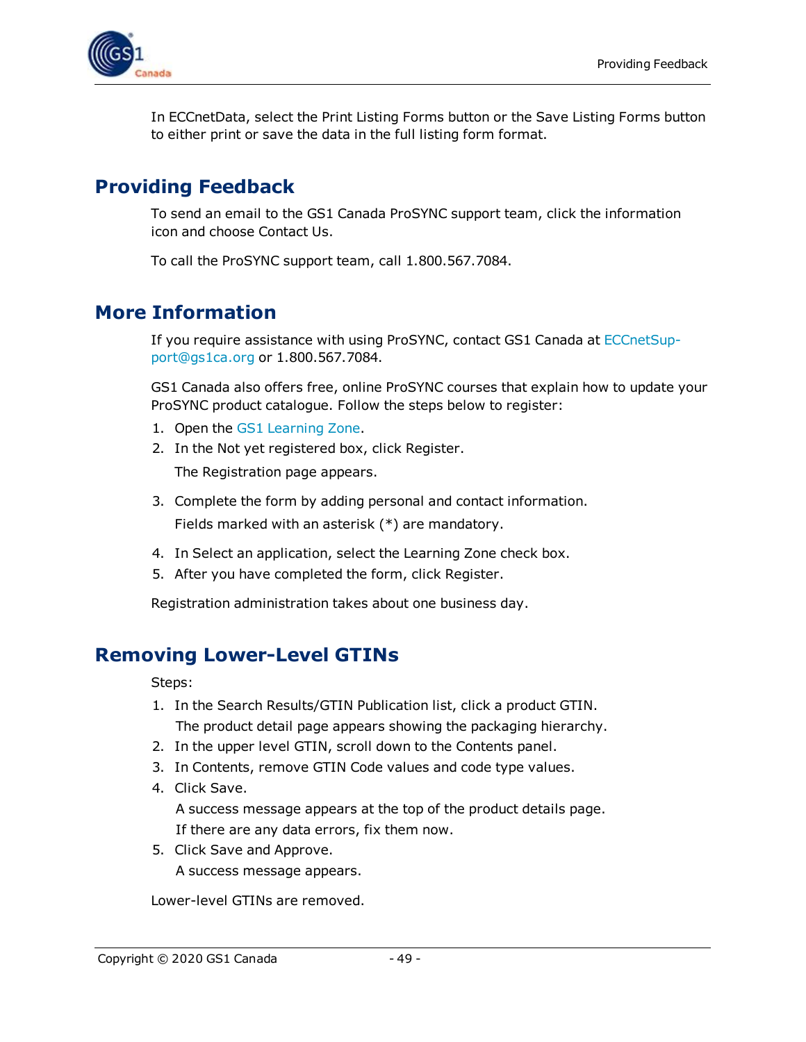In ECCnetData, select the Print Listing Forms button or the Save Listing Forms button to either print or save the data in the full listing form format.

## Providing Feedback

To send an email to the GS1 Canada ProSYNC support team, click the information icon and choose Contact Us.

To call the ProSYNC support team, call 1.800.567.7084.

## More Information

If you require assistance with using ProSYNC, contact GS1 Canada at ECCnetSupport@gs1ca.org or 1.800.567.7084.

GS1 Canada also offers free, online ProSYNC courses that explain how to update your ProSYNC product catalogue. Follow the steps below to register:

1. Open the GS1 Learning Zone.
2. In the Not yet registered box, click Register.

   The Registration page appears.

3. Complete the form by adding personal and contact information.

   Fields marked with an asterisk (*) are mandatory.

4. In Select an application, select the Learning Zone check box.
5. After you have completed the form, click Register.

Registration administration takes about one business day.

## Removing Lower-Level GTINs

Steps:

1. In the Search Results/GTIN Publication list, click a product GTIN.
   The product detail page appears showing the packaging hierarchy.
2. In the upper level GTIN, scroll down to the Contents panel.
3. In Contents, remove GTIN Code values and code type values.
4. Click Save.
   A success message appears at the top of the product details page.
   If there are any data errors, fix them now.
5. Click Save and Approve.
   A success message appears.

Lower-level GTINs are removed.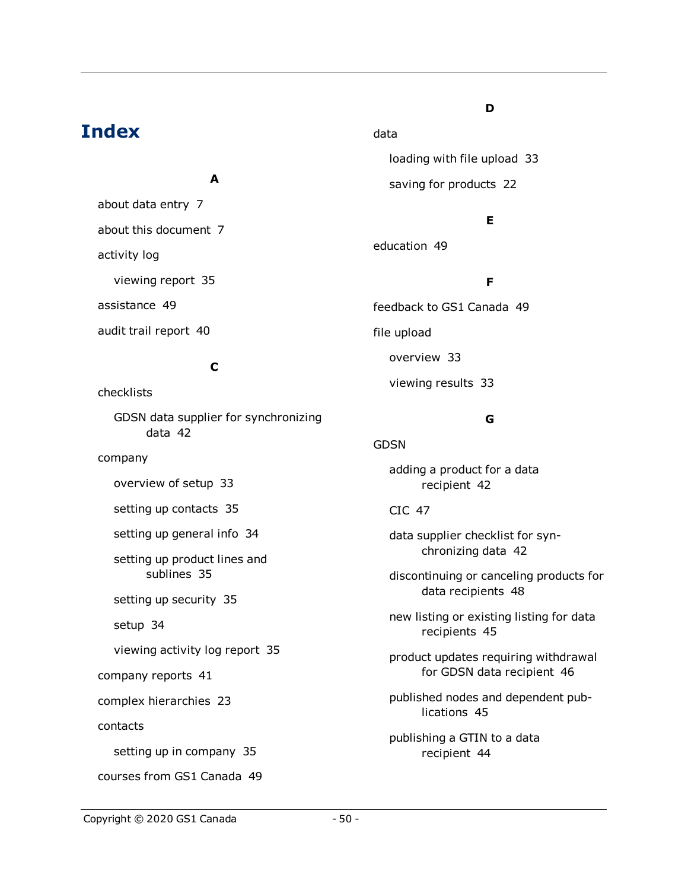# Index

**A**

- about data entry 7
- about this document 7
- activity log
  - viewing report 35
- assistance 49
- audit trail report 40

**C**

- checklists
  - GDSN data supplier for synchronizing data 42
- company
  - overview of setup 33
  - setting up contacts 35
  - setting up general info 34
  - setting up product lines and sublines 35
  - setting up security 35
  - setup 34
  - viewing activity log report 35
- company reports 41
- complex hierarchies 23
- contacts
  - setting up in company 35
- courses from GS1 Canada 49

**D**

- data
  - loading with file upload 33
  - saving for products 22

**E**

- education 49

**F**

- feedback to GS1 Canada 49
- file upload
  - overview 33
  - viewing results 33

**G**

- GDSN
  - adding a product for a data recipient 42
  - CIC 47
  - data supplier checklist for synchronizing data 42
  - discontinuing or canceling products for data recipients 48
  - new listing or existing listing for data recipients 45
  - product updates requiring withdrawal for GDSN data recipient 46
  - published nodes and dependent publications 45
  - publishing a GTIN to a data recipient 44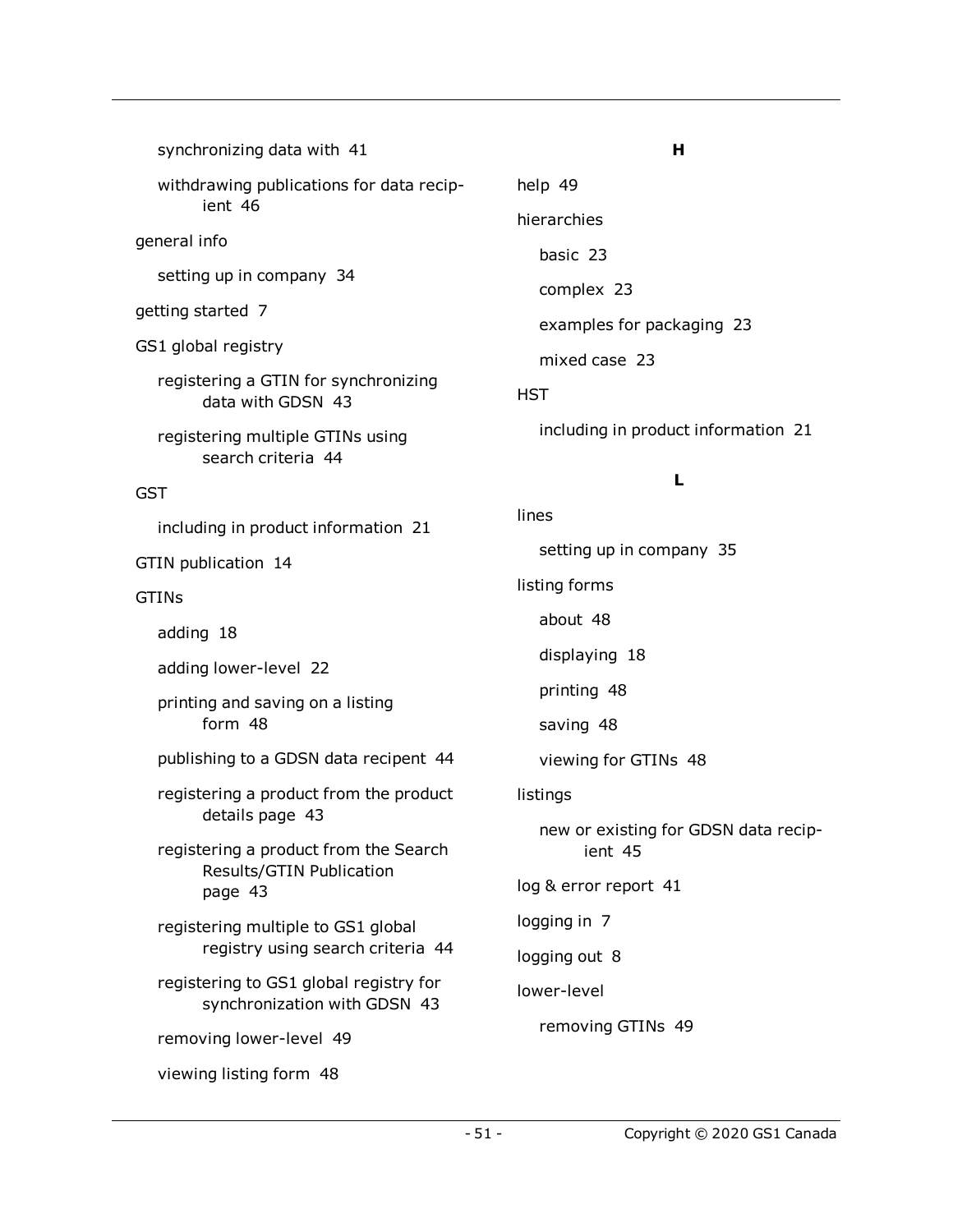- synchronizing data with 41
- withdrawing publications for data recipient 46

general info

- setting up in company 34

getting started 7

GS1 global registry

- registering a GTIN for synchronizing data with GDSN 43
- registering multiple GTINs using search criteria 44

GST

- including in product information 21

GTIN publication 14

GTINs

- adding 18
- adding lower-level 22
- printing and saving on a listing form 48
- publishing to a GDSN data recipent 44
- registering a product from the product details page 43
- registering a product from the Search Results/GTIN Publication page 43
- registering multiple to GS1 global registry using search criteria 44
- registering to GS1 global registry for synchronization with GDSN 43
- removing lower-level 49
- viewing listing form 48

**H**

help 49

hierarchies

- basic 23
- complex 23
- examples for packaging 23
- mixed case 23

HST

- including in product information 21

**L**

lines

- setting up in company 35

listing forms

- about 48
- displaying 18
- printing 48
- saving 48
- viewing for GTINs 48

listings

- new or existing for GDSN data recipient 45

log & error report 41

logging in 7

logging out 8

lower-level

- removing GTINs 49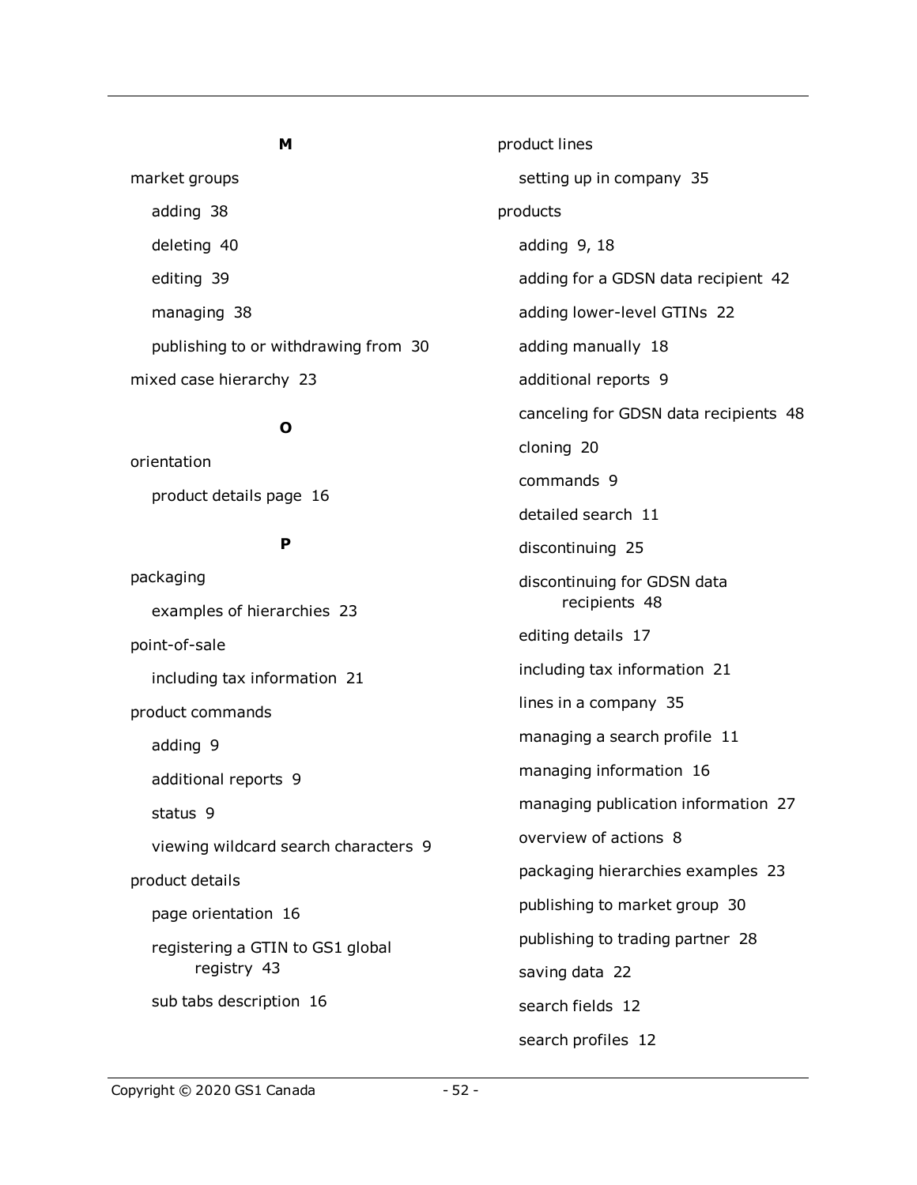**M**

market groups

- adding 38
- deleting 40
- editing 39
- managing 38
- publishing to or withdrawing from 30

mixed case hierarchy 23

**O**

orientation

- product details page 16

**P**

packaging

- examples of hierarchies 23

point-of-sale

- including tax information 21

product commands

- adding 9
- additional reports 9
- status 9
- viewing wildcard search characters 9

product details

- page orientation 16
- registering a GTIN to GS1 global registry 43
- sub tabs description 16

product lines

- setting up in company 35

products

- adding 9, 18
- adding for a GDSN data recipient 42
- adding lower-level GTINs 22
- adding manually 18
- additional reports 9
- canceling for GDSN data recipients 48
- cloning 20
- commands 9
- detailed search 11
- discontinuing 25
- discontinuing for GDSN data recipients 48
- editing details 17
- including tax information 21
- lines in a company 35
- managing a search profile 11
- managing information 16
- managing publication information 27
- overview of actions 8
- packaging hierarchies examples 23
- publishing to market group 30
- publishing to trading partner 28
- saving data 22
- search fields 12
- search profiles 12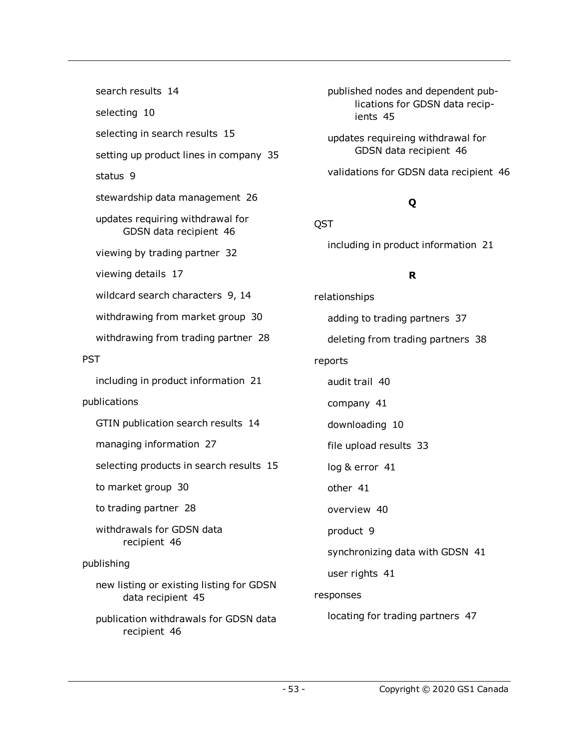- search results 14
- selecting 10
- selecting in search results 15
- setting up product lines in company 35
- status 9
- stewardship data management 26
- updates requiring withdrawal for GDSN data recipient 46
- viewing by trading partner 32
- viewing details 17
- wildcard search characters 9, 14
- withdrawing from market group 30
- withdrawing from trading partner 28

PST

- including in product information 21

publications

- GTIN publication search results 14
- managing information 27
- selecting products in search results 15
- to market group 30
- to trading partner 28
- withdrawals for GDSN data recipient 46

publishing

- new listing or existing listing for GDSN data recipient 45
- publication withdrawals for GDSN data recipient 46
- published nodes and dependent publications for GDSN data recipients 45
- updates requireing withdrawal for GDSN data recipient 46
- validations for GDSN data recipient 46

## Q

QST

- including in product information 21

## R

relationships

- adding to trading partners 37
- deleting from trading partners 38

reports

- audit trail 40
- company 41
- downloading 10
- file upload results 33
- log & error 41
- other 41
- overview 40
- product 9
- synchronizing data with GDSN 41
- user rights 41

responses

- locating for trading partners 47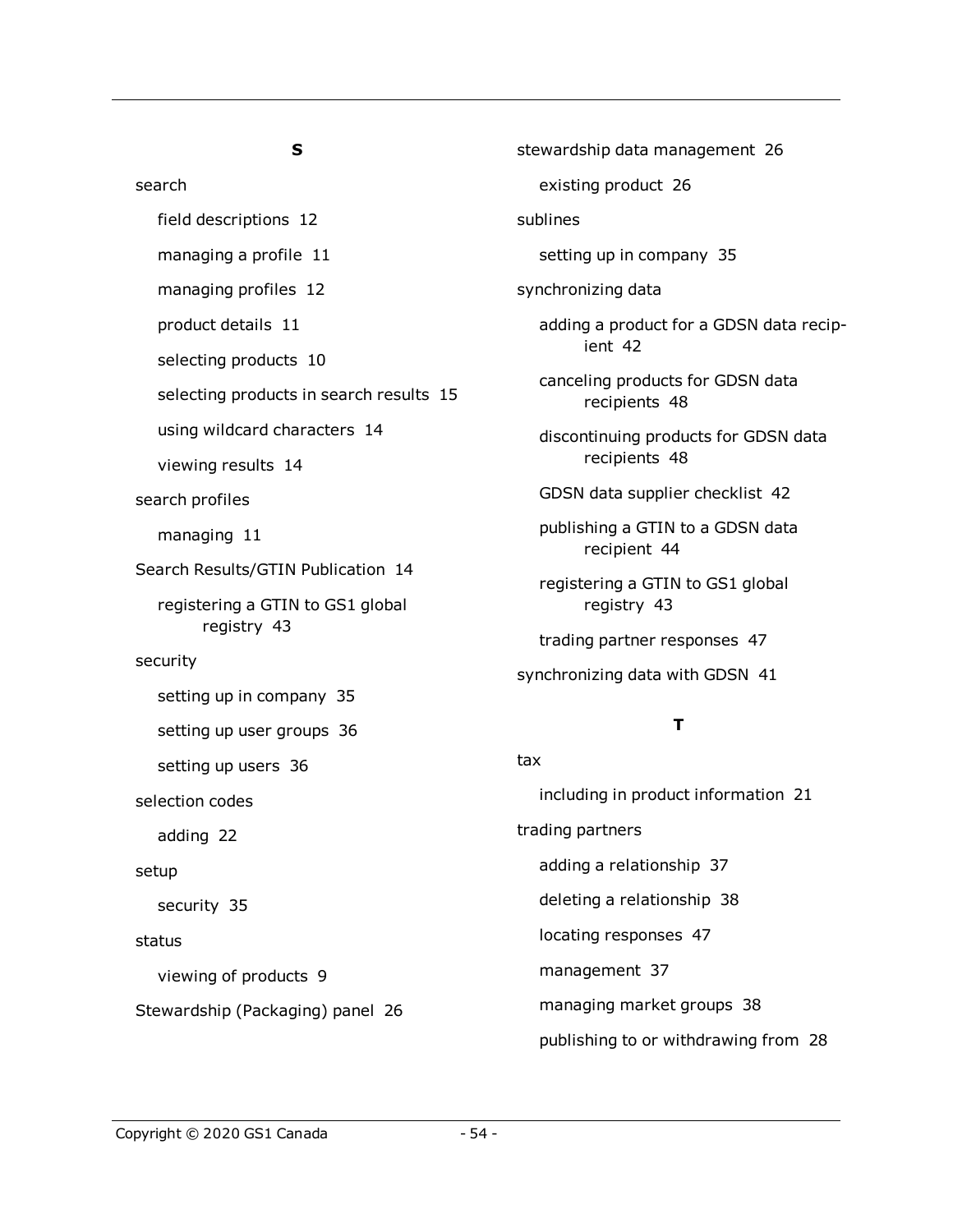## S

search

- field descriptions 12
- managing a profile 11
- managing profiles 12
- product details 11
- selecting products 10
- selecting products in search results 15
- using wildcard characters 14
- viewing results 14

search profiles

- managing 11

Search Results/GTIN Publication 14

- registering a GTIN to GS1 global registry 43

security

- setting up in company 35
- setting up user groups 36
- setting up users 36

selection codes

- adding 22

setup

- security 35

status

- viewing of products 9

Stewardship (Packaging) panel 26

stewardship data management 26

- existing product 26

sublines

- setting up in company 35

synchronizing data

- adding a product for a GDSN data recipient 42
- canceling products for GDSN data recipients 48
- discontinuing products for GDSN data recipients 48
- GDSN data supplier checklist 42
- publishing a GTIN to a GDSN data recipient 44
- registering a GTIN to GS1 global registry 43
- trading partner responses 47

synchronizing data with GDSN 41

## T

tax

- including in product information 21

trading partners

- adding a relationship 37
- deleting a relationship 38
- locating responses 47
- management 37
- managing market groups 38
- publishing to or withdrawing from 28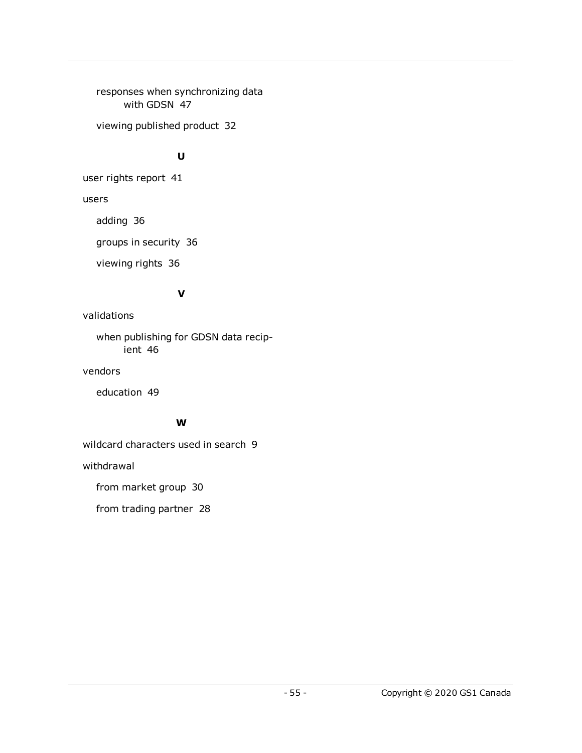responses when synchronizing data with GDSN 47

viewing published product 32

**U**

user rights report 41

users

adding 36

groups in security 36

viewing rights 36

**V**

validations

when publishing for GDSN data recipient 46

vendors

education 49

**W**

wildcard characters used in search 9

withdrawal

from market group 30

from trading partner 28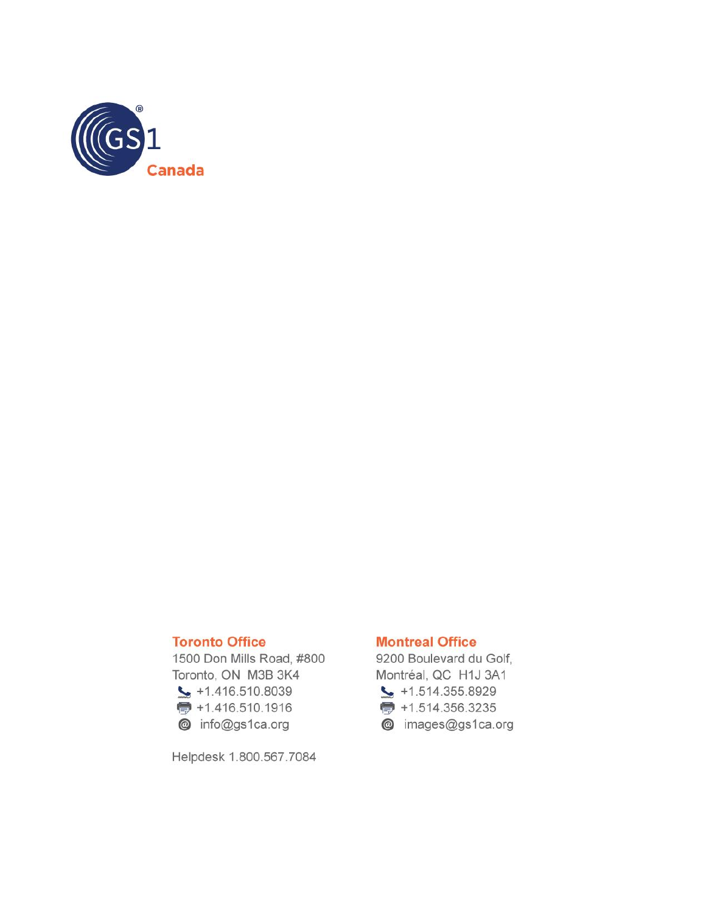GS1 Canada

**Toronto Office**
1500 Don Mills Road, #800
Toronto, ON M3B 3K4
+1.416.510.8039
+1.416.510.1916
info@gs1ca.org

**Montreal Office**
9200 Boulevard du Golf,
Montréal, QC H1J 3A1
+1.514.355.8929
+1.514.356.3235
images@gs1ca.org

Helpdesk 1.800.567.7084